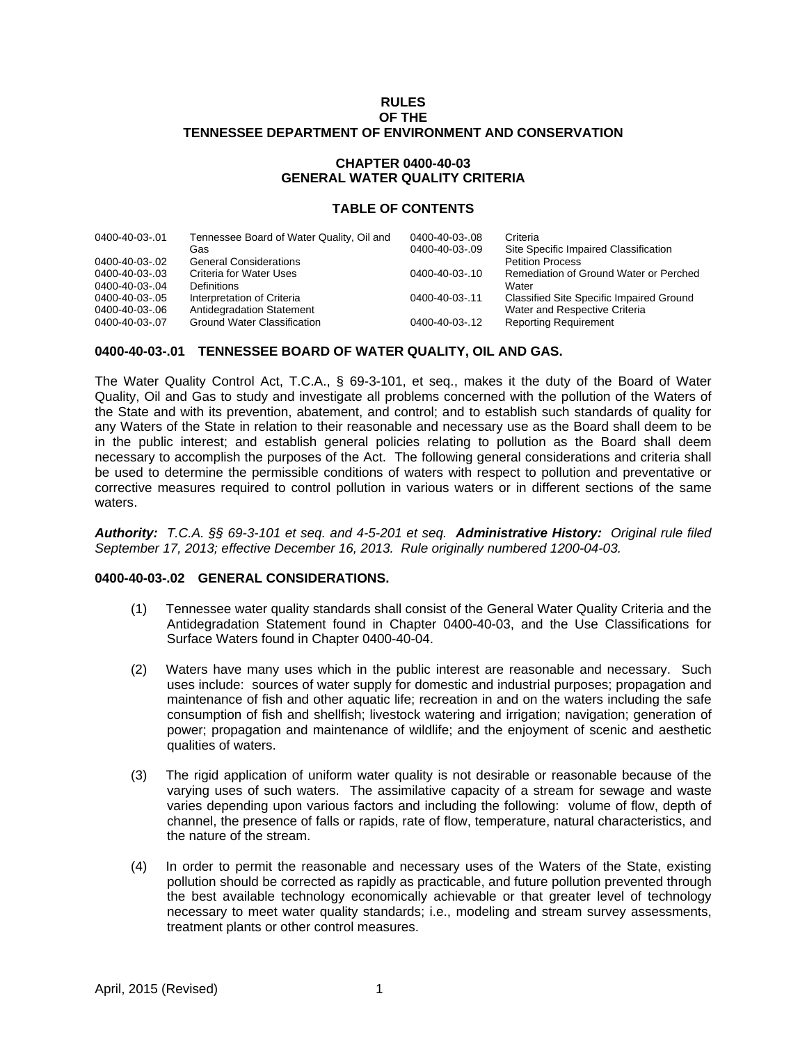**RULES**
**OF THE**
**TENNESSEE DEPARTMENT OF ENVIRONMENT AND CONSERVATION**

**CHAPTER 0400-40-03**
**GENERAL WATER QUALITY CRITERIA**

**TABLE OF CONTENTS**

| | | | |
|---|---|---|---|
| 0400-40-03-.01 | Tennessee Board of Water Quality, Oil and Gas | 0400-40-03-.08 | Criteria |
| 0400-40-03-.02 | General Considerations | 0400-40-03-.09 | Site Specific Impaired Classification Petition Process |
| 0400-40-03-.03 | Criteria for Water Uses | 0400-40-03-.10 | Remediation of Ground Water or Perched Water |
| 0400-40-03-.04 | Definitions | 0400-40-03-.11 | Classified Site Specific Impaired Ground Water and Respective Criteria |
| 0400-40-03-.05 | Interpretation of Criteria | 0400-40-03-.12 | Reporting Requirement |
| 0400-40-03-.06 | Antidegradation Statement | | |
| 0400-40-03-.07 | Ground Water Classification | | |

**0400-40-03-.01 TENNESSEE BOARD OF WATER QUALITY, OIL AND GAS.**

The Water Quality Control Act, T.C.A., § 69-3-101, et seq., makes it the duty of the Board of Water Quality, Oil and Gas to study and investigate all problems concerned with the pollution of the Waters of the State and with its prevention, abatement, and control; and to establish such standards of quality for any Waters of the State in relation to their reasonable and necessary use as the Board shall deem to be in the public interest; and establish general policies relating to pollution as the Board shall deem necessary to accomplish the purposes of the Act. The following general considerations and criteria shall be used to determine the permissible conditions of waters with respect to pollution and preventative or corrective measures required to control pollution in various waters or in different sections of the same waters.

***Authority:*** *T.C.A. §§ 69-3-101 et seq. and 4-5-201 et seq.* ***Administrative History:*** *Original rule filed September 17, 2013; effective December 16, 2013. Rule originally numbered 1200-04-03.*

**0400-40-03-.02 GENERAL CONSIDERATIONS.**

(1) Tennessee water quality standards shall consist of the General Water Quality Criteria and the Antidegradation Statement found in Chapter 0400-40-03, and the Use Classifications for Surface Waters found in Chapter 0400-40-04.

(2) Waters have many uses which in the public interest are reasonable and necessary. Such uses include: sources of water supply for domestic and industrial purposes; propagation and maintenance of fish and other aquatic life; recreation in and on the waters including the safe consumption of fish and shellfish; livestock watering and irrigation; navigation; generation of power; propagation and maintenance of wildlife; and the enjoyment of scenic and aesthetic qualities of waters.

(3) The rigid application of uniform water quality is not desirable or reasonable because of the varying uses of such waters. The assimilative capacity of a stream for sewage and waste varies depending upon various factors and including the following: volume of flow, depth of channel, the presence of falls or rapids, rate of flow, temperature, natural characteristics, and the nature of the stream.

(4) In order to permit the reasonable and necessary uses of the Waters of the State, existing pollution should be corrected as rapidly as practicable, and future pollution prevented through the best available technology economically achievable or that greater level of technology necessary to meet water quality standards; i.e., modeling and stream survey assessments, treatment plants or other control measures.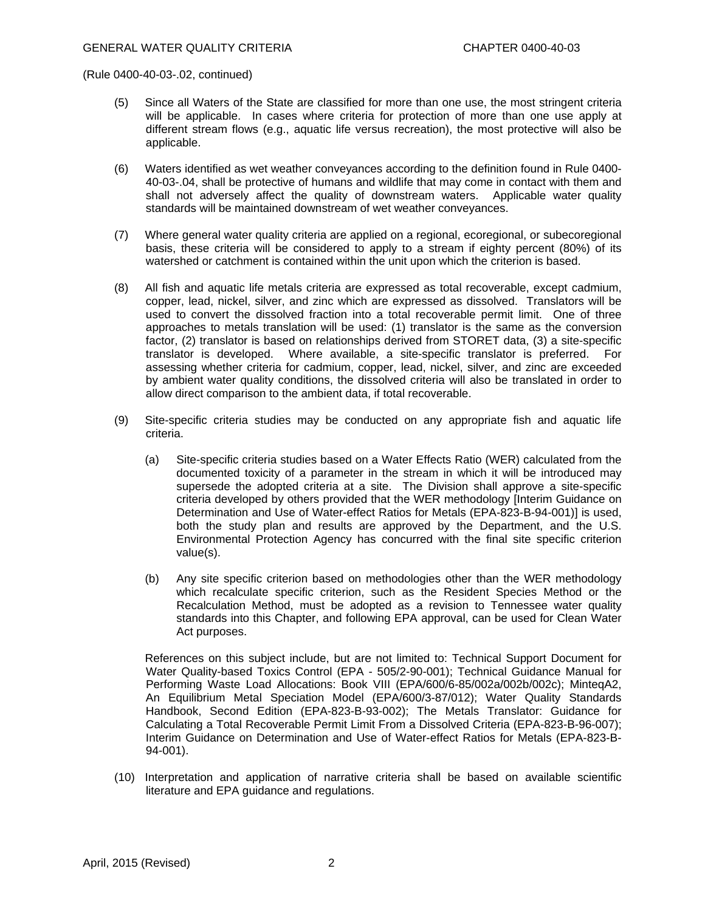(Rule 0400-40-03-.02, continued)

(5) Since all Waters of the State are classified for more than one use, the most stringent criteria will be applicable. In cases where criteria for protection of more than one use apply at different stream flows (e.g., aquatic life versus recreation), the most protective will also be applicable.

(6) Waters identified as wet weather conveyances according to the definition found in Rule 0400-40-03-.04, shall be protective of humans and wildlife that may come in contact with them and shall not adversely affect the quality of downstream waters. Applicable water quality standards will be maintained downstream of wet weather conveyances.

(7) Where general water quality criteria are applied on a regional, ecoregional, or subecoregional basis, these criteria will be considered to apply to a stream if eighty percent (80%) of its watershed or catchment is contained within the unit upon which the criterion is based.

(8) All fish and aquatic life metals criteria are expressed as total recoverable, except cadmium, copper, lead, nickel, silver, and zinc which are expressed as dissolved. Translators will be used to convert the dissolved fraction into a total recoverable permit limit. One of three approaches to metals translation will be used: (1) translator is the same as the conversion factor, (2) translator is based on relationships derived from STORET data, (3) a site-specific translator is developed. Where available, a site-specific translator is preferred. For assessing whether criteria for cadmium, copper, lead, nickel, silver, and zinc are exceeded by ambient water quality conditions, the dissolved criteria will also be translated in order to allow direct comparison to the ambient data, if total recoverable.

(9) Site-specific criteria studies may be conducted on any appropriate fish and aquatic life criteria.

(a) Site-specific criteria studies based on a Water Effects Ratio (WER) calculated from the documented toxicity of a parameter in the stream in which it will be introduced may supersede the adopted criteria at a site. The Division shall approve a site-specific criteria developed by others provided that the WER methodology [Interim Guidance on Determination and Use of Water-effect Ratios for Metals (EPA-823-B-94-001)] is used, both the study plan and results are approved by the Department, and the U.S. Environmental Protection Agency has concurred with the final site specific criterion value(s).

(b) Any site specific criterion based on methodologies other than the WER methodology which recalculate specific criterion, such as the Resident Species Method or the Recalculation Method, must be adopted as a revision to Tennessee water quality standards into this Chapter, and following EPA approval, can be used for Clean Water Act purposes.

References on this subject include, but are not limited to: Technical Support Document for Water Quality-based Toxics Control (EPA - 505/2-90-001); Technical Guidance Manual for Performing Waste Load Allocations: Book VIII (EPA/600/6-85/002a/002b/002c); MinteqA2, An Equilibrium Metal Speciation Model (EPA/600/3-87/012); Water Quality Standards Handbook, Second Edition (EPA-823-B-93-002); The Metals Translator: Guidance for Calculating a Total Recoverable Permit Limit From a Dissolved Criteria (EPA-823-B-96-007); Interim Guidance on Determination and Use of Water-effect Ratios for Metals (EPA-823-B-94-001).

(10) Interpretation and application of narrative criteria shall be based on available scientific literature and EPA guidance and regulations.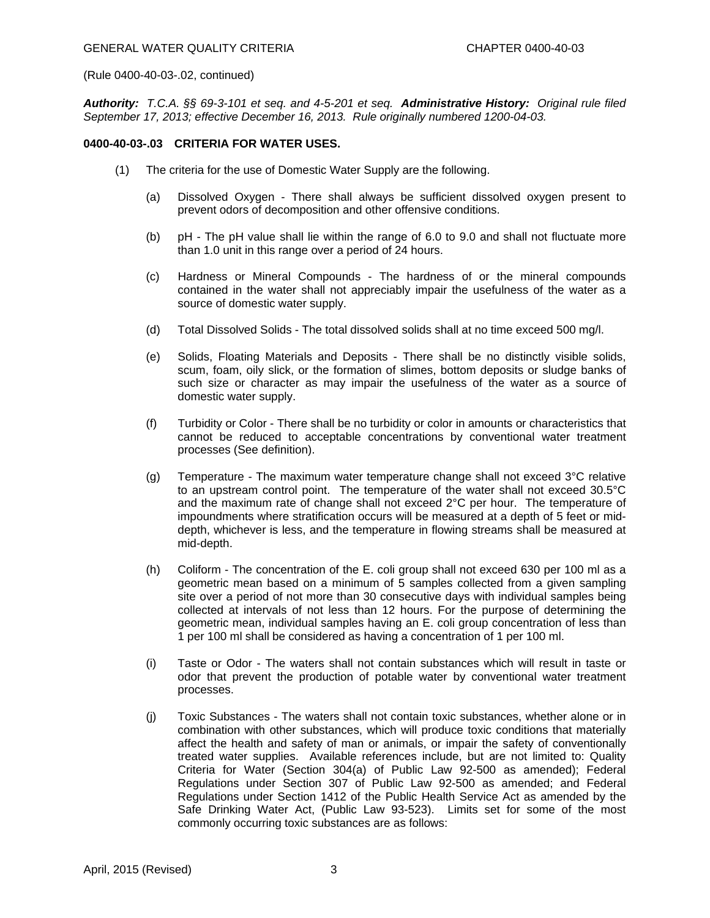(Rule 0400-40-03-.02, continued)

***Authority:*** *T.C.A. §§ 69-3-101 et seq. and 4-5-201 et seq.* ***Administrative History:*** *Original rule filed September 17, 2013; effective December 16, 2013. Rule originally numbered 1200-04-03.*

**0400-40-03-.03 CRITERIA FOR WATER USES.**

(1) The criteria for the use of Domestic Water Supply are the following.

(a) Dissolved Oxygen - There shall always be sufficient dissolved oxygen present to prevent odors of decomposition and other offensive conditions.

(b) pH - The pH value shall lie within the range of 6.0 to 9.0 and shall not fluctuate more than 1.0 unit in this range over a period of 24 hours.

(c) Hardness or Mineral Compounds - The hardness of or the mineral compounds contained in the water shall not appreciably impair the usefulness of the water as a source of domestic water supply.

(d) Total Dissolved Solids - The total dissolved solids shall at no time exceed 500 mg/l.

(e) Solids, Floating Materials and Deposits - There shall be no distinctly visible solids, scum, foam, oily slick, or the formation of slimes, bottom deposits or sludge banks of such size or character as may impair the usefulness of the water as a source of domestic water supply.

(f) Turbidity or Color - There shall be no turbidity or color in amounts or characteristics that cannot be reduced to acceptable concentrations by conventional water treatment processes (See definition).

(g) Temperature - The maximum water temperature change shall not exceed 3°C relative to an upstream control point. The temperature of the water shall not exceed 30.5°C and the maximum rate of change shall not exceed 2°C per hour. The temperature of impoundments where stratification occurs will be measured at a depth of 5 feet or mid-depth, whichever is less, and the temperature in flowing streams shall be measured at mid-depth.

(h) Coliform - The concentration of the E. coli group shall not exceed 630 per 100 ml as a geometric mean based on a minimum of 5 samples collected from a given sampling site over a period of not more than 30 consecutive days with individual samples being collected at intervals of not less than 12 hours. For the purpose of determining the geometric mean, individual samples having an E. coli group concentration of less than 1 per 100 ml shall be considered as having a concentration of 1 per 100 ml.

(i) Taste or Odor - The waters shall not contain substances which will result in taste or odor that prevent the production of potable water by conventional water treatment processes.

(j) Toxic Substances - The waters shall not contain toxic substances, whether alone or in combination with other substances, which will produce toxic conditions that materially affect the health and safety of man or animals, or impair the safety of conventionally treated water supplies. Available references include, but are not limited to: Quality Criteria for Water (Section 304(a) of Public Law 92-500 as amended); Federal Regulations under Section 307 of Public Law 92-500 as amended; and Federal Regulations under Section 1412 of the Public Health Service Act as amended by the Safe Drinking Water Act, (Public Law 93-523). Limits set for some of the most commonly occurring toxic substances are as follows: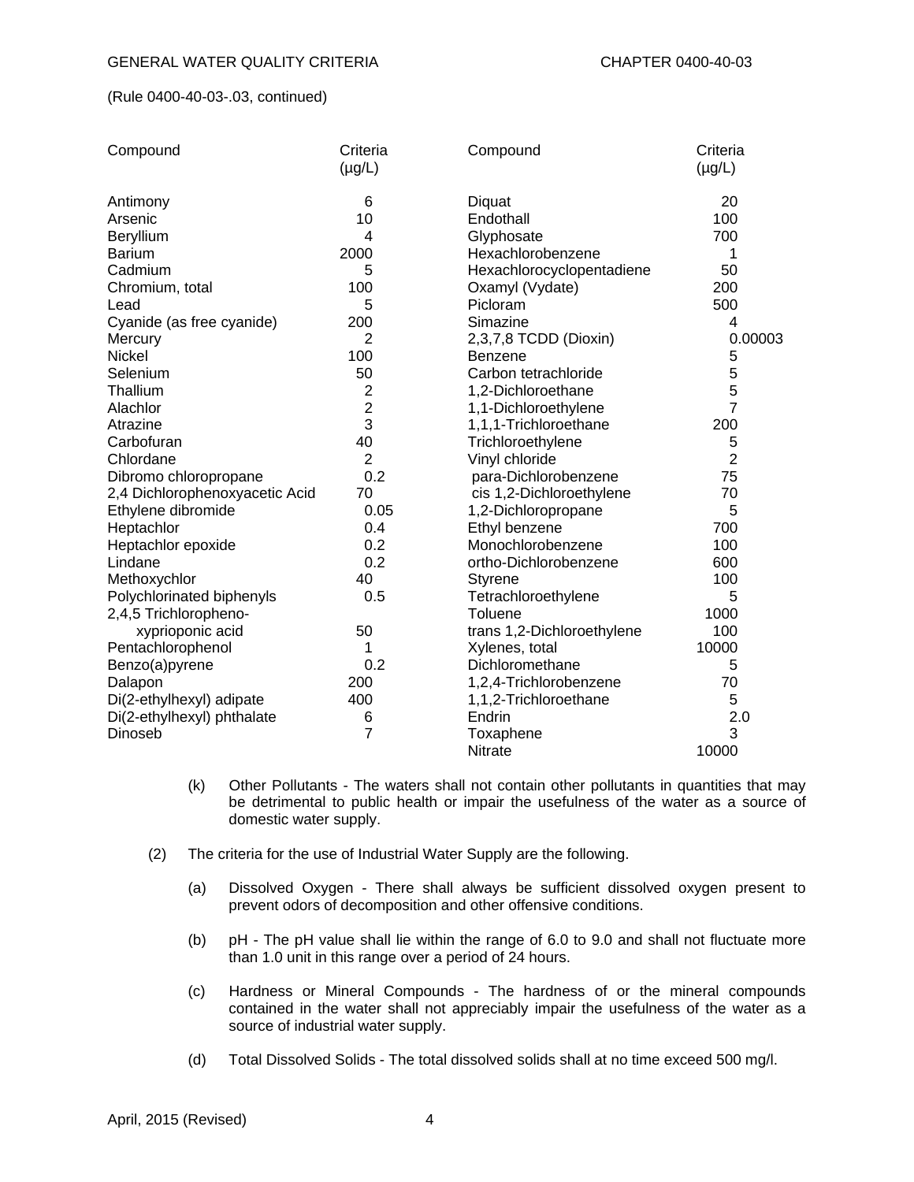(Rule 0400-40-03-.03, continued)

| Compound | Criteria (µg/L) | Compound | Criteria (µg/L) |
|---|---|---|---|
| Antimony | 6 | Diquat | 20 |
| Arsenic | 10 | Endothall | 100 |
| Beryllium | 4 | Glyphosate | 700 |
| Barium | 2000 | Hexachlorobenzene | 1 |
| Cadmium | 5 | Hexachlorocyclopentadiene | 50 |
| Chromium, total | 100 | Oxamyl (Vydate) | 200 |
| Lead | 5 | Picloram | 500 |
| Cyanide (as free cyanide) | 200 | Simazine | 4 |
| Mercury | 2 | 2,3,7,8 TCDD (Dioxin) | 0.00003 |
| Nickel | 100 | Benzene | 5 |
| Selenium | 50 | Carbon tetrachloride | 5 |
| Thallium | 2 | 1,2-Dichloroethane | 5 |
| Alachlor | 2 | 1,1-Dichloroethylene | 7 |
| Atrazine | 3 | 1,1,1-Trichloroethane | 200 |
| Carbofuran | 40 | Trichloroethylene | 5 |
| Chlordane | 2 | Vinyl chloride | 2 |
| Dibromo chloropropane | 0.2 | para-Dichlorobenzene | 75 |
| 2,4 Dichlorophenoxyacetic Acid | 70 | cis 1,2-Dichloroethylene | 70 |
| Ethylene dibromide | 0.05 | 1,2-Dichloropropane | 5 |
| Heptachlor | 0.4 | Ethyl benzene | 700 |
| Heptachlor epoxide | 0.2 | Monochlorobenzene | 100 |
| Lindane | 0.2 | ortho-Dichlorobenzene | 600 |
| Methoxychlor | 40 | Styrene | 100 |
| Polychlorinated biphenyls | 0.5 | Tetrachloroethylene | 5 |
| 2,4,5 Trichlorophenoxyprioponic acid | 50 | Toluene | 1000 |
| Pentachlorophenol | 1 | trans 1,2-Dichloroethylene | 100 |
| Benzo(a)pyrene | 0.2 | Xylenes, total | 10000 |
| Dalapon | 200 | Dichloromethane | 5 |
| Di(2-ethylhexyl) adipate | 400 | 1,2,4-Trichlorobenzene | 70 |
| Di(2-ethylhexyl) phthalate | 6 | 1,1,2-Trichloroethane | 5 |
| Dinoseb | 7 | Endrin | 2.0 |
| | | Toxaphene | 3 |
| | | Nitrate | 10000 |

(k) Other Pollutants - The waters shall not contain other pollutants in quantities that may be detrimental to public health or impair the usefulness of the water as a source of domestic water supply.

(2) The criteria for the use of Industrial Water Supply are the following.

(a) Dissolved Oxygen - There shall always be sufficient dissolved oxygen present to prevent odors of decomposition and other offensive conditions.

(b) pH - The pH value shall lie within the range of 6.0 to 9.0 and shall not fluctuate more than 1.0 unit in this range over a period of 24 hours.

(c) Hardness or Mineral Compounds - The hardness of or the mineral compounds contained in the water shall not appreciably impair the usefulness of the water as a source of industrial water supply.

(d) Total Dissolved Solids - The total dissolved solids shall at no time exceed 500 mg/l.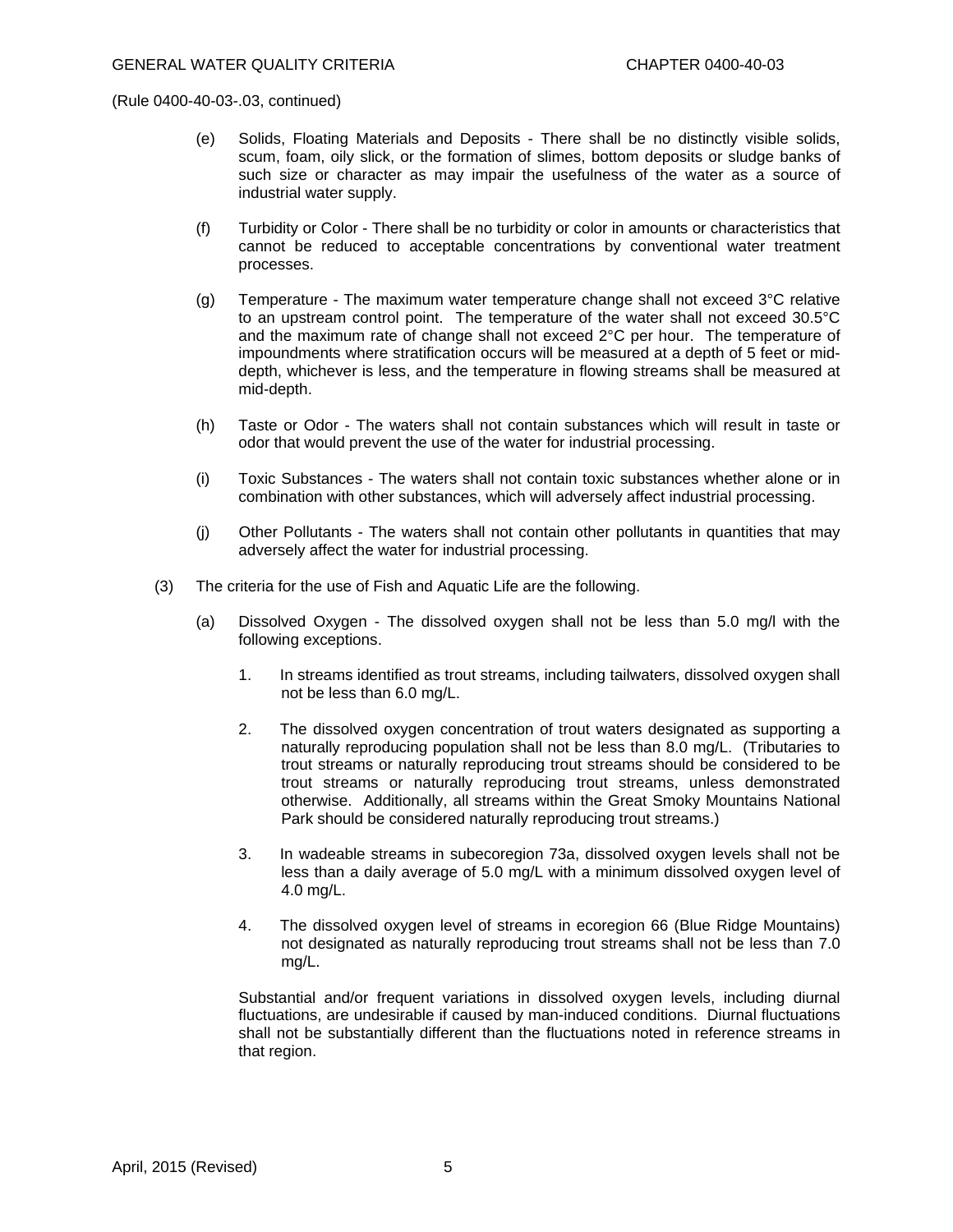(Rule 0400-40-03-.03, continued)

(e) Solids, Floating Materials and Deposits - There shall be no distinctly visible solids, scum, foam, oily slick, or the formation of slimes, bottom deposits or sludge banks of such size or character as may impair the usefulness of the water as a source of industrial water supply.

(f) Turbidity or Color - There shall be no turbidity or color in amounts or characteristics that cannot be reduced to acceptable concentrations by conventional water treatment processes.

(g) Temperature - The maximum water temperature change shall not exceed 3°C relative to an upstream control point. The temperature of the water shall not exceed 30.5°C and the maximum rate of change shall not exceed 2°C per hour. The temperature of impoundments where stratification occurs will be measured at a depth of 5 feet or mid-depth, whichever is less, and the temperature in flowing streams shall be measured at mid-depth.

(h) Taste or Odor - The waters shall not contain substances which will result in taste or odor that would prevent the use of the water for industrial processing.

(i) Toxic Substances - The waters shall not contain toxic substances whether alone or in combination with other substances, which will adversely affect industrial processing.

(j) Other Pollutants - The waters shall not contain other pollutants in quantities that may adversely affect the water for industrial processing.

(3) The criteria for the use of Fish and Aquatic Life are the following.

(a) Dissolved Oxygen - The dissolved oxygen shall not be less than 5.0 mg/l with the following exceptions.

1. In streams identified as trout streams, including tailwaters, dissolved oxygen shall not be less than 6.0 mg/L.

2. The dissolved oxygen concentration of trout waters designated as supporting a naturally reproducing population shall not be less than 8.0 mg/L. (Tributaries to trout streams or naturally reproducing trout streams should be considered to be trout streams or naturally reproducing trout streams, unless demonstrated otherwise. Additionally, all streams within the Great Smoky Mountains National Park should be considered naturally reproducing trout streams.)

3. In wadeable streams in subecoregion 73a, dissolved oxygen levels shall not be less than a daily average of 5.0 mg/L with a minimum dissolved oxygen level of 4.0 mg/L.

4. The dissolved oxygen level of streams in ecoregion 66 (Blue Ridge Mountains) not designated as naturally reproducing trout streams shall not be less than 7.0 mg/L.

Substantial and/or frequent variations in dissolved oxygen levels, including diurnal fluctuations, are undesirable if caused by man-induced conditions. Diurnal fluctuations shall not be substantially different than the fluctuations noted in reference streams in that region.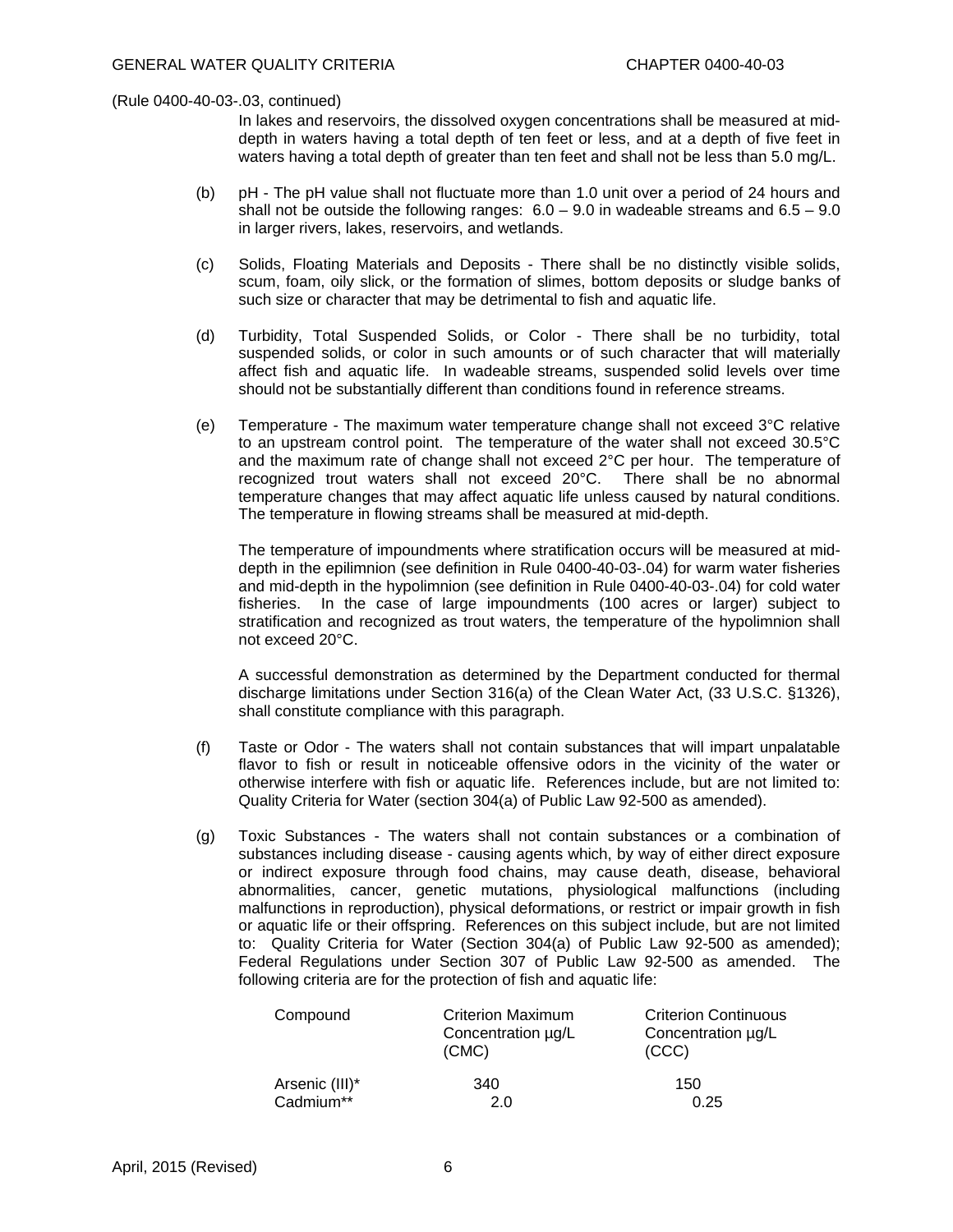(Rule 0400-40-03-.03, continued)

In lakes and reservoirs, the dissolved oxygen concentrations shall be measured at mid-depth in waters having a total depth of ten feet or less, and at a depth of five feet in waters having a total depth of greater than ten feet and shall not be less than 5.0 mg/L.

(b) pH - The pH value shall not fluctuate more than 1.0 unit over a period of 24 hours and shall not be outside the following ranges: 6.0 – 9.0 in wadeable streams and 6.5 – 9.0 in larger rivers, lakes, reservoirs, and wetlands.

(c) Solids, Floating Materials and Deposits - There shall be no distinctly visible solids, scum, foam, oily slick, or the formation of slimes, bottom deposits or sludge banks of such size or character that may be detrimental to fish and aquatic life.

(d) Turbidity, Total Suspended Solids, or Color - There shall be no turbidity, total suspended solids, or color in such amounts or of such character that will materially affect fish and aquatic life. In wadeable streams, suspended solid levels over time should not be substantially different than conditions found in reference streams.

(e) Temperature - The maximum water temperature change shall not exceed 3°C relative to an upstream control point. The temperature of the water shall not exceed 30.5°C and the maximum rate of change shall not exceed 2°C per hour. The temperature of recognized trout waters shall not exceed 20°C. There shall be no abnormal temperature changes that may affect aquatic life unless caused by natural conditions. The temperature in flowing streams shall be measured at mid-depth.

The temperature of impoundments where stratification occurs will be measured at mid-depth in the epilimnion (see definition in Rule 0400-40-03-.04) for warm water fisheries and mid-depth in the hypolimnion (see definition in Rule 0400-40-03-.04) for cold water fisheries. In the case of large impoundments (100 acres or larger) subject to stratification and recognized as trout waters, the temperature of the hypolimnion shall not exceed 20°C.

A successful demonstration as determined by the Department conducted for thermal discharge limitations under Section 316(a) of the Clean Water Act, (33 U.S.C. §1326), shall constitute compliance with this paragraph.

(f) Taste or Odor - The waters shall not contain substances that will impart unpalatable flavor to fish or result in noticeable offensive odors in the vicinity of the water or otherwise interfere with fish or aquatic life. References include, but are not limited to: Quality Criteria for Water (section 304(a) of Public Law 92-500 as amended).

(g) Toxic Substances - The waters shall not contain substances or a combination of substances including disease - causing agents which, by way of either direct exposure or indirect exposure through food chains, may cause death, disease, behavioral abnormalities, cancer, genetic mutations, physiological malfunctions (including malfunctions in reproduction), physical deformations, or restrict or impair growth in fish or aquatic life or their offspring. References on this subject include, but are not limited to: Quality Criteria for Water (Section 304(a) of Public Law 92-500 as amended); Federal Regulations under Section 307 of Public Law 92-500 as amended. The following criteria are for the protection of fish and aquatic life:

| Compound | Criterion Maximum Concentration µg/L (CMC) | Criterion Continuous Concentration µg/L (CCC) |
|---|---|---|
| Arsenic (III)* | 340 | 150 |
| Cadmium** | 2.0 | 0.25 |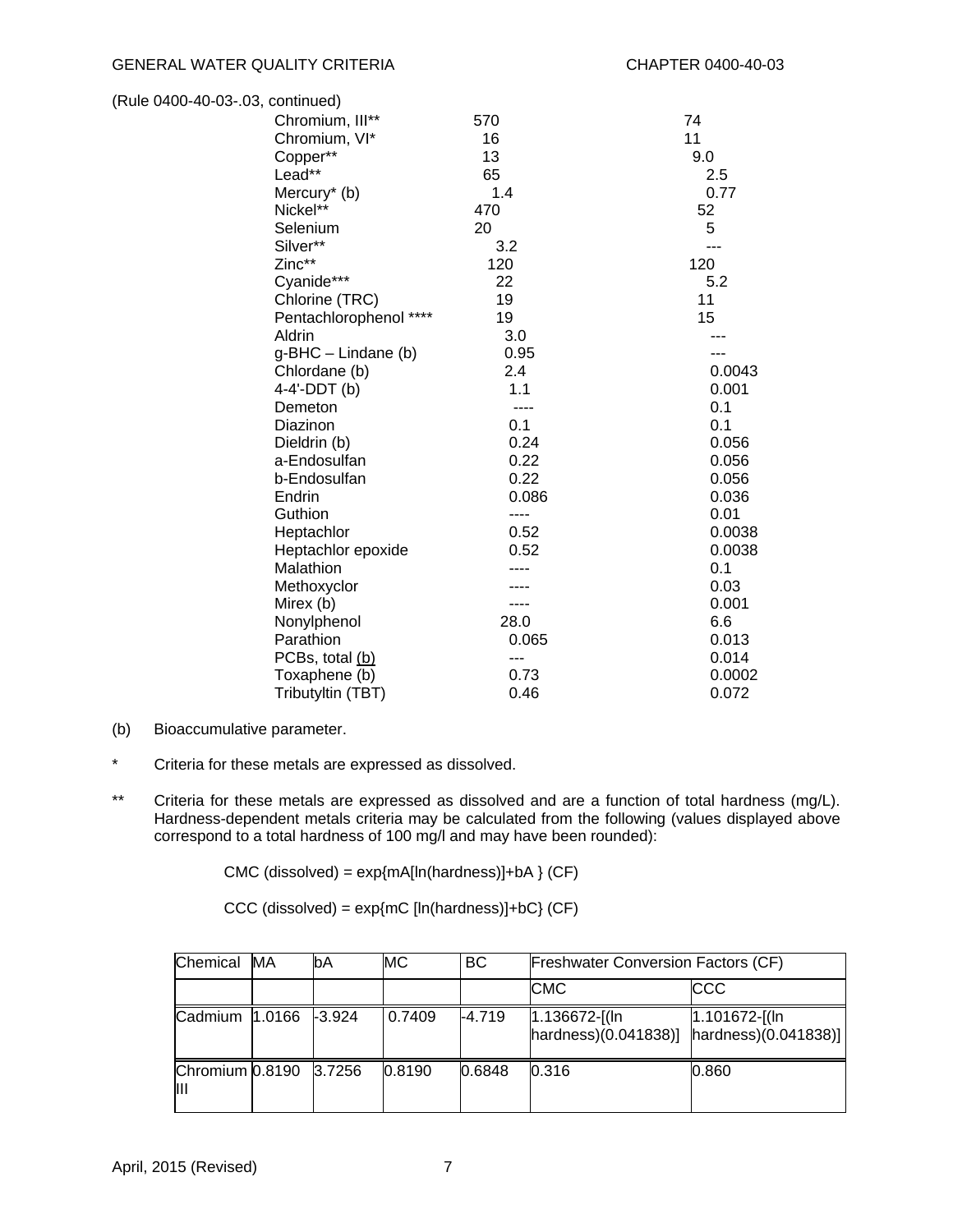(Rule 0400-40-03-.03, continued)

| | | |
|---|---|---|
| Chromium, III** | 570 | 74 |
| Chromium, VI* | 16 | 11 |
| Copper** | 13 | 9.0 |
| Lead** | 65 | 2.5 |
| Mercury* (b) | 1.4 | 0.77 |
| Nickel** | 470 | 52 |
| Selenium | 20 | 5 |
| Silver** | 3.2 | --- |
| Zinc** | 120 | 120 |
| Cyanide*** | 22 | 5.2 |
| Chlorine (TRC) | 19 | 11 |
| Pentachlorophenol **** | 19 | 15 |
| Aldrin | 3.0 | --- |
| g-BHC – Lindane (b) | 0.95 | --- |
| Chlordane (b) | 2.4 | 0.0043 |
| 4-4'-DDT (b) | 1.1 | 0.001 |
| Demeton | ---- | 0.1 |
| Diazinon | 0.1 | 0.1 |
| Dieldrin (b) | 0.24 | 0.056 |
| a-Endosulfan | 0.22 | 0.056 |
| b-Endosulfan | 0.22 | 0.056 |
| Endrin | 0.086 | 0.036 |
| Guthion | ---- | 0.01 |
| Heptachlor | 0.52 | 0.0038 |
| Heptachlor epoxide | 0.52 | 0.0038 |
| Malathion | ---- | 0.1 |
| Methoxyclor | ---- | 0.03 |
| Mirex (b) | ---- | 0.001 |
| Nonylphenol | 28.0 | 6.6 |
| Parathion | 0.065 | 0.013 |
| PCBs, total (b) | --- | 0.014 |
| Toxaphene (b) | 0.73 | 0.0002 |
| Tributyltin (TBT) | 0.46 | 0.072 |

(b) Bioaccumulative parameter.

\* Criteria for these metals are expressed as dissolved.

\*\* Criteria for these metals are expressed as dissolved and are a function of total hardness (mg/L). Hardness-dependent metals criteria may be calculated from the following (values displayed above correspond to a total hardness of 100 mg/l and may have been rounded):

CMC (dissolved) = exp{mA[ln(hardness)]+bA } (CF)

CCC (dissolved) = exp{mC [ln(hardness)]+bC} (CF)

| Chemical | MA | bA | MC | BC | Freshwater Conversion Factors (CF) | |
|---|---|---|---|---|---|---|
| | | | | | CMC | CCC |
| Cadmium | 1.0166 | -3.924 | 0.7409 | -4.719 | 1.136672-[(ln hardness)(0.041838)] | 1.101672-[(ln hardness)(0.041838)] |
| Chromium III | 0.8190 | 3.7256 | 0.8190 | 0.6848 | 0.316 | 0.860 |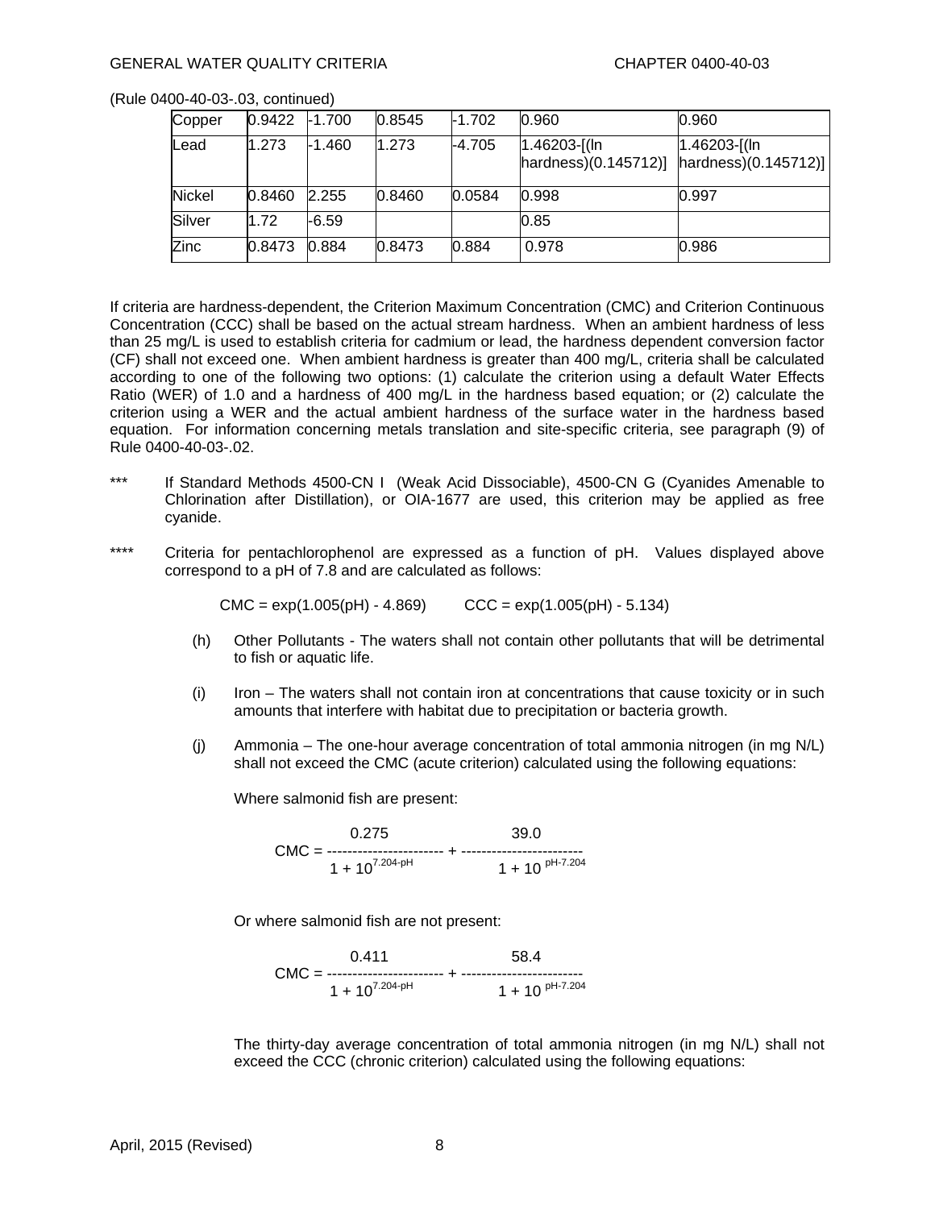(Rule 0400-40-03-.03, continued)

| | | | | | | |
|---|---|---|---|---|---|---|
| Copper | 0.9422 | -1.700 | 0.8545 | -1.702 | 0.960 | 0.960 |
| Lead | 1.273 | -1.460 | 1.273 | -4.705 | 1.46203-[(ln hardness)(0.145712)] | 1.46203-[(ln hardness)(0.145712)] |
| Nickel | 0.8460 | 2.255 | 0.8460 | 0.0584 | 0.998 | 0.997 |
| Silver | 1.72 | -6.59 | | | 0.85 | |
| Zinc | 0.8473 | 0.884 | 0.8473 | 0.884 | 0.978 | 0.986 |

If criteria are hardness-dependent, the Criterion Maximum Concentration (CMC) and Criterion Continuous Concentration (CCC) shall be based on the actual stream hardness. When an ambient hardness of less than 25 mg/L is used to establish criteria for cadmium or lead, the hardness dependent conversion factor (CF) shall not exceed one. When ambient hardness is greater than 400 mg/L, criteria shall be calculated according to one of the following two options: (1) calculate the criterion using a default Water Effects Ratio (WER) of 1.0 and a hardness of 400 mg/L in the hardness based equation; or (2) calculate the criterion using a WER and the actual ambient hardness of the surface water in the hardness based equation. For information concerning metals translation and site-specific criteria, see paragraph (9) of Rule 0400-40-03-.02.

\*\*\* If Standard Methods 4500-CN I (Weak Acid Dissociable), 4500-CN G (Cyanides Amenable to Chlorination after Distillation), or OIA-1677 are used, this criterion may be applied as free cyanide.

\*\*\*\* Criteria for pentachlorophenol are expressed as a function of pH. Values displayed above correspond to a pH of 7.8 and are calculated as follows:

$$CMC = \exp(1.005(pH) - 4.869) \qquad CCC = \exp(1.005(pH) - 5.134)$$

(h) Other Pollutants - The waters shall not contain other pollutants that will be detrimental to fish or aquatic life.

(i) Iron – The waters shall not contain iron at concentrations that cause toxicity or in such amounts that interfere with habitat due to precipitation or bacteria growth.

(j) Ammonia – The one-hour average concentration of total ammonia nitrogen (in mg N/L) shall not exceed the CMC (acute criterion) calculated using the following equations:

Where salmonid fish are present:

$$CMC = \frac{0.275}{1 + 10^{7.204-pH}} + \frac{39.0}{1 + 10^{pH-7.204}}$$

Or where salmonid fish are not present:

$$CMC = \frac{0.411}{1 + 10^{7.204-pH}} + \frac{58.4}{1 + 10^{pH-7.204}}$$

The thirty-day average concentration of total ammonia nitrogen (in mg N/L) shall not exceed the CCC (chronic criterion) calculated using the following equations: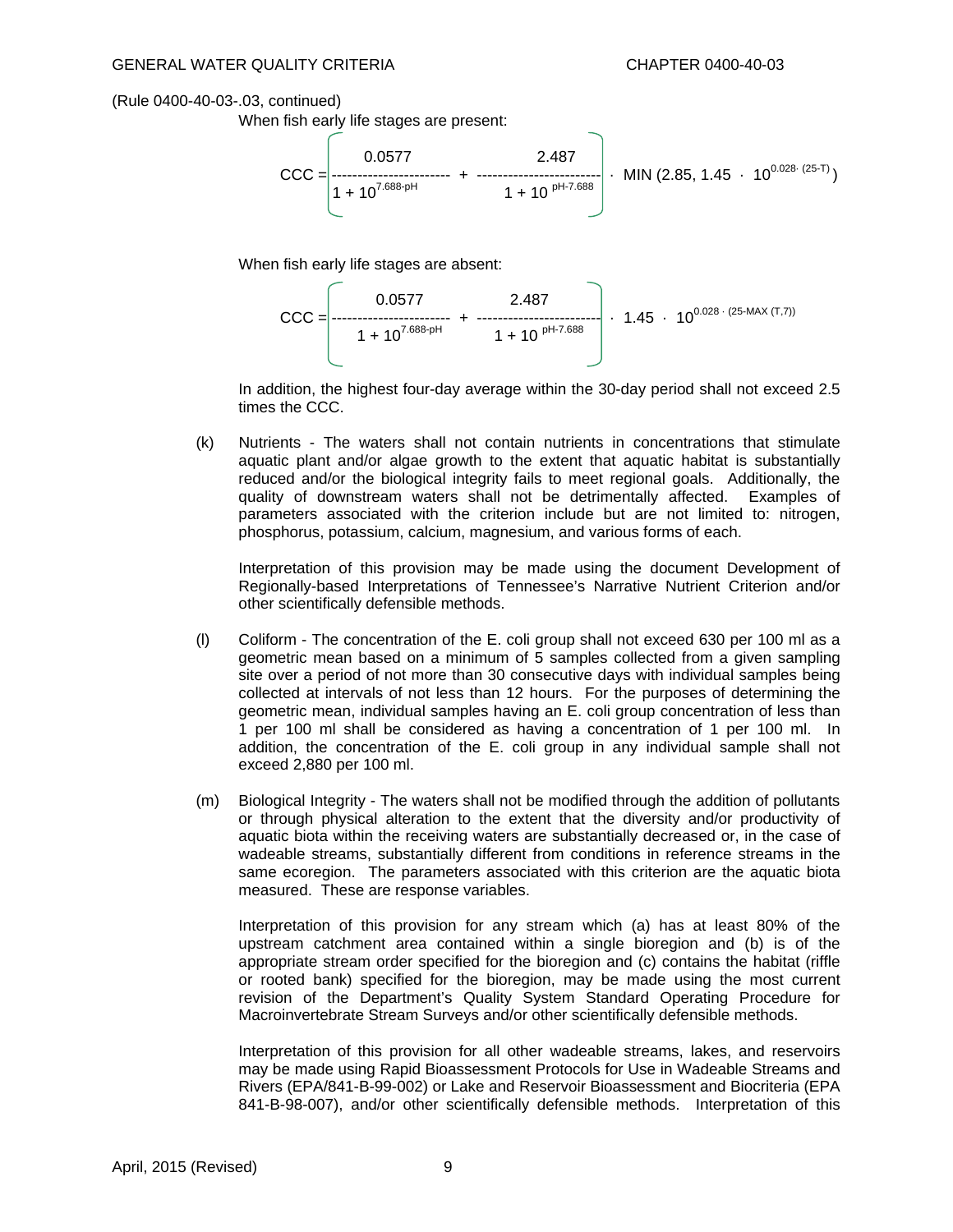(Rule 0400-40-03-.03, continued)

When fish early life stages are present:

$$CCC = \left( \frac{0.0577}{1 + 10^{7.688-pH}} + \frac{2.487}{1 + 10^{pH-7.688}} \right) \cdot MIN\left(2.85,\ 1.45 \cdot 10^{0.028 \cdot (25-T)}\right)$$

When fish early life stages are absent:

$$CCC = \left( \frac{0.0577}{1 + 10^{7.688-pH}} + \frac{2.487}{1 + 10^{pH-7.688}} \right) \cdot 1.45 \cdot 10^{0.028 \cdot (25-MAX\,(T,7))}$$

In addition, the highest four-day average within the 30-day period shall not exceed 2.5 times the CCC.

(k) Nutrients - The waters shall not contain nutrients in concentrations that stimulate aquatic plant and/or algae growth to the extent that aquatic habitat is substantially reduced and/or the biological integrity fails to meet regional goals. Additionally, the quality of downstream waters shall not be detrimentally affected. Examples of parameters associated with the criterion include but are not limited to: nitrogen, phosphorus, potassium, calcium, magnesium, and various forms of each.

Interpretation of this provision may be made using the document Development of Regionally-based Interpretations of Tennessee's Narrative Nutrient Criterion and/or other scientifically defensible methods.

(l) Coliform - The concentration of the E. coli group shall not exceed 630 per 100 ml as a geometric mean based on a minimum of 5 samples collected from a given sampling site over a period of not more than 30 consecutive days with individual samples being collected at intervals of not less than 12 hours. For the purposes of determining the geometric mean, individual samples having an E. coli group concentration of less than 1 per 100 ml shall be considered as having a concentration of 1 per 100 ml. In addition, the concentration of the E. coli group in any individual sample shall not exceed 2,880 per 100 ml.

(m) Biological Integrity - The waters shall not be modified through the addition of pollutants or through physical alteration to the extent that the diversity and/or productivity of aquatic biota within the receiving waters are substantially decreased or, in the case of wadeable streams, substantially different from conditions in reference streams in the same ecoregion. The parameters associated with this criterion are the aquatic biota measured. These are response variables.

Interpretation of this provision for any stream which (a) has at least 80% of the upstream catchment area contained within a single bioregion and (b) is of the appropriate stream order specified for the bioregion and (c) contains the habitat (riffle or rooted bank) specified for the bioregion, may be made using the most current revision of the Department's Quality System Standard Operating Procedure for Macroinvertebrate Stream Surveys and/or other scientifically defensible methods.

Interpretation of this provision for all other wadeable streams, lakes, and reservoirs may be made using Rapid Bioassessment Protocols for Use in Wadeable Streams and Rivers (EPA/841-B-99-002) or Lake and Reservoir Bioassessment and Biocriteria (EPA 841-B-98-007), and/or other scientifically defensible methods. Interpretation of this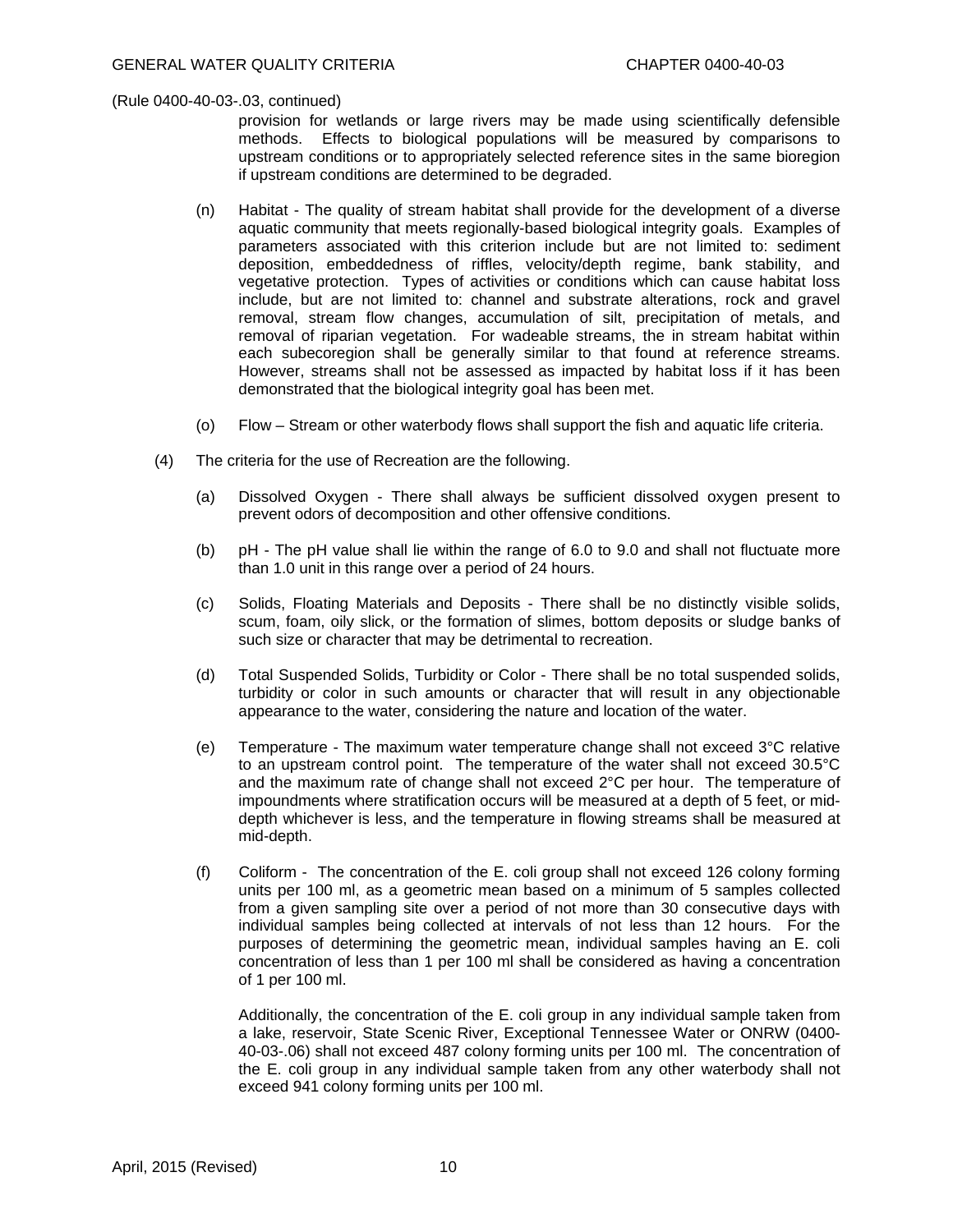(Rule 0400-40-03-.03, continued)

provision for wetlands or large rivers may be made using scientifically defensible methods. Effects to biological populations will be measured by comparisons to upstream conditions or to appropriately selected reference sites in the same bioregion if upstream conditions are determined to be degraded.

(n) Habitat - The quality of stream habitat shall provide for the development of a diverse aquatic community that meets regionally-based biological integrity goals. Examples of parameters associated with this criterion include but are not limited to: sediment deposition, embeddedness of riffles, velocity/depth regime, bank stability, and vegetative protection. Types of activities or conditions which can cause habitat loss include, but are not limited to: channel and substrate alterations, rock and gravel removal, stream flow changes, accumulation of silt, precipitation of metals, and removal of riparian vegetation. For wadeable streams, the in stream habitat within each subecoregion shall be generally similar to that found at reference streams. However, streams shall not be assessed as impacted by habitat loss if it has been demonstrated that the biological integrity goal has been met.

(o) Flow – Stream or other waterbody flows shall support the fish and aquatic life criteria.

(4) The criteria for the use of Recreation are the following.

(a) Dissolved Oxygen - There shall always be sufficient dissolved oxygen present to prevent odors of decomposition and other offensive conditions.

(b) pH - The pH value shall lie within the range of 6.0 to 9.0 and shall not fluctuate more than 1.0 unit in this range over a period of 24 hours.

(c) Solids, Floating Materials and Deposits - There shall be no distinctly visible solids, scum, foam, oily slick, or the formation of slimes, bottom deposits or sludge banks of such size or character that may be detrimental to recreation.

(d) Total Suspended Solids, Turbidity or Color - There shall be no total suspended solids, turbidity or color in such amounts or character that will result in any objectionable appearance to the water, considering the nature and location of the water.

(e) Temperature - The maximum water temperature change shall not exceed 3°C relative to an upstream control point. The temperature of the water shall not exceed 30.5°C and the maximum rate of change shall not exceed 2°C per hour. The temperature of impoundments where stratification occurs will be measured at a depth of 5 feet, or mid-depth whichever is less, and the temperature in flowing streams shall be measured at mid-depth.

(f) Coliform - The concentration of the E. coli group shall not exceed 126 colony forming units per 100 ml, as a geometric mean based on a minimum of 5 samples collected from a given sampling site over a period of not more than 30 consecutive days with individual samples being collected at intervals of not less than 12 hours. For the purposes of determining the geometric mean, individual samples having an E. coli concentration of less than 1 per 100 ml shall be considered as having a concentration of 1 per 100 ml.

Additionally, the concentration of the E. coli group in any individual sample taken from a lake, reservoir, State Scenic River, Exceptional Tennessee Water or ONRW (0400-40-03-.06) shall not exceed 487 colony forming units per 100 ml. The concentration of the E. coli group in any individual sample taken from any other waterbody shall not exceed 941 colony forming units per 100 ml.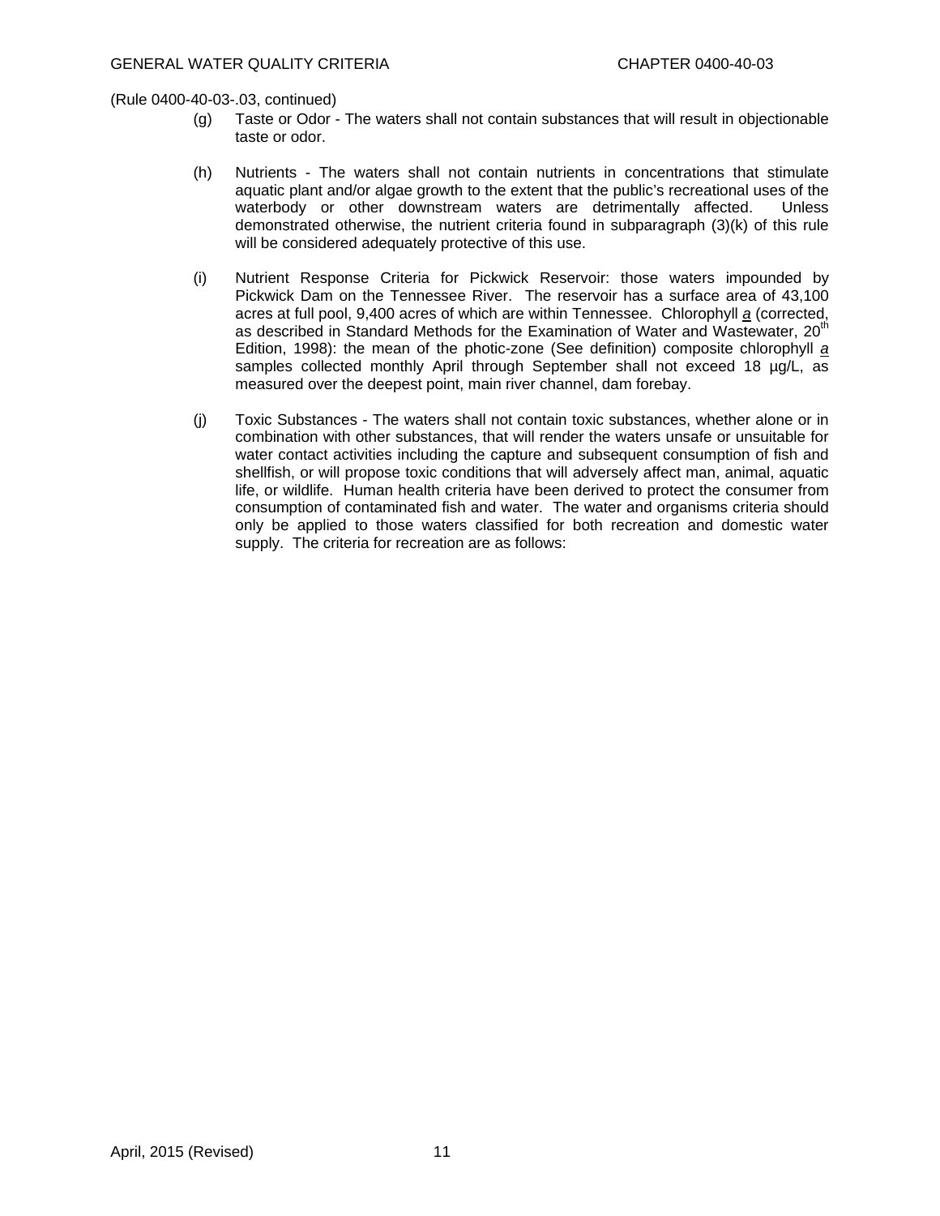(Rule 0400-40-03-.03, continued)

(g) Taste or Odor - The waters shall not contain substances that will result in objectionable taste or odor.

(h) Nutrients - The waters shall not contain nutrients in concentrations that stimulate aquatic plant and/or algae growth to the extent that the public's recreational uses of the waterbody or other downstream waters are detrimentally affected. Unless demonstrated otherwise, the nutrient criteria found in subparagraph (3)(k) of this rule will be considered adequately protective of this use.

(i) Nutrient Response Criteria for Pickwick Reservoir: those waters impounded by Pickwick Dam on the Tennessee River. The reservoir has a surface area of 43,100 acres at full pool, 9,400 acres of which are within Tennessee. Chlorophyll *a* (corrected, as described in Standard Methods for the Examination of Water and Wastewater, 20th Edition, 1998): the mean of the photic-zone (See definition) composite chlorophyll *a* samples collected monthly April through September shall not exceed 18 µg/L, as measured over the deepest point, main river channel, dam forebay.

(j) Toxic Substances - The waters shall not contain toxic substances, whether alone or in combination with other substances, that will render the waters unsafe or unsuitable for water contact activities including the capture and subsequent consumption of fish and shellfish, or will propose toxic conditions that will adversely affect man, animal, aquatic life, or wildlife. Human health criteria have been derived to protect the consumer from consumption of contaminated fish and water. The water and organisms criteria should only be applied to those waters classified for both recreation and domestic water supply. The criteria for recreation are as follows: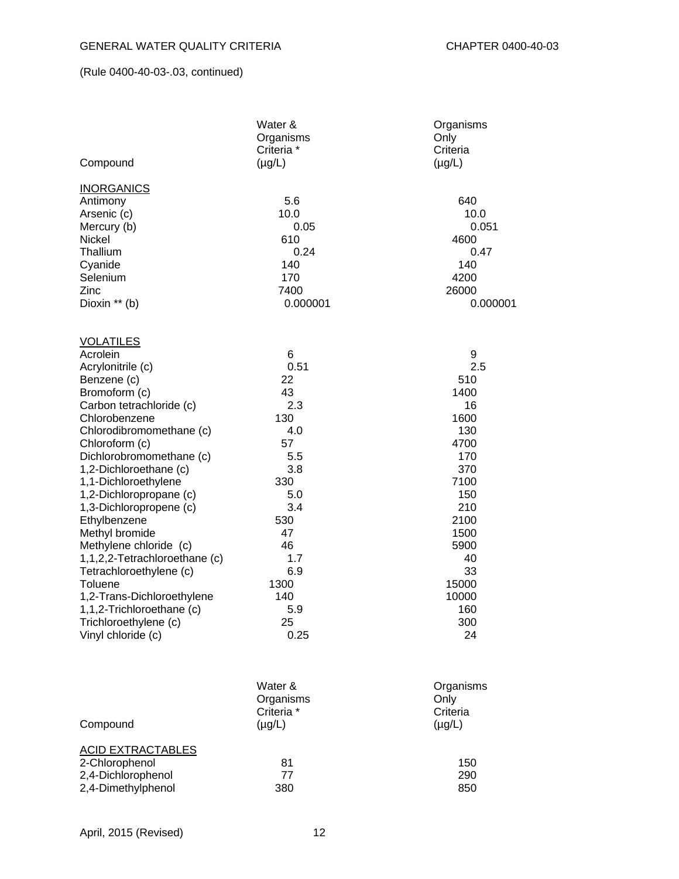(Rule 0400-40-03-.03, continued)

| Compound | Water & Organisms Criteria * (µg/L) | Organisms Only Criteria (µg/L) |
|---|---|---|
| INORGANICS | | |
| Antimony | 5.6 | 640 |
| Arsenic (c) | 10.0 | 10.0 |
| Mercury (b) | 0.05 | 0.051 |
| Nickel | 610 | 4600 |
| Thallium | 0.24 | 0.47 |
| Cyanide | 140 | 140 |
| Selenium | 170 | 4200 |
| Zinc | 7400 | 26000 |
| Dioxin ** (b) | 0.000001 | 0.000001 |
| VOLATILES | | |
| Acrolein | 6 | 9 |
| Acrylonitrile (c) | 0.51 | 2.5 |
| Benzene (c) | 22 | 510 |
| Bromoform (c) | 43 | 1400 |
| Carbon tetrachloride (c) | 2.3 | 16 |
| Chlorobenzene | 130 | 1600 |
| Chlorodibromomethane (c) | 4.0 | 130 |
| Chloroform (c) | 57 | 4700 |
| Dichlorobromomethane (c) | 5.5 | 170 |
| 1,2-Dichloroethane (c) | 3.8 | 370 |
| 1,1-Dichloroethylene | 330 | 7100 |
| 1,2-Dichloropropane (c) | 5.0 | 150 |
| 1,3-Dichloropropene (c) | 3.4 | 210 |
| Ethylbenzene | 530 | 2100 |
| Methyl bromide | 47 | 1500 |
| Methylene chloride (c) | 46 | 5900 |
| 1,1,2,2-Tetrachloroethane (c) | 1.7 | 40 |
| Tetrachloroethylene (c) | 6.9 | 33 |
| Toluene | 1300 | 15000 |
| 1,2-Trans-Dichloroethylene | 140 | 10000 |
| 1,1,2-Trichloroethane (c) | 5.9 | 160 |
| Trichloroethylene (c) | 25 | 300 |
| Vinyl chloride (c) | 0.25 | 24 |

| Compound | Water & Organisms Criteria * (µg/L) | Organisms Only Criteria (µg/L) |
|---|---|---|
| ACID EXTRACTABLES | | |
| 2-Chlorophenol | 81 | 150 |
| 2,4-Dichlorophenol | 77 | 290 |
| 2,4-Dimethylphenol | 380 | 850 |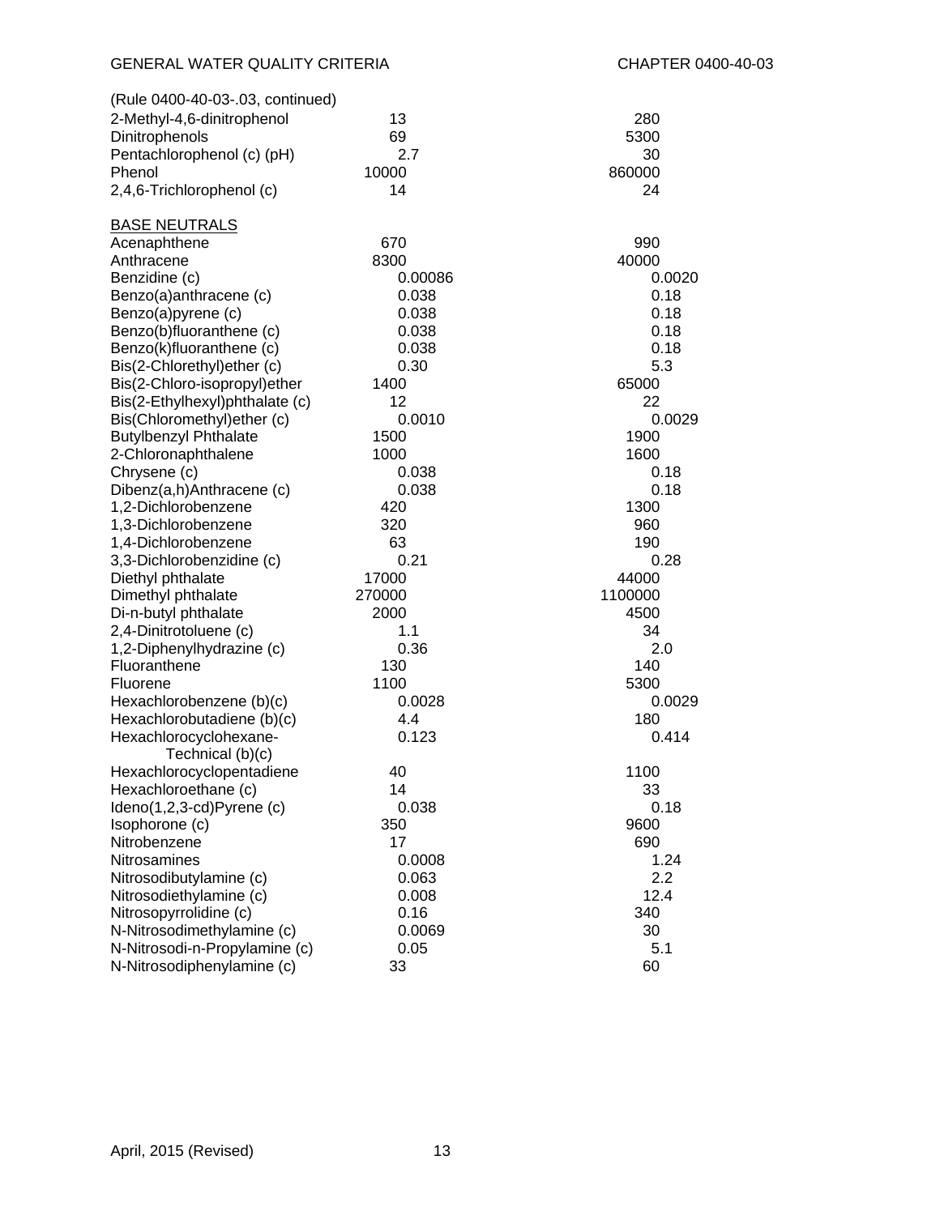(Rule 0400-40-03-.03, continued)

| | | |
|---|---|---|
| 2-Methyl-4,6-dinitrophenol | 13 | 280 |
| Dinitrophenols | 69 | 5300 |
| Pentachlorophenol (c) (pH) | 2.7 | 30 |
| Phenol | 10000 | 860000 |
| 2,4,6-Trichlorophenol (c) | 14 | 24 |
| <u>BASE NEUTRALS</u> | | |
| Acenaphthene | 670 | 990 |
| Anthracene | 8300 | 40000 |
| Benzidine (c) | 0.00086 | 0.0020 |
| Benzo(a)anthracene (c) | 0.038 | 0.18 |
| Benzo(a)pyrene (c) | 0.038 | 0.18 |
| Benzo(b)fluoranthene (c) | 0.038 | 0.18 |
| Benzo(k)fluoranthene (c) | 0.038 | 0.18 |
| Bis(2-Chlorethyl)ether (c) | 0.30 | 5.3 |
| Bis(2-Chloro-isopropyl)ether | 1400 | 65000 |
| Bis(2-Ethylhexyl)phthalate (c) | 12 | 22 |
| Bis(Chloromethyl)ether (c) | 0.0010 | 0.0029 |
| Butylbenzyl Phthalate | 1500 | 1900 |
| 2-Chloronaphthalene | 1000 | 1600 |
| Chrysene (c) | 0.038 | 0.18 |
| Dibenz(a,h)Anthracene (c) | 0.038 | 0.18 |
| 1,2-Dichlorobenzene | 420 | 1300 |
| 1,3-Dichlorobenzene | 320 | 960 |
| 1,4-Dichlorobenzene | 63 | 190 |
| 3,3-Dichlorobenzidine (c) | 0.21 | 0.28 |
| Diethyl phthalate | 17000 | 44000 |
| Dimethyl phthalate | 270000 | 1100000 |
| Di-n-butyl phthalate | 2000 | 4500 |
| 2,4-Dinitrotoluene (c) | 1.1 | 34 |
| 1,2-Diphenylhydrazine (c) | 0.36 | 2.0 |
| Fluoranthene | 130 | 140 |
| Fluorene | 1100 | 5300 |
| Hexachlorobenzene (b)(c) | 0.0028 | 0.0029 |
| Hexachlorobutadiene (b)(c) | 4.4 | 180 |
| Hexachlorocyclohexane-Technical (b)(c) | 0.123 | 0.414 |
| Hexachlorocyclopentadiene | 40 | 1100 |
| Hexachloroethane (c) | 14 | 33 |
| Ideno(1,2,3-cd)Pyrene (c) | 0.038 | 0.18 |
| Isophorone (c) | 350 | 9600 |
| Nitrobenzene | 17 | 690 |
| Nitrosamines | 0.0008 | 1.24 |
| Nitrosodibutylamine (c) | 0.063 | 2.2 |
| Nitrosodiethylamine (c) | 0.008 | 12.4 |
| Nitrosopyrrolidine (c) | 0.16 | 340 |
| N-Nitrosodimethylamine (c) | 0.0069 | 30 |
| N-Nitrosodi-n-Propylamine (c) | 0.05 | 5.1 |
| N-Nitrosodiphenylamine (c) | 33 | 60 |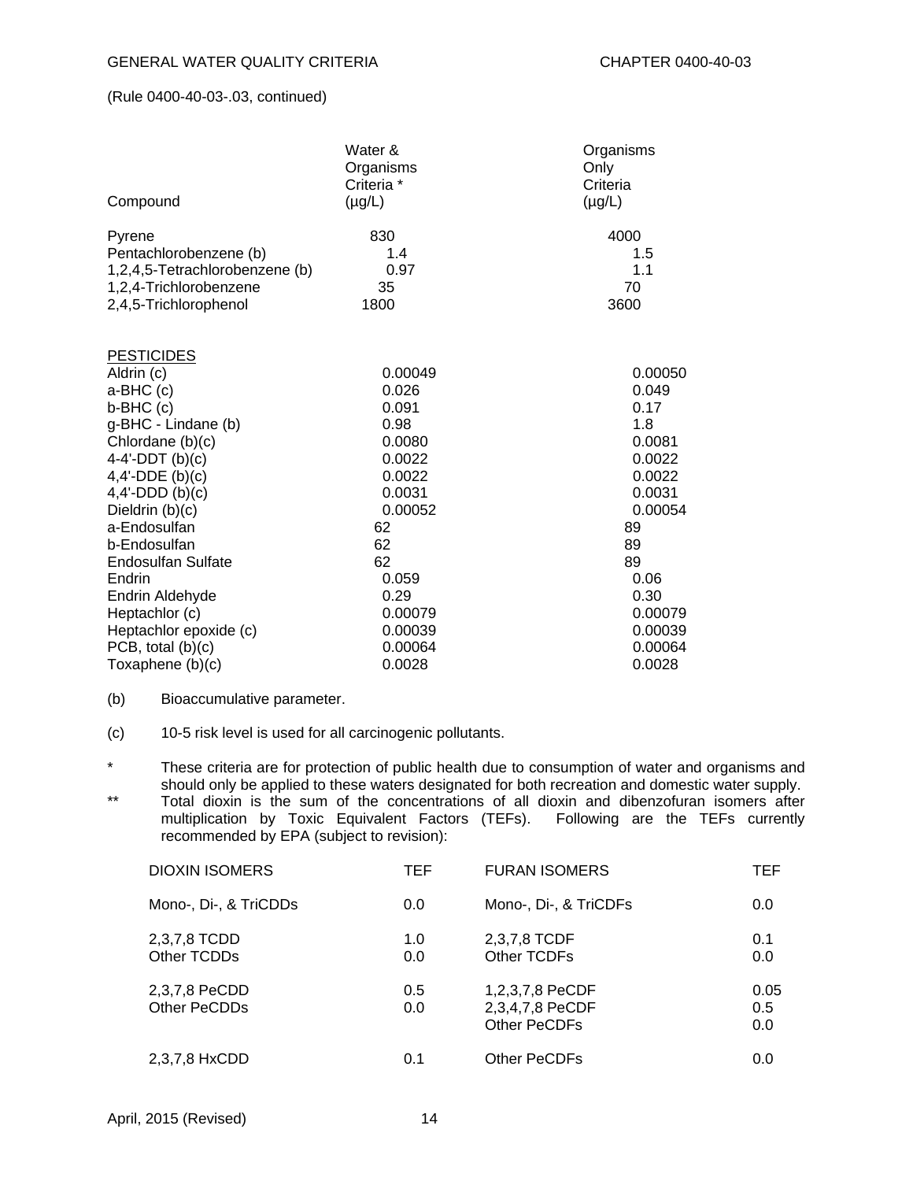(Rule 0400-40-03-.03, continued)

| Compound | Water & Organisms Criteria * (µg/L) | Organisms Only Criteria (µg/L) |
|---|---|---|
| Pyrene | 830 | 4000 |
| Pentachlorobenzene (b) | 1.4 | 1.5 |
| 1,2,4,5-Tetrachlorobenzene (b) | 0.97 | 1.1 |
| 1,2,4-Trichlorobenzene | 35 | 70 |
| 2,4,5-Trichlorophenol | 1800 | 3600 |
| PESTICIDES | | |
| Aldrin (c) | 0.00049 | 0.00050 |
| a-BHC (c) | 0.026 | 0.049 |
| b-BHC (c) | 0.091 | 0.17 |
| g-BHC - Lindane (b) | 0.98 | 1.8 |
| Chlordane (b)(c) | 0.0080 | 0.0081 |
| 4-4'-DDT (b)(c) | 0.0022 | 0.0022 |
| 4,4'-DDE (b)(c) | 0.0022 | 0.0022 |
| 4,4'-DDD (b)(c) | 0.0031 | 0.0031 |
| Dieldrin (b)(c) | 0.00052 | 0.00054 |
| a-Endosulfan | 62 | 89 |
| b-Endosulfan | 62 | 89 |
| Endosulfan Sulfate | 62 | 89 |
| Endrin | 0.059 | 0.06 |
| Endrin Aldehyde | 0.29 | 0.30 |
| Heptachlor (c) | 0.00079 | 0.00079 |
| Heptachlor epoxide (c) | 0.00039 | 0.00039 |
| PCB, total (b)(c) | 0.00064 | 0.00064 |
| Toxaphene (b)(c) | 0.0028 | 0.0028 |

(b) Bioaccumulative parameter.

(c) 10-5 risk level is used for all carcinogenic pollutants.

\* These criteria are for protection of public health due to consumption of water and organisms and should only be applied to these waters designated for both recreation and domestic water supply.

\*\* Total dioxin is the sum of the concentrations of all dioxin and dibenzofuran isomers after multiplication by Toxic Equivalent Factors (TEFs). Following are the TEFs currently recommended by EPA (subject to revision):

| DIOXIN ISOMERS | TEF | FURAN ISOMERS | TEF |
|---|---|---|---|
| Mono-, Di-, & TriCDDs | 0.0 | Mono-, Di-, & TriCDFs | 0.0 |
| 2,3,7,8 TCDD | 1.0 | 2,3,7,8 TCDF | 0.1 |
| Other TCDDs | 0.0 | Other TCDFs | 0.0 |
| 2,3,7,8 PeCDD | 0.5 | 1,2,3,7,8 PeCDF | 0.05 |
| Other PeCDDs | 0.0 | 2,3,4,7,8 PeCDF | 0.5 |
| | | Other PeCDFs | 0.0 |
| 2,3,7,8 HxCDD | 0.1 | Other PeCDFs | 0.0 |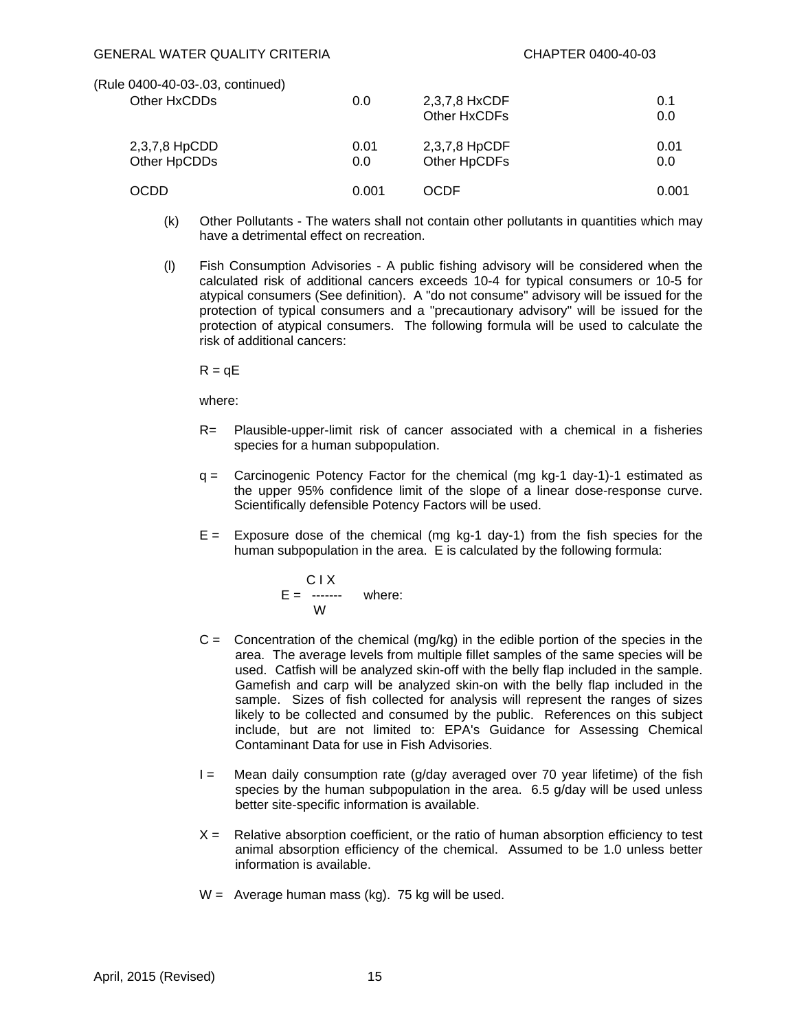(Rule 0400-40-03-.03, continued)

| | | | |
|---|---|---|---|
| Other HxCDDs | 0.0 | 2,3,7,8 HxCDF | 0.1 |
| | | Other HxCDFs | 0.0 |
| 2,3,7,8 HpCDD | 0.01 | 2,3,7,8 HpCDF | 0.01 |
| Other HpCDDs | 0.0 | Other HpCDFs | 0.0 |
| OCDD | 0.001 | OCDF | 0.001 |

(k) Other Pollutants - The waters shall not contain other pollutants in quantities which may have a detrimental effect on recreation.

(l) Fish Consumption Advisories - A public fishing advisory will be considered when the calculated risk of additional cancers exceeds 10-4 for typical consumers or 10-5 for atypical consumers (See definition). A "do not consume" advisory will be issued for the protection of typical consumers and a "precautionary advisory" will be issued for the protection of atypical consumers. The following formula will be used to calculate the risk of additional cancers:

$R = qE$

where:

R= Plausible-upper-limit risk of cancer associated with a chemical in a fisheries species for a human subpopulation.

q = Carcinogenic Potency Factor for the chemical (mg kg-1 day-1)-1 estimated as the upper 95% confidence limit of the slope of a linear dose-response curve. Scientifically defensible Potency Factors will be used.

E = Exposure dose of the chemical (mg kg-1 day-1) from the fish species for the human subpopulation in the area. E is calculated by the following formula:

$$E = \frac{C\,I\,X}{W}$$ where:

C = Concentration of the chemical (mg/kg) in the edible portion of the species in the area. The average levels from multiple fillet samples of the same species will be used. Catfish will be analyzed skin-off with the belly flap included in the sample. Gamefish and carp will be analyzed skin-on with the belly flap included in the sample. Sizes of fish collected for analysis will represent the ranges of sizes likely to be collected and consumed by the public. References on this subject include, but are not limited to: EPA's Guidance for Assessing Chemical Contaminant Data for use in Fish Advisories.

I = Mean daily consumption rate (g/day averaged over 70 year lifetime) of the fish species by the human subpopulation in the area. 6.5 g/day will be used unless better site-specific information is available.

X = Relative absorption coefficient, or the ratio of human absorption efficiency to test animal absorption efficiency of the chemical. Assumed to be 1.0 unless better information is available.

W = Average human mass (kg). 75 kg will be used.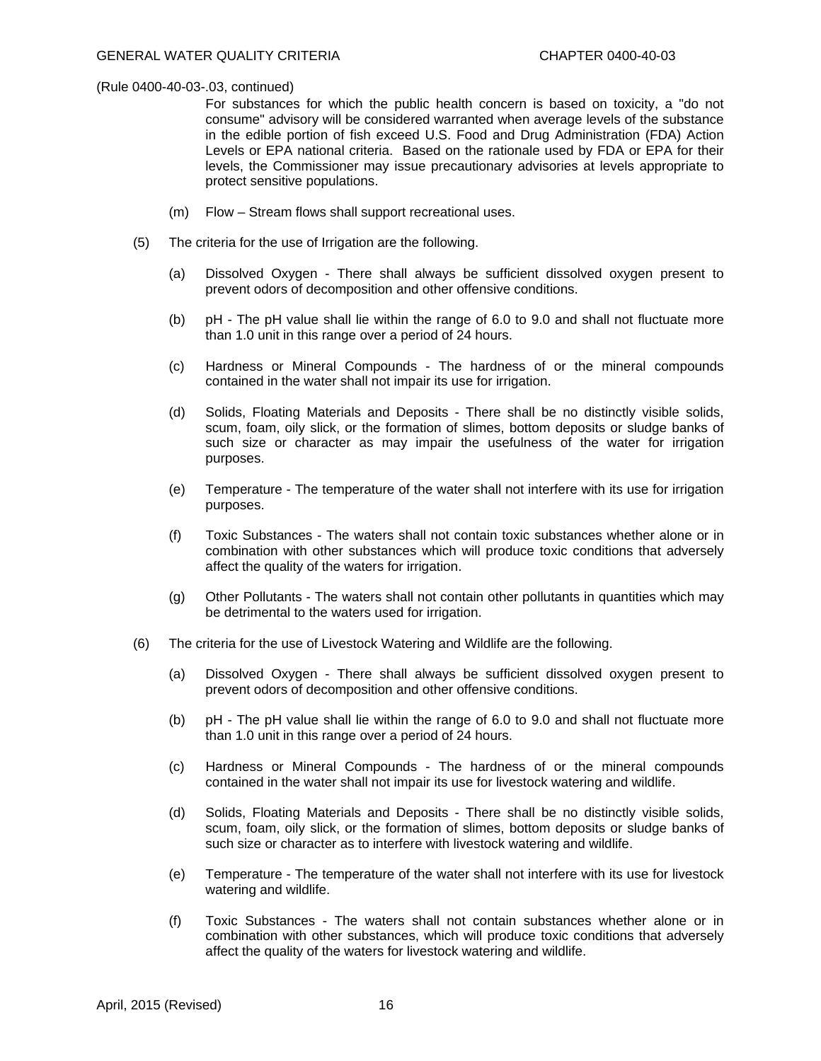(Rule 0400-40-03-.03, continued)

For substances for which the public health concern is based on toxicity, a "do not consume" advisory will be considered warranted when average levels of the substance in the edible portion of fish exceed U.S. Food and Drug Administration (FDA) Action Levels or EPA national criteria. Based on the rationale used by FDA or EPA for their levels, the Commissioner may issue precautionary advisories at levels appropriate to protect sensitive populations.

(m) Flow – Stream flows shall support recreational uses.

(5) The criteria for the use of Irrigation are the following.

(a) Dissolved Oxygen - There shall always be sufficient dissolved oxygen present to prevent odors of decomposition and other offensive conditions.

(b) pH - The pH value shall lie within the range of 6.0 to 9.0 and shall not fluctuate more than 1.0 unit in this range over a period of 24 hours.

(c) Hardness or Mineral Compounds - The hardness of or the mineral compounds contained in the water shall not impair its use for irrigation.

(d) Solids, Floating Materials and Deposits - There shall be no distinctly visible solids, scum, foam, oily slick, or the formation of slimes, bottom deposits or sludge banks of such size or character as may impair the usefulness of the water for irrigation purposes.

(e) Temperature - The temperature of the water shall not interfere with its use for irrigation purposes.

(f) Toxic Substances - The waters shall not contain toxic substances whether alone or in combination with other substances which will produce toxic conditions that adversely affect the quality of the waters for irrigation.

(g) Other Pollutants - The waters shall not contain other pollutants in quantities which may be detrimental to the waters used for irrigation.

(6) The criteria for the use of Livestock Watering and Wildlife are the following.

(a) Dissolved Oxygen - There shall always be sufficient dissolved oxygen present to prevent odors of decomposition and other offensive conditions.

(b) pH - The pH value shall lie within the range of 6.0 to 9.0 and shall not fluctuate more than 1.0 unit in this range over a period of 24 hours.

(c) Hardness or Mineral Compounds - The hardness of or the mineral compounds contained in the water shall not impair its use for livestock watering and wildlife.

(d) Solids, Floating Materials and Deposits - There shall be no distinctly visible solids, scum, foam, oily slick, or the formation of slimes, bottom deposits or sludge banks of such size or character as to interfere with livestock watering and wildlife.

(e) Temperature - The temperature of the water shall not interfere with its use for livestock watering and wildlife.

(f) Toxic Substances - The waters shall not contain substances whether alone or in combination with other substances, which will produce toxic conditions that adversely affect the quality of the waters for livestock watering and wildlife.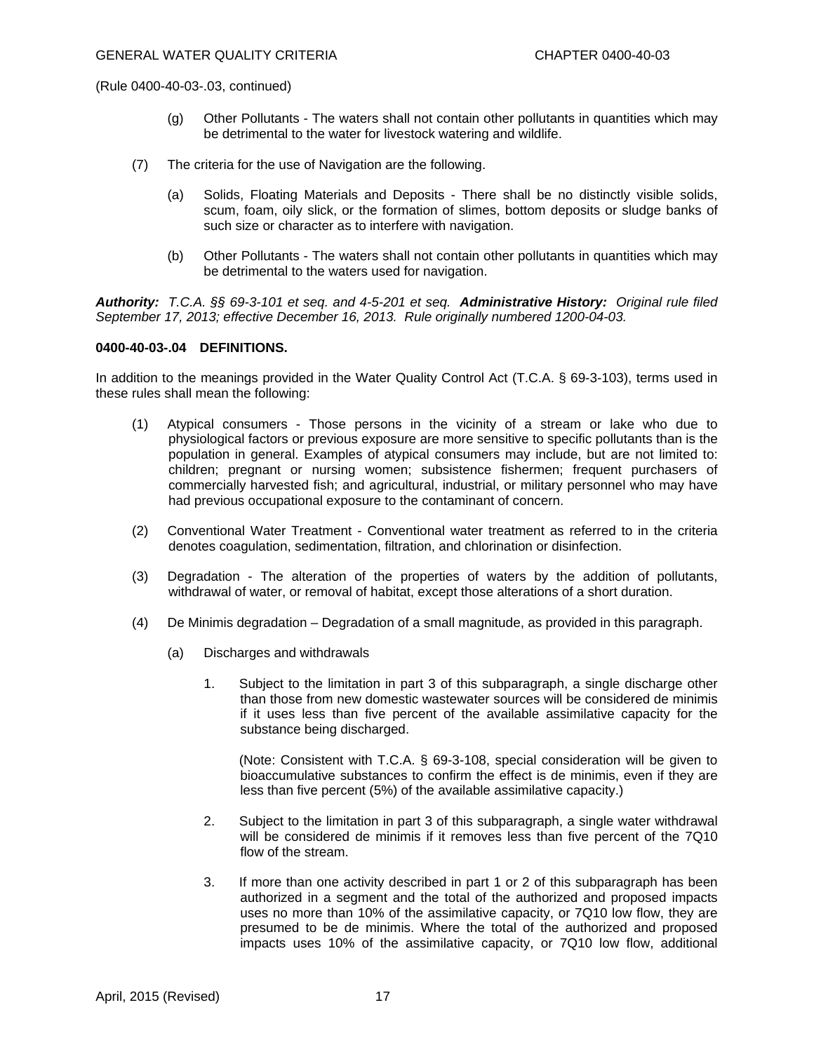(Rule 0400-40-03-.03, continued)

(g) Other Pollutants - The waters shall not contain other pollutants in quantities which may be detrimental to the water for livestock watering and wildlife.

(7) The criteria for the use of Navigation are the following.

(a) Solids, Floating Materials and Deposits - There shall be no distinctly visible solids, scum, foam, oily slick, or the formation of slimes, bottom deposits or sludge banks of such size or character as to interfere with navigation.

(b) Other Pollutants - The waters shall not contain other pollutants in quantities which may be detrimental to the waters used for navigation.

***Authority:*** *T.C.A. §§ 69-3-101 et seq. and 4-5-201 et seq.* ***Administrative History:*** *Original rule filed September 17, 2013; effective December 16, 2013. Rule originally numbered 1200-04-03.*

**0400-40-03-.04 DEFINITIONS.**

In addition to the meanings provided in the Water Quality Control Act (T.C.A. § 69-3-103), terms used in these rules shall mean the following:

(1) Atypical consumers - Those persons in the vicinity of a stream or lake who due to physiological factors or previous exposure are more sensitive to specific pollutants than is the population in general. Examples of atypical consumers may include, but are not limited to: children; pregnant or nursing women; subsistence fishermen; frequent purchasers of commercially harvested fish; and agricultural, industrial, or military personnel who may have had previous occupational exposure to the contaminant of concern.

(2) Conventional Water Treatment - Conventional water treatment as referred to in the criteria denotes coagulation, sedimentation, filtration, and chlorination or disinfection.

(3) Degradation - The alteration of the properties of waters by the addition of pollutants, withdrawal of water, or removal of habitat, except those alterations of a short duration.

(4) De Minimis degradation – Degradation of a small magnitude, as provided in this paragraph.

(a) Discharges and withdrawals

1. Subject to the limitation in part 3 of this subparagraph, a single discharge other than those from new domestic wastewater sources will be considered de minimis if it uses less than five percent of the available assimilative capacity for the substance being discharged.

   (Note: Consistent with T.C.A. § 69-3-108, special consideration will be given to bioaccumulative substances to confirm the effect is de minimis, even if they are less than five percent (5%) of the available assimilative capacity.)

2. Subject to the limitation in part 3 of this subparagraph, a single water withdrawal will be considered de minimis if it removes less than five percent of the 7Q10 flow of the stream.

3. If more than one activity described in part 1 or 2 of this subparagraph has been authorized in a segment and the total of the authorized and proposed impacts uses no more than 10% of the assimilative capacity, or 7Q10 low flow, they are presumed to be de minimis. Where the total of the authorized and proposed impacts uses 10% of the assimilative capacity, or 7Q10 low flow, additional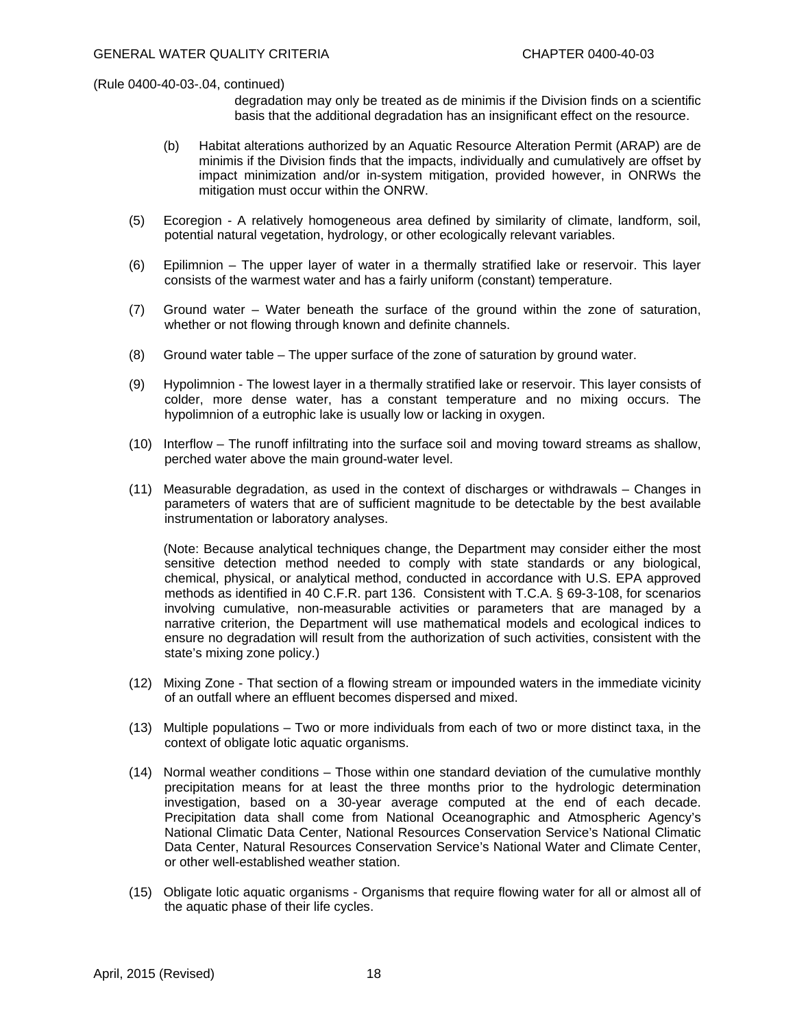(Rule 0400-40-03-.04, continued)

degradation may only be treated as de minimis if the Division finds on a scientific basis that the additional degradation has an insignificant effect on the resource.

(b) Habitat alterations authorized by an Aquatic Resource Alteration Permit (ARAP) are de minimis if the Division finds that the impacts, individually and cumulatively are offset by impact minimization and/or in-system mitigation, provided however, in ONRWs the mitigation must occur within the ONRW.

(5) Ecoregion - A relatively homogeneous area defined by similarity of climate, landform, soil, potential natural vegetation, hydrology, or other ecologically relevant variables.

(6) Epilimnion – The upper layer of water in a thermally stratified lake or reservoir. This layer consists of the warmest water and has a fairly uniform (constant) temperature.

(7) Ground water – Water beneath the surface of the ground within the zone of saturation, whether or not flowing through known and definite channels.

(8) Ground water table – The upper surface of the zone of saturation by ground water.

(9) Hypolimnion - The lowest layer in a thermally stratified lake or reservoir. This layer consists of colder, more dense water, has a constant temperature and no mixing occurs. The hypolimnion of a eutrophic lake is usually low or lacking in oxygen.

(10) Interflow – The runoff infiltrating into the surface soil and moving toward streams as shallow, perched water above the main ground-water level.

(11) Measurable degradation, as used in the context of discharges or withdrawals – Changes in parameters of waters that are of sufficient magnitude to be detectable by the best available instrumentation or laboratory analyses.

(Note: Because analytical techniques change, the Department may consider either the most sensitive detection method needed to comply with state standards or any biological, chemical, physical, or analytical method, conducted in accordance with U.S. EPA approved methods as identified in 40 C.F.R. part 136. Consistent with T.C.A. § 69-3-108, for scenarios involving cumulative, non-measurable activities or parameters that are managed by a narrative criterion, the Department will use mathematical models and ecological indices to ensure no degradation will result from the authorization of such activities, consistent with the state's mixing zone policy.)

(12) Mixing Zone - That section of a flowing stream or impounded waters in the immediate vicinity of an outfall where an effluent becomes dispersed and mixed.

(13) Multiple populations – Two or more individuals from each of two or more distinct taxa, in the context of obligate lotic aquatic organisms.

(14) Normal weather conditions – Those within one standard deviation of the cumulative monthly precipitation means for at least the three months prior to the hydrologic determination investigation, based on a 30-year average computed at the end of each decade. Precipitation data shall come from National Oceanographic and Atmospheric Agency's National Climatic Data Center, National Resources Conservation Service's National Climatic Data Center, Natural Resources Conservation Service's National Water and Climate Center, or other well-established weather station.

(15) Obligate lotic aquatic organisms - Organisms that require flowing water for all or almost all of the aquatic phase of their life cycles.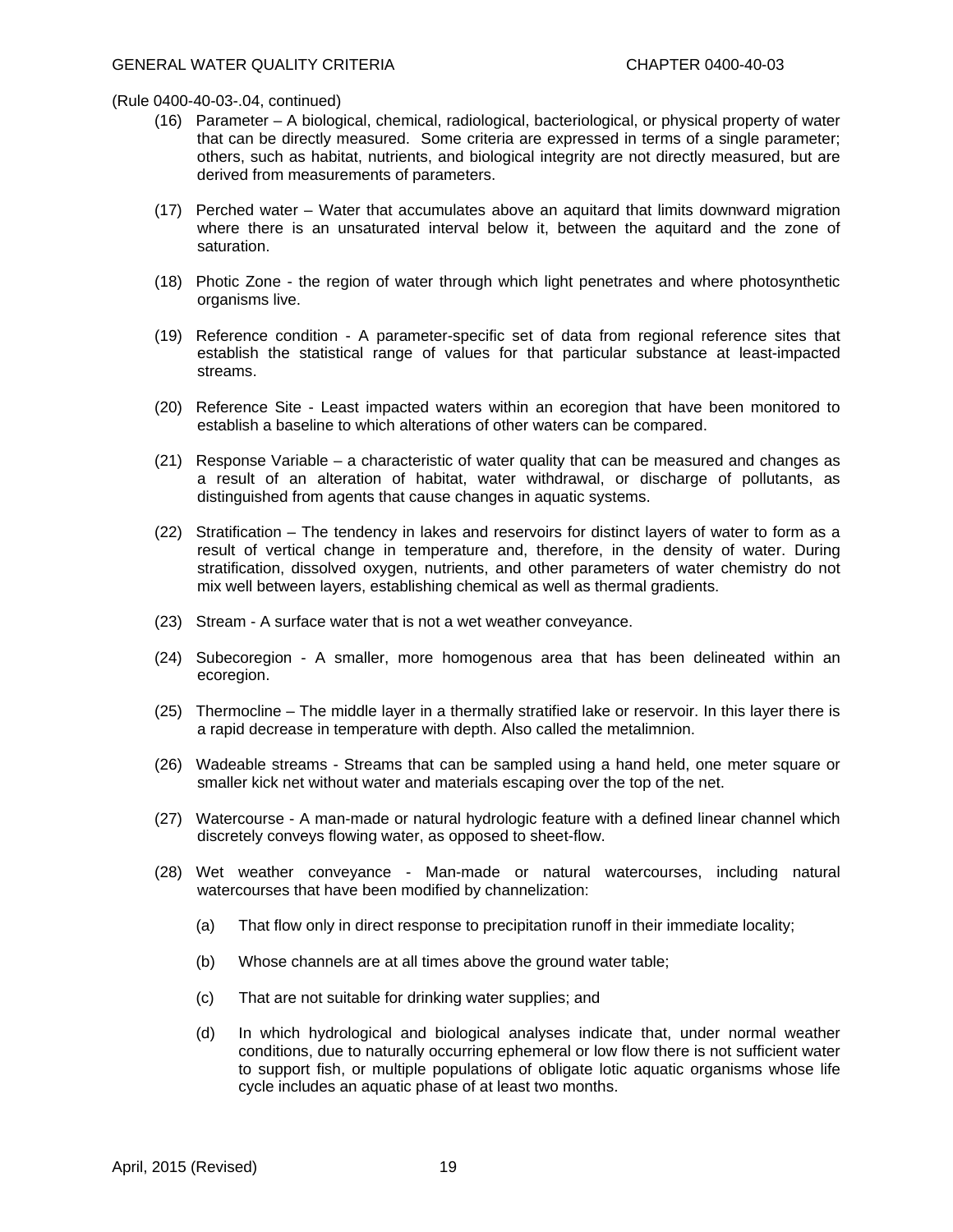(Rule 0400-40-03-.04, continued)

(16) Parameter – A biological, chemical, radiological, bacteriological, or physical property of water that can be directly measured. Some criteria are expressed in terms of a single parameter; others, such as habitat, nutrients, and biological integrity are not directly measured, but are derived from measurements of parameters.

(17) Perched water – Water that accumulates above an aquitard that limits downward migration where there is an unsaturated interval below it, between the aquitard and the zone of saturation.

(18) Photic Zone - the region of water through which light penetrates and where photosynthetic organisms live.

(19) Reference condition - A parameter-specific set of data from regional reference sites that establish the statistical range of values for that particular substance at least-impacted streams.

(20) Reference Site - Least impacted waters within an ecoregion that have been monitored to establish a baseline to which alterations of other waters can be compared.

(21) Response Variable – a characteristic of water quality that can be measured and changes as a result of an alteration of habitat, water withdrawal, or discharge of pollutants, as distinguished from agents that cause changes in aquatic systems.

(22) Stratification – The tendency in lakes and reservoirs for distinct layers of water to form as a result of vertical change in temperature and, therefore, in the density of water. During stratification, dissolved oxygen, nutrients, and other parameters of water chemistry do not mix well between layers, establishing chemical as well as thermal gradients.

(23) Stream - A surface water that is not a wet weather conveyance.

(24) Subecoregion - A smaller, more homogenous area that has been delineated within an ecoregion.

(25) Thermocline – The middle layer in a thermally stratified lake or reservoir. In this layer there is a rapid decrease in temperature with depth. Also called the metalimnion.

(26) Wadeable streams - Streams that can be sampled using a hand held, one meter square or smaller kick net without water and materials escaping over the top of the net.

(27) Watercourse - A man-made or natural hydrologic feature with a defined linear channel which discretely conveys flowing water, as opposed to sheet-flow.

(28) Wet weather conveyance - Man-made or natural watercourses, including natural watercourses that have been modified by channelization:

(a) That flow only in direct response to precipitation runoff in their immediate locality;

(b) Whose channels are at all times above the ground water table;

(c) That are not suitable for drinking water supplies; and

(d) In which hydrological and biological analyses indicate that, under normal weather conditions, due to naturally occurring ephemeral or low flow there is not sufficient water to support fish, or multiple populations of obligate lotic aquatic organisms whose life cycle includes an aquatic phase of at least two months.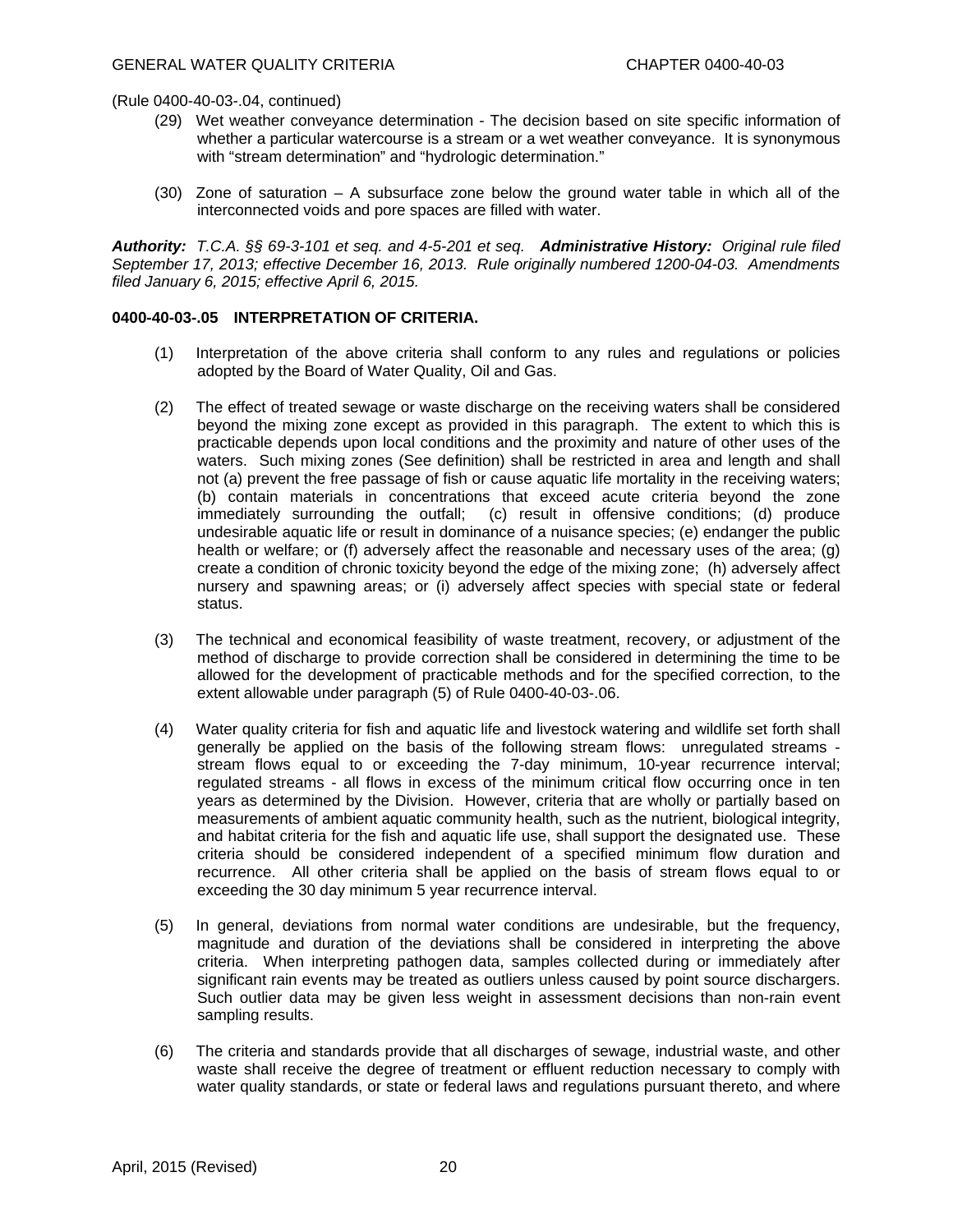(Rule 0400-40-03-.04, continued)

(29) Wet weather conveyance determination - The decision based on site specific information of whether a particular watercourse is a stream or a wet weather conveyance. It is synonymous with "stream determination" and "hydrologic determination."

(30) Zone of saturation – A subsurface zone below the ground water table in which all of the interconnected voids and pore spaces are filled with water.

***Authority:*** *T.C.A. §§ 69-3-101 et seq. and 4-5-201 et seq.* ***Administrative History:*** *Original rule filed September 17, 2013; effective December 16, 2013. Rule originally numbered 1200-04-03. Amendments filed January 6, 2015; effective April 6, 2015.*

**0400-40-03-.05 INTERPRETATION OF CRITERIA.**

(1) Interpretation of the above criteria shall conform to any rules and regulations or policies adopted by the Board of Water Quality, Oil and Gas.

(2) The effect of treated sewage or waste discharge on the receiving waters shall be considered beyond the mixing zone except as provided in this paragraph. The extent to which this is practicable depends upon local conditions and the proximity and nature of other uses of the waters. Such mixing zones (See definition) shall be restricted in area and length and shall not (a) prevent the free passage of fish or cause aquatic life mortality in the receiving waters; (b) contain materials in concentrations that exceed acute criteria beyond the zone immediately surrounding the outfall; (c) result in offensive conditions; (d) produce undesirable aquatic life or result in dominance of a nuisance species; (e) endanger the public health or welfare; or (f) adversely affect the reasonable and necessary uses of the area; (g) create a condition of chronic toxicity beyond the edge of the mixing zone; (h) adversely affect nursery and spawning areas; or (i) adversely affect species with special state or federal status.

(3) The technical and economical feasibility of waste treatment, recovery, or adjustment of the method of discharge to provide correction shall be considered in determining the time to be allowed for the development of practicable methods and for the specified correction, to the extent allowable under paragraph (5) of Rule 0400-40-03-.06.

(4) Water quality criteria for fish and aquatic life and livestock watering and wildlife set forth shall generally be applied on the basis of the following stream flows: unregulated streams - stream flows equal to or exceeding the 7-day minimum, 10-year recurrence interval; regulated streams - all flows in excess of the minimum critical flow occurring once in ten years as determined by the Division. However, criteria that are wholly or partially based on measurements of ambient aquatic community health, such as the nutrient, biological integrity, and habitat criteria for the fish and aquatic life use, shall support the designated use. These criteria should be considered independent of a specified minimum flow duration and recurrence. All other criteria shall be applied on the basis of stream flows equal to or exceeding the 30 day minimum 5 year recurrence interval.

(5) In general, deviations from normal water conditions are undesirable, but the frequency, magnitude and duration of the deviations shall be considered in interpreting the above criteria. When interpreting pathogen data, samples collected during or immediately after significant rain events may be treated as outliers unless caused by point source dischargers. Such outlier data may be given less weight in assessment decisions than non-rain event sampling results.

(6) The criteria and standards provide that all discharges of sewage, industrial waste, and other waste shall receive the degree of treatment or effluent reduction necessary to comply with water quality standards, or state or federal laws and regulations pursuant thereto, and where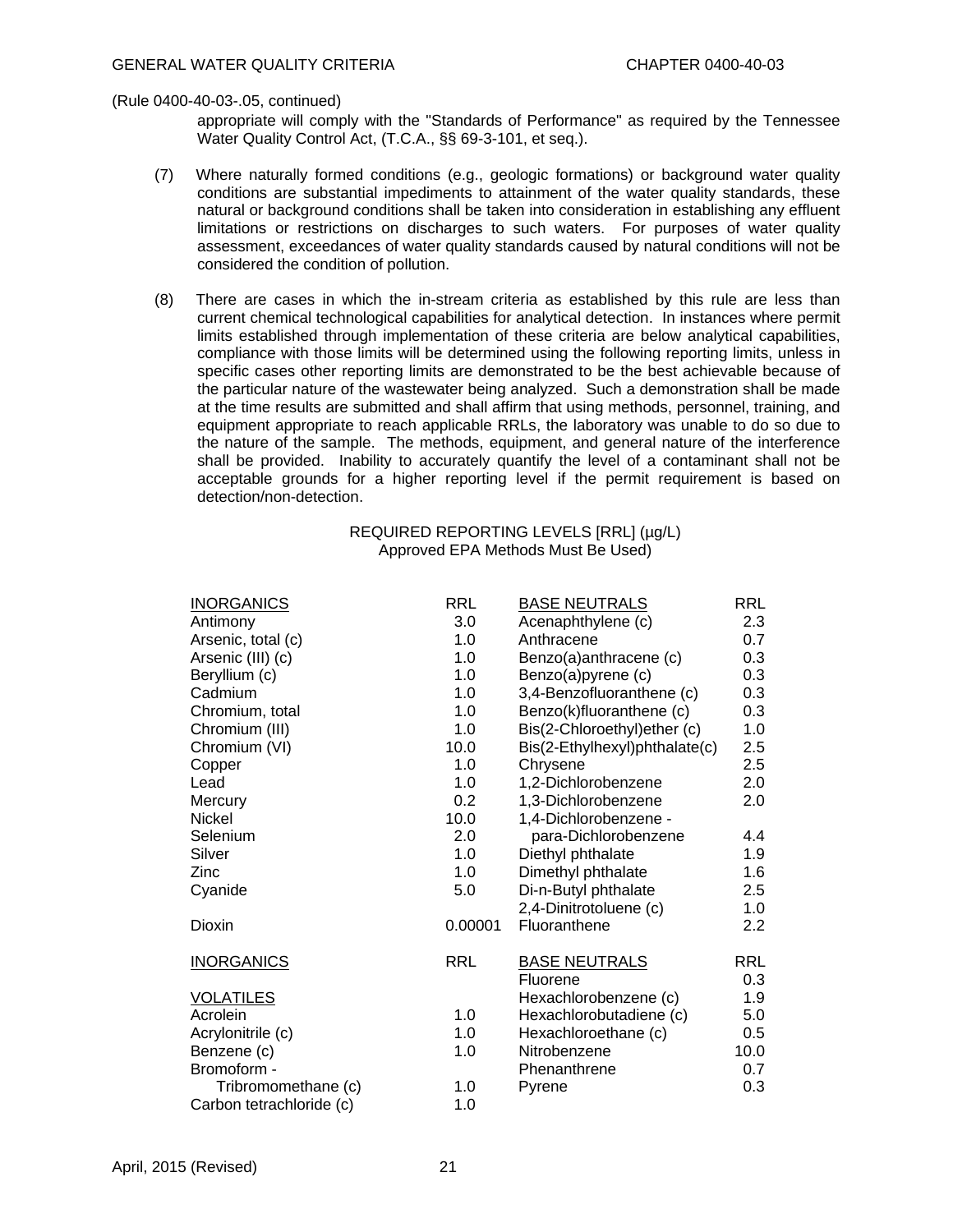(Rule 0400-40-03-.05, continued)

appropriate will comply with the "Standards of Performance" as required by the Tennessee Water Quality Control Act, (T.C.A., §§ 69-3-101, et seq.).

(7) Where naturally formed conditions (e.g., geologic formations) or background water quality conditions are substantial impediments to attainment of the water quality standards, these natural or background conditions shall be taken into consideration in establishing any effluent limitations or restrictions on discharges to such waters. For purposes of water quality assessment, exceedances of water quality standards caused by natural conditions will not be considered the condition of pollution.

(8) There are cases in which the in-stream criteria as established by this rule are less than current chemical technological capabilities for analytical detection. In instances where permit limits established through implementation of these criteria are below analytical capabilities, compliance with those limits will be determined using the following reporting limits, unless in specific cases other reporting limits are demonstrated to be the best achievable because of the particular nature of the wastewater being analyzed. Such a demonstration shall be made at the time results are submitted and shall affirm that using methods, personnel, training, and equipment appropriate to reach applicable RRLs, the laboratory was unable to do so due to the nature of the sample. The methods, equipment, and general nature of the interference shall be provided. Inability to accurately quantify the level of a contaminant shall not be acceptable grounds for a higher reporting level if the permit requirement is based on detection/non-detection.

REQUIRED REPORTING LEVELS [RRL] (µg/L)
Approved EPA Methods Must Be Used)

| INORGANICS | RRL | BASE NEUTRALS | RRL |
|---|---|---|---|
| Antimony | 3.0 | Acenaphthylene (c) | 2.3 |
| Arsenic, total (c) | 1.0 | Anthracene | 0.7 |
| Arsenic (III) (c) | 1.0 | Benzo(a)anthracene (c) | 0.3 |
| Beryllium (c) | 1.0 | Benzo(a)pyrene (c) | 0.3 |
| Cadmium | 1.0 | 3,4-Benzofluoranthene (c) | 0.3 |
| Chromium, total | 1.0 | Benzo(k)fluoranthene (c) | 0.3 |
| Chromium (III) | 1.0 | Bis(2-Chloroethyl)ether (c) | 1.0 |
| Chromium (VI) | 10.0 | Bis(2-Ethylhexyl)phthalate(c) | 2.5 |
| Copper | 1.0 | Chrysene | 2.5 |
| Lead | 1.0 | 1,2-Dichlorobenzene | 2.0 |
| Mercury | 0.2 | 1,3-Dichlorobenzene | 2.0 |
| Nickel | 10.0 | 1,4-Dichlorobenzene - para-Dichlorobenzene | 4.4 |
| Selenium | 2.0 | Diethyl phthalate | 1.9 |
| Silver | 1.0 | Dimethyl phthalate | 1.6 |
| Zinc | 1.0 | Di-n-Butyl phthalate | 2.5 |
| Cyanide | 5.0 | 2,4-Dinitrotoluene (c) | 1.0 |
| Dioxin | 0.00001 | Fluoranthene | 2.2 |

| INORGANICS | RRL | BASE NEUTRALS | RRL |
|---|---|---|---|
| | | Fluorene | 0.3 |
| VOLATILES | | Hexachlorobenzene (c) | 1.9 |
| Acrolein | 1.0 | Hexachlorobutadiene (c) | 5.0 |
| Acrylonitrile (c) | 1.0 | Hexachloroethane (c) | 0.5 |
| Benzene (c) | 1.0 | Nitrobenzene | 10.0 |
| Bromoform - | | Phenanthrene | 0.7 |
| Tribromomethane (c) | 1.0 | Pyrene | 0.3 |
| Carbon tetrachloride (c) | 1.0 | | |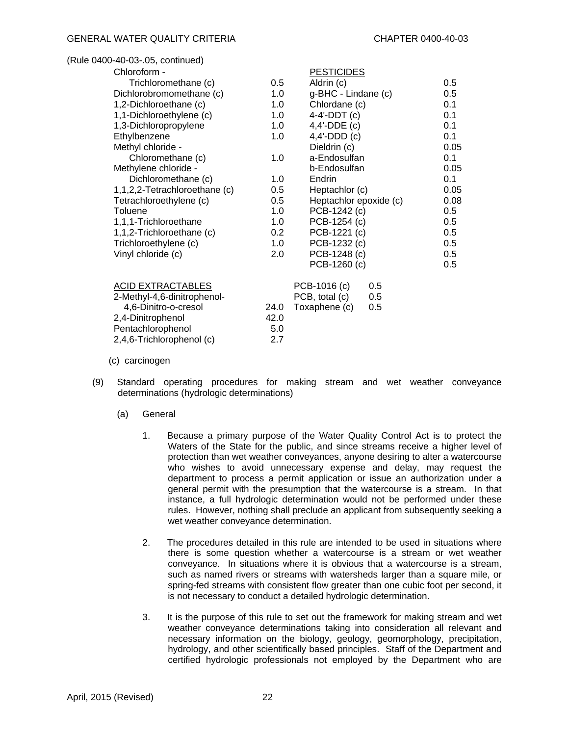(Rule 0400-40-03-.05, continued)

| | | | |
|---|---|---|---|
| Chloroform - Trichloromethane (c) | 0.5 | **PESTICIDES** | |
| | | Aldrin (c) | 0.5 |
| Dichlorobromomethane (c) | 1.0 | g-BHC - Lindane (c) | 0.5 |
| 1,2-Dichloroethane (c) | 1.0 | Chlordane (c) | 0.1 |
| 1,1-Dichloroethylene (c) | 1.0 | 4-4'-DDT (c) | 0.1 |
| 1,3-Dichloropropylene | 1.0 | 4,4'-DDE (c) | 0.1 |
| Ethylbenzene | 1.0 | 4,4'-DDD (c) | 0.1 |
| Methyl chloride - Chloromethane (c) | 1.0 | Dieldrin (c) | 0.05 |
| | | a-Endosulfan | 0.1 |
| Methylene chloride - Dichloromethane (c) | 1.0 | b-Endosulfan | 0.05 |
| | | Endrin | 0.1 |
| 1,1,2,2-Tetrachloroethane (c) | 0.5 | Heptachlor (c) | 0.05 |
| Tetrachloroethylene (c) | 0.5 | Heptachlor epoxide (c) | 0.08 |
| Toluene | 1.0 | PCB-1242 (c) | 0.5 |
| 1,1,1-Trichloroethane | 1.0 | PCB-1254 (c) | 0.5 |
| 1,1,2-Trichloroethane (c) | 0.2 | PCB-1221 (c) | 0.5 |
| Trichloroethylene (c) | 1.0 | PCB-1232 (c) | 0.5 |
| Vinyl chloride (c) | 2.0 | PCB-1248 (c) | 0.5 |
| | | PCB-1260 (c) | 0.5 |
| **ACID EXTRACTABLES** | | PCB-1016 (c) | 0.5 |
| 2-Methyl-4,6-dinitrophenol- 4,6-Dinitro-o-cresol | 24.0 | PCB, total (c) | 0.5 |
| | | Toxaphene (c) | 0.5 |
| 2,4-Dinitrophenol | 42.0 | | |
| Pentachlorophenol | 5.0 | | |
| 2,4,6-Trichlorophenol (c) | 2.7 | | |

(c) carcinogen

(9) Standard operating procedures for making stream and wet weather conveyance determinations (hydrologic determinations)

(a) General

1. Because a primary purpose of the Water Quality Control Act is to protect the Waters of the State for the public, and since streams receive a higher level of protection than wet weather conveyances, anyone desiring to alter a watercourse who wishes to avoid unnecessary expense and delay, may request the department to process a permit application or issue an authorization under a general permit with the presumption that the watercourse is a stream. In that instance, a full hydrologic determination would not be performed under these rules. However, nothing shall preclude an applicant from subsequently seeking a wet weather conveyance determination.

2. The procedures detailed in this rule are intended to be used in situations where there is some question whether a watercourse is a stream or wet weather conveyance. In situations where it is obvious that a watercourse is a stream, such as named rivers or streams with watersheds larger than a square mile, or spring-fed streams with consistent flow greater than one cubic foot per second, it is not necessary to conduct a detailed hydrologic determination.

3. It is the purpose of this rule to set out the framework for making stream and wet weather conveyance determinations taking into consideration all relevant and necessary information on the biology, geology, geomorphology, precipitation, hydrology, and other scientifically based principles. Staff of the Department and certified hydrologic professionals not employed by the Department who are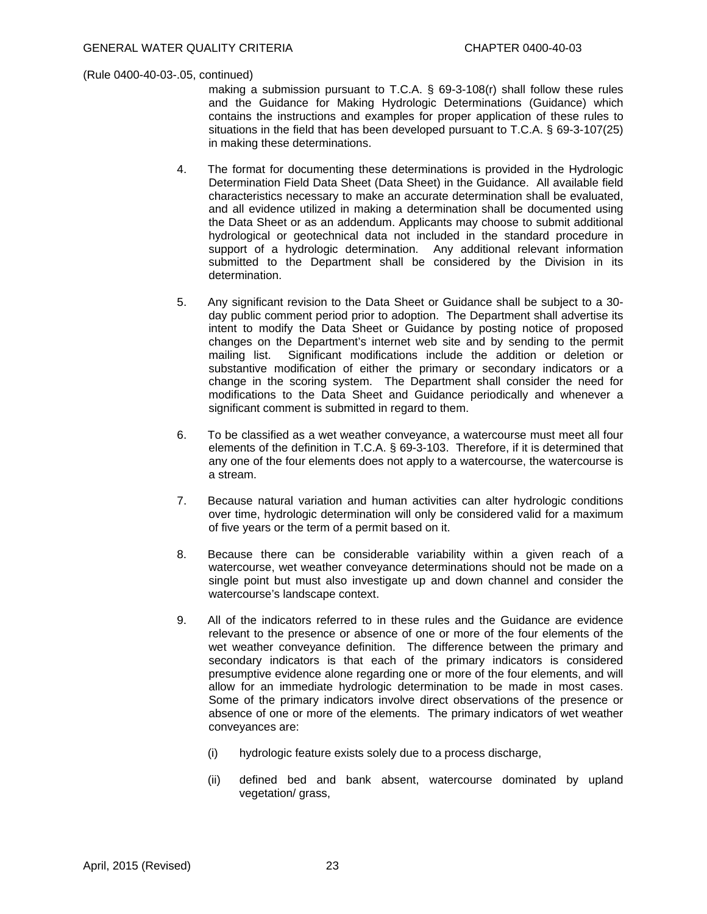(Rule 0400-40-03-.05, continued)

making a submission pursuant to T.C.A. § 69-3-108(r) shall follow these rules and the Guidance for Making Hydrologic Determinations (Guidance) which contains the instructions and examples for proper application of these rules to situations in the field that has been developed pursuant to T.C.A. § 69-3-107(25) in making these determinations.

4. The format for documenting these determinations is provided in the Hydrologic Determination Field Data Sheet (Data Sheet) in the Guidance. All available field characteristics necessary to make an accurate determination shall be evaluated, and all evidence utilized in making a determination shall be documented using the Data Sheet or as an addendum. Applicants may choose to submit additional hydrological or geotechnical data not included in the standard procedure in support of a hydrologic determination. Any additional relevant information submitted to the Department shall be considered by the Division in its determination.

5. Any significant revision to the Data Sheet or Guidance shall be subject to a 30-day public comment period prior to adoption. The Department shall advertise its intent to modify the Data Sheet or Guidance by posting notice of proposed changes on the Department's internet web site and by sending to the permit mailing list. Significant modifications include the addition or deletion or substantive modification of either the primary or secondary indicators or a change in the scoring system. The Department shall consider the need for modifications to the Data Sheet and Guidance periodically and whenever a significant comment is submitted in regard to them.

6. To be classified as a wet weather conveyance, a watercourse must meet all four elements of the definition in T.C.A. § 69-3-103. Therefore, if it is determined that any one of the four elements does not apply to a watercourse, the watercourse is a stream.

7. Because natural variation and human activities can alter hydrologic conditions over time, hydrologic determination will only be considered valid for a maximum of five years or the term of a permit based on it.

8. Because there can be considerable variability within a given reach of a watercourse, wet weather conveyance determinations should not be made on a single point but must also investigate up and down channel and consider the watercourse's landscape context.

9. All of the indicators referred to in these rules and the Guidance are evidence relevant to the presence or absence of one or more of the four elements of the wet weather conveyance definition. The difference between the primary and secondary indicators is that each of the primary indicators is considered presumptive evidence alone regarding one or more of the four elements, and will allow for an immediate hydrologic determination to be made in most cases. Some of the primary indicators involve direct observations of the presence or absence of one or more of the elements. The primary indicators of wet weather conveyances are:

   (i) hydrologic feature exists solely due to a process discharge,

   (ii) defined bed and bank absent, watercourse dominated by upland vegetation/ grass,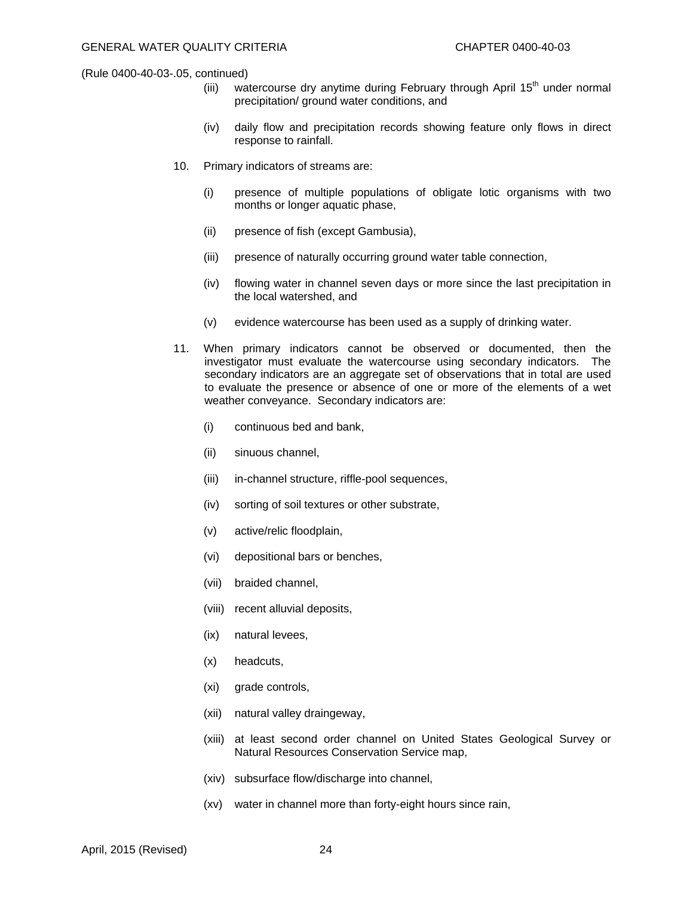(Rule 0400-40-03-.05, continued)

(iii) watercourse dry anytime during February through April 15th under normal precipitation/ ground water conditions, and

(iv) daily flow and precipitation records showing feature only flows in direct response to rainfall.

10. Primary indicators of streams are:

(i) presence of multiple populations of obligate lotic organisms with two months or longer aquatic phase,

(ii) presence of fish (except Gambusia),

(iii) presence of naturally occurring ground water table connection,

(iv) flowing water in channel seven days or more since the last precipitation in the local watershed, and

(v) evidence watercourse has been used as a supply of drinking water.

11. When primary indicators cannot be observed or documented, then the investigator must evaluate the watercourse using secondary indicators. The secondary indicators are an aggregate set of observations that in total are used to evaluate the presence or absence of one or more of the elements of a wet weather conveyance. Secondary indicators are:

(i) continuous bed and bank,

(ii) sinuous channel,

(iii) in-channel structure, riffle-pool sequences,

(iv) sorting of soil textures or other substrate,

(v) active/relic floodplain,

(vi) depositional bars or benches,

(vii) braided channel,

(viii) recent alluvial deposits,

(ix) natural levees,

(x) headcuts,

(xi) grade controls,

(xii) natural valley draingeway,

(xiii) at least second order channel on United States Geological Survey or Natural Resources Conservation Service map,

(xiv) subsurface flow/discharge into channel,

(xv) water in channel more than forty-eight hours since rain,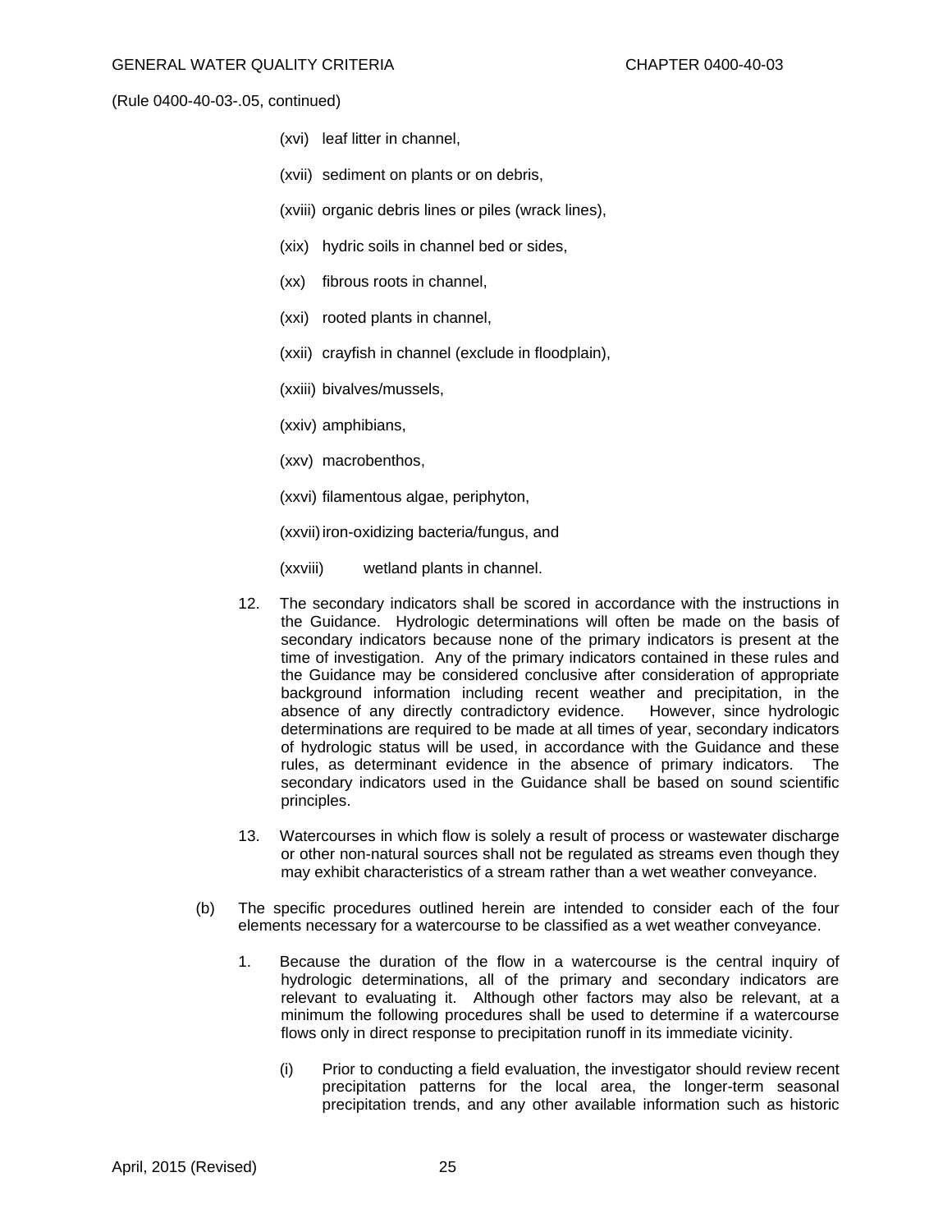(Rule 0400-40-03-.05, continued)

(xvi) leaf litter in channel,

(xvii) sediment on plants or on debris,

(xviii) organic debris lines or piles (wrack lines),

(xix) hydric soils in channel bed or sides,

(xx) fibrous roots in channel,

(xxi) rooted plants in channel,

(xxii) crayfish in channel (exclude in floodplain),

(xxiii) bivalves/mussels,

(xxiv) amphibians,

(xxv) macrobenthos,

(xxvi) filamentous algae, periphyton,

(xxvii) iron-oxidizing bacteria/fungus, and

(xxviii) wetland plants in channel.

12. The secondary indicators shall be scored in accordance with the instructions in the Guidance. Hydrologic determinations will often be made on the basis of secondary indicators because none of the primary indicators is present at the time of investigation. Any of the primary indicators contained in these rules and the Guidance may be considered conclusive after consideration of appropriate background information including recent weather and precipitation, in the absence of any directly contradictory evidence. However, since hydrologic determinations are required to be made at all times of year, secondary indicators of hydrologic status will be used, in accordance with the Guidance and these rules, as determinant evidence in the absence of primary indicators. The secondary indicators used in the Guidance shall be based on sound scientific principles.

13. Watercourses in which flow is solely a result of process or wastewater discharge or other non-natural sources shall not be regulated as streams even though they may exhibit characteristics of a stream rather than a wet weather conveyance.

(b) The specific procedures outlined herein are intended to consider each of the four elements necessary for a watercourse to be classified as a wet weather conveyance.

1. Because the duration of the flow in a watercourse is the central inquiry of hydrologic determinations, all of the primary and secondary indicators are relevant to evaluating it. Although other factors may also be relevant, at a minimum the following procedures shall be used to determine if a watercourse flows only in direct response to precipitation runoff in its immediate vicinity.

(i) Prior to conducting a field evaluation, the investigator should review recent precipitation patterns for the local area, the longer-term seasonal precipitation trends, and any other available information such as historic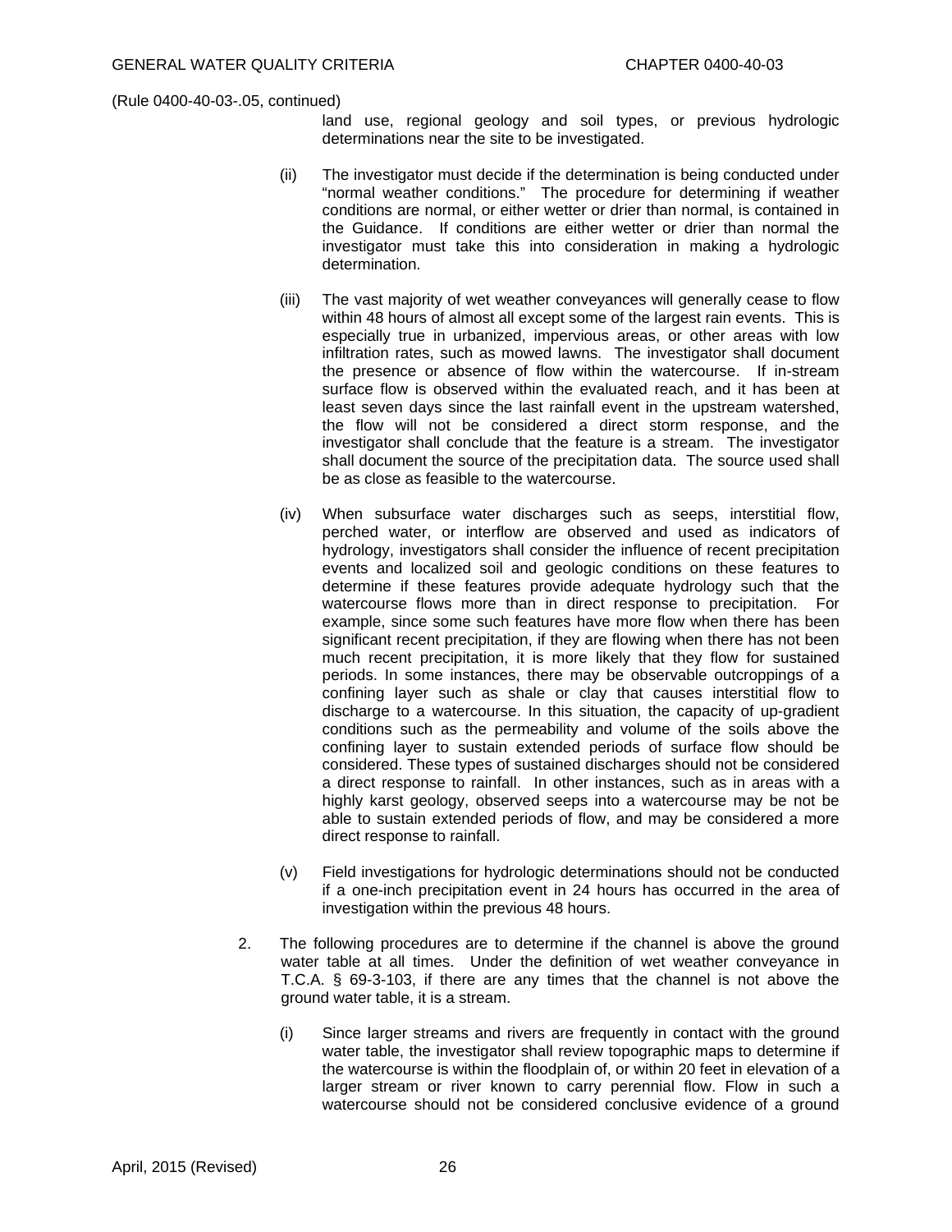(Rule 0400-40-03-.05, continued)

land use, regional geology and soil types, or previous hydrologic determinations near the site to be investigated.

(ii) The investigator must decide if the determination is being conducted under "normal weather conditions." The procedure for determining if weather conditions are normal, or either wetter or drier than normal, is contained in the Guidance. If conditions are either wetter or drier than normal the investigator must take this into consideration in making a hydrologic determination.

(iii) The vast majority of wet weather conveyances will generally cease to flow within 48 hours of almost all except some of the largest rain events. This is especially true in urbanized, impervious areas, or other areas with low infiltration rates, such as mowed lawns. The investigator shall document the presence or absence of flow within the watercourse. If in-stream surface flow is observed within the evaluated reach, and it has been at least seven days since the last rainfall event in the upstream watershed, the flow will not be considered a direct storm response, and the investigator shall conclude that the feature is a stream. The investigator shall document the source of the precipitation data. The source used shall be as close as feasible to the watercourse.

(iv) When subsurface water discharges such as seeps, interstitial flow, perched water, or interflow are observed and used as indicators of hydrology, investigators shall consider the influence of recent precipitation events and localized soil and geologic conditions on these features to determine if these features provide adequate hydrology such that the watercourse flows more than in direct response to precipitation. For example, since some such features have more flow when there has been significant recent precipitation, if they are flowing when there has not been much recent precipitation, it is more likely that they flow for sustained periods. In some instances, there may be observable outcroppings of a confining layer such as shale or clay that causes interstitial flow to discharge to a watercourse. In this situation, the capacity of up-gradient conditions such as the permeability and volume of the soils above the confining layer to sustain extended periods of surface flow should be considered. These types of sustained discharges should not be considered a direct response to rainfall. In other instances, such as in areas with a highly karst geology, observed seeps into a watercourse may be not be able to sustain extended periods of flow, and may be considered a more direct response to rainfall.

(v) Field investigations for hydrologic determinations should not be conducted if a one-inch precipitation event in 24 hours has occurred in the area of investigation within the previous 48 hours.

2. The following procedures are to determine if the channel is above the ground water table at all times. Under the definition of wet weather conveyance in T.C.A. § 69-3-103, if there are any times that the channel is not above the ground water table, it is a stream.

(i) Since larger streams and rivers are frequently in contact with the ground water table, the investigator shall review topographic maps to determine if the watercourse is within the floodplain of, or within 20 feet in elevation of a larger stream or river known to carry perennial flow. Flow in such a watercourse should not be considered conclusive evidence of a ground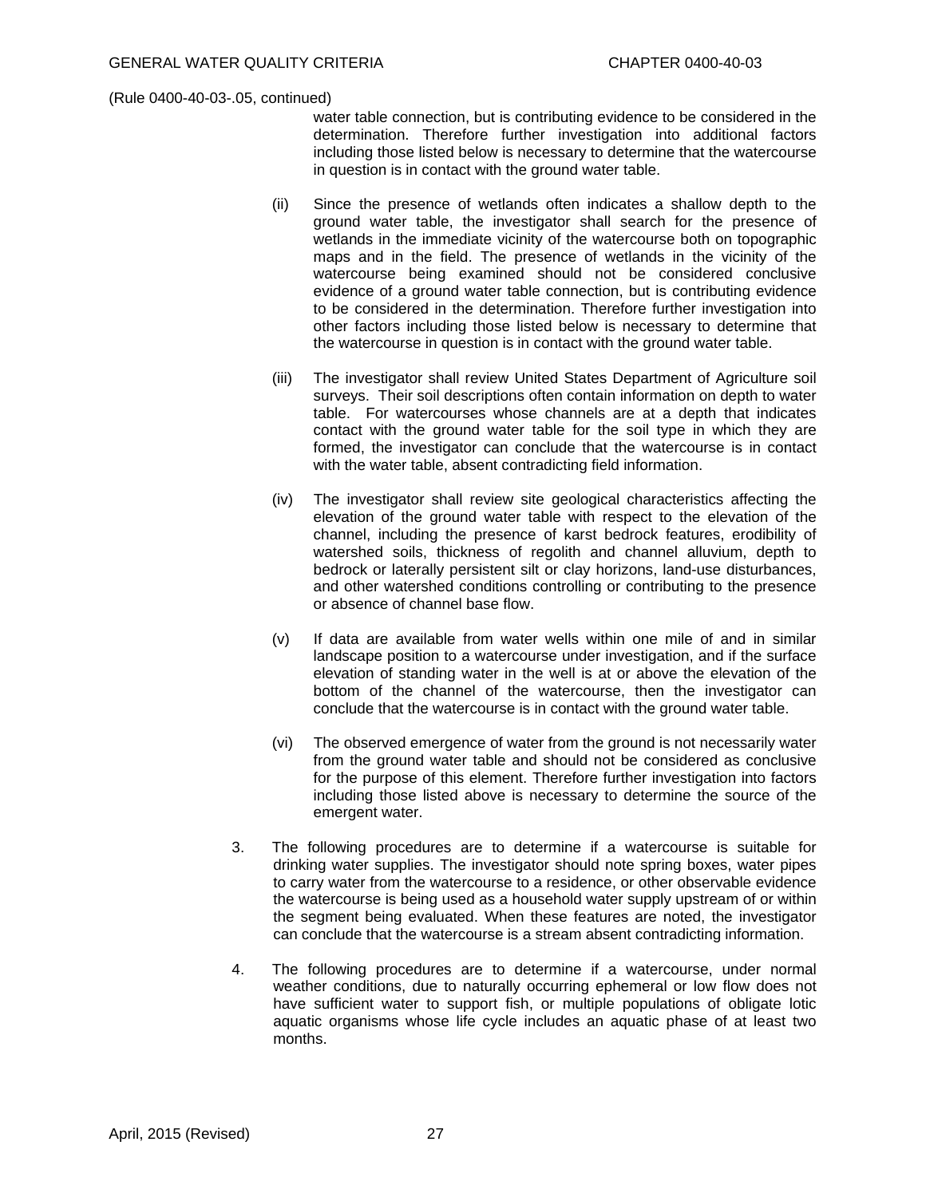(Rule 0400-40-03-.05, continued)

water table connection, but is contributing evidence to be considered in the determination. Therefore further investigation into additional factors including those listed below is necessary to determine that the watercourse in question is in contact with the ground water table.

(ii) Since the presence of wetlands often indicates a shallow depth to the ground water table, the investigator shall search for the presence of wetlands in the immediate vicinity of the watercourse both on topographic maps and in the field. The presence of wetlands in the vicinity of the watercourse being examined should not be considered conclusive evidence of a ground water table connection, but is contributing evidence to be considered in the determination. Therefore further investigation into other factors including those listed below is necessary to determine that the watercourse in question is in contact with the ground water table.

(iii) The investigator shall review United States Department of Agriculture soil surveys. Their soil descriptions often contain information on depth to water table. For watercourses whose channels are at a depth that indicates contact with the ground water table for the soil type in which they are formed, the investigator can conclude that the watercourse is in contact with the water table, absent contradicting field information.

(iv) The investigator shall review site geological characteristics affecting the elevation of the ground water table with respect to the elevation of the channel, including the presence of karst bedrock features, erodibility of watershed soils, thickness of regolith and channel alluvium, depth to bedrock or laterally persistent silt or clay horizons, land-use disturbances, and other watershed conditions controlling or contributing to the presence or absence of channel base flow.

(v) If data are available from water wells within one mile of and in similar landscape position to a watercourse under investigation, and if the surface elevation of standing water in the well is at or above the elevation of the bottom of the channel of the watercourse, then the investigator can conclude that the watercourse is in contact with the ground water table.

(vi) The observed emergence of water from the ground is not necessarily water from the ground water table and should not be considered as conclusive for the purpose of this element. Therefore further investigation into factors including those listed above is necessary to determine the source of the emergent water.

3. The following procedures are to determine if a watercourse is suitable for drinking water supplies. The investigator should note spring boxes, water pipes to carry water from the watercourse to a residence, or other observable evidence the watercourse is being used as a household water supply upstream of or within the segment being evaluated. When these features are noted, the investigator can conclude that the watercourse is a stream absent contradicting information.

4. The following procedures are to determine if a watercourse, under normal weather conditions, due to naturally occurring ephemeral or low flow does not have sufficient water to support fish, or multiple populations of obligate lotic aquatic organisms whose life cycle includes an aquatic phase of at least two months.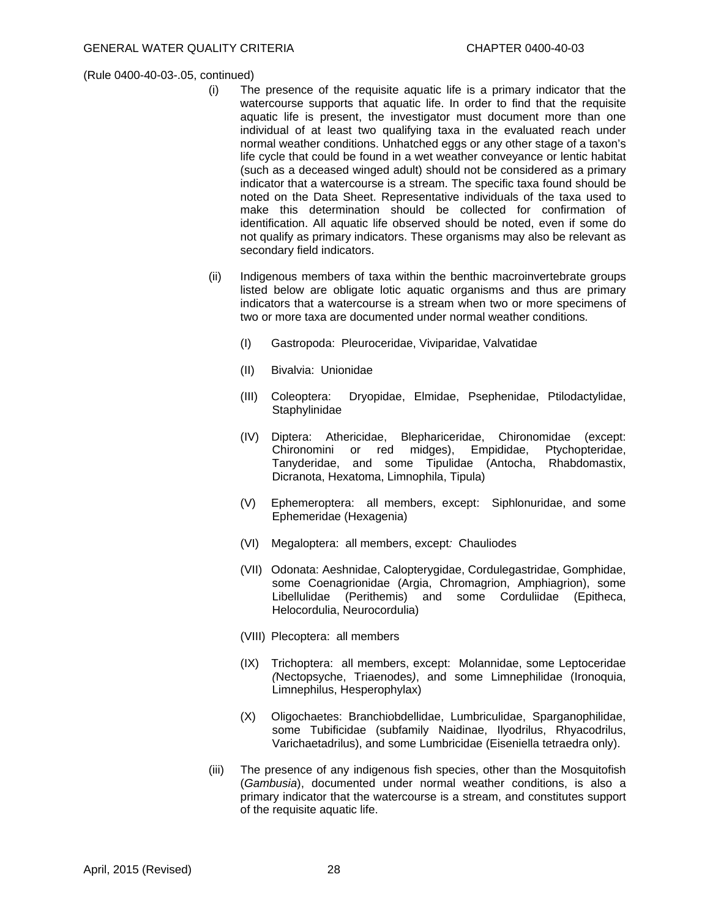(Rule 0400-40-03-.05, continued)

(i) The presence of the requisite aquatic life is a primary indicator that the watercourse supports that aquatic life. In order to find that the requisite aquatic life is present, the investigator must document more than one individual of at least two qualifying taxa in the evaluated reach under normal weather conditions. Unhatched eggs or any other stage of a taxon's life cycle that could be found in a wet weather conveyance or lentic habitat (such as a deceased winged adult) should not be considered as a primary indicator that a watercourse is a stream. The specific taxa found should be noted on the Data Sheet. Representative individuals of the taxa used to make this determination should be collected for confirmation of identification. All aquatic life observed should be noted, even if some do not qualify as primary indicators. These organisms may also be relevant as secondary field indicators.

(ii) Indigenous members of taxa within the benthic macroinvertebrate groups listed below are obligate lotic aquatic organisms and thus are primary indicators that a watercourse is a stream when two or more specimens of two or more taxa are documented under normal weather conditions.

(I) Gastropoda: Pleuroceridae, Viviparidae, Valvatidae

(II) Bivalvia: Unionidae

(III) Coleoptera: Dryopidae, Elmidae, Psephenidae, Ptilodactylidae, Staphylinidae

(IV) Diptera: Athericidae, Blephariceridae, Chironomidae (except: Chironomini or red midges), Empididae, Ptychopteridae, Tanyderidae, and some Tipulidae (Antocha, Rhabdomastix, Dicranota, Hexatoma, Limnophila, Tipula)

(V) Ephemeroptera: all members, except: Siphlonuridae, and some Ephemeridae (Hexagenia)

(VI) Megaloptera: all members, except*:* Chauliodes

(VII) Odonata: Aeshnidae, Calopterygidae, Cordulegastridae, Gomphidae, some Coenagrionidae (Argia, Chromagrion, Amphiagrion), some Libellulidae (Perithemis) and some Corduliidae (Epitheca, Helocordulia, Neurocordulia)

(VIII) Plecoptera: all members

(IX) Trichoptera: all members, except: Molannidae, some Leptoceridae *(*Nectopsyche, Triaenodes*)*, and some Limnephilidae (Ironoquia, Limnephilus, Hesperophylax)

(X) Oligochaetes: Branchiobdellidae, Lumbriculidae, Sparganophilidae, some Tubificidae (subfamily Naidinae, Ilyodrilus, Rhyacodrilus, Varichaetadrilus), and some Lumbricidae (Eiseniella tetraedra only).

(iii) The presence of any indigenous fish species, other than the Mosquitofish (*Gambusia*), documented under normal weather conditions, is also a primary indicator that the watercourse is a stream, and constitutes support of the requisite aquatic life.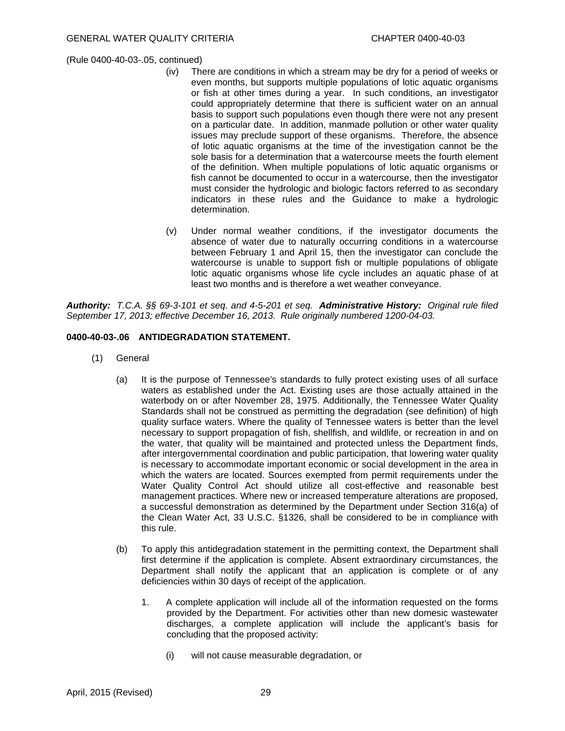(Rule 0400-40-03-.05, continued)

(iv) There are conditions in which a stream may be dry for a period of weeks or even months, but supports multiple populations of lotic aquatic organisms or fish at other times during a year. In such conditions, an investigator could appropriately determine that there is sufficient water on an annual basis to support such populations even though there were not any present on a particular date. In addition, manmade pollution or other water quality issues may preclude support of these organisms. Therefore, the absence of lotic aquatic organisms at the time of the investigation cannot be the sole basis for a determination that a watercourse meets the fourth element of the definition. When multiple populations of lotic aquatic organisms or fish cannot be documented to occur in a watercourse, then the investigator must consider the hydrologic and biologic factors referred to as secondary indicators in these rules and the Guidance to make a hydrologic determination.

(v) Under normal weather conditions, if the investigator documents the absence of water due to naturally occurring conditions in a watercourse between February 1 and April 15, then the investigator can conclude the watercourse is unable to support fish or multiple populations of obligate lotic aquatic organisms whose life cycle includes an aquatic phase of at least two months and is therefore a wet weather conveyance.

***Authority:*** *T.C.A. §§ 69-3-101 et seq. and 4-5-201 et seq.* ***Administrative History:*** *Original rule filed September 17, 2013; effective December 16, 2013. Rule originally numbered 1200-04-03.*

**0400-40-03-.06 ANTIDEGRADATION STATEMENT.**

(1) General

(a) It is the purpose of Tennessee's standards to fully protect existing uses of all surface waters as established under the Act. Existing uses are those actually attained in the waterbody on or after November 28, 1975. Additionally, the Tennessee Water Quality Standards shall not be construed as permitting the degradation (see definition) of high quality surface waters. Where the quality of Tennessee waters is better than the level necessary to support propagation of fish, shellfish, and wildlife, or recreation in and on the water, that quality will be maintained and protected unless the Department finds, after intergovernmental coordination and public participation, that lowering water quality is necessary to accommodate important economic or social development in the area in which the waters are located. Sources exempted from permit requirements under the Water Quality Control Act should utilize all cost-effective and reasonable best management practices. Where new or increased temperature alterations are proposed, a successful demonstration as determined by the Department under Section 316(a) of the Clean Water Act, 33 U.S.C. §1326, shall be considered to be in compliance with this rule.

(b) To apply this antidegradation statement in the permitting context, the Department shall first determine if the application is complete. Absent extraordinary circumstances, the Department shall notify the applicant that an application is complete or of any deficiencies within 30 days of receipt of the application.

1. A complete application will include all of the information requested on the forms provided by the Department. For activities other than new domesic wastewater discharges, a complete application will include the applicant's basis for concluding that the proposed activity:

(i) will not cause measurable degradation, or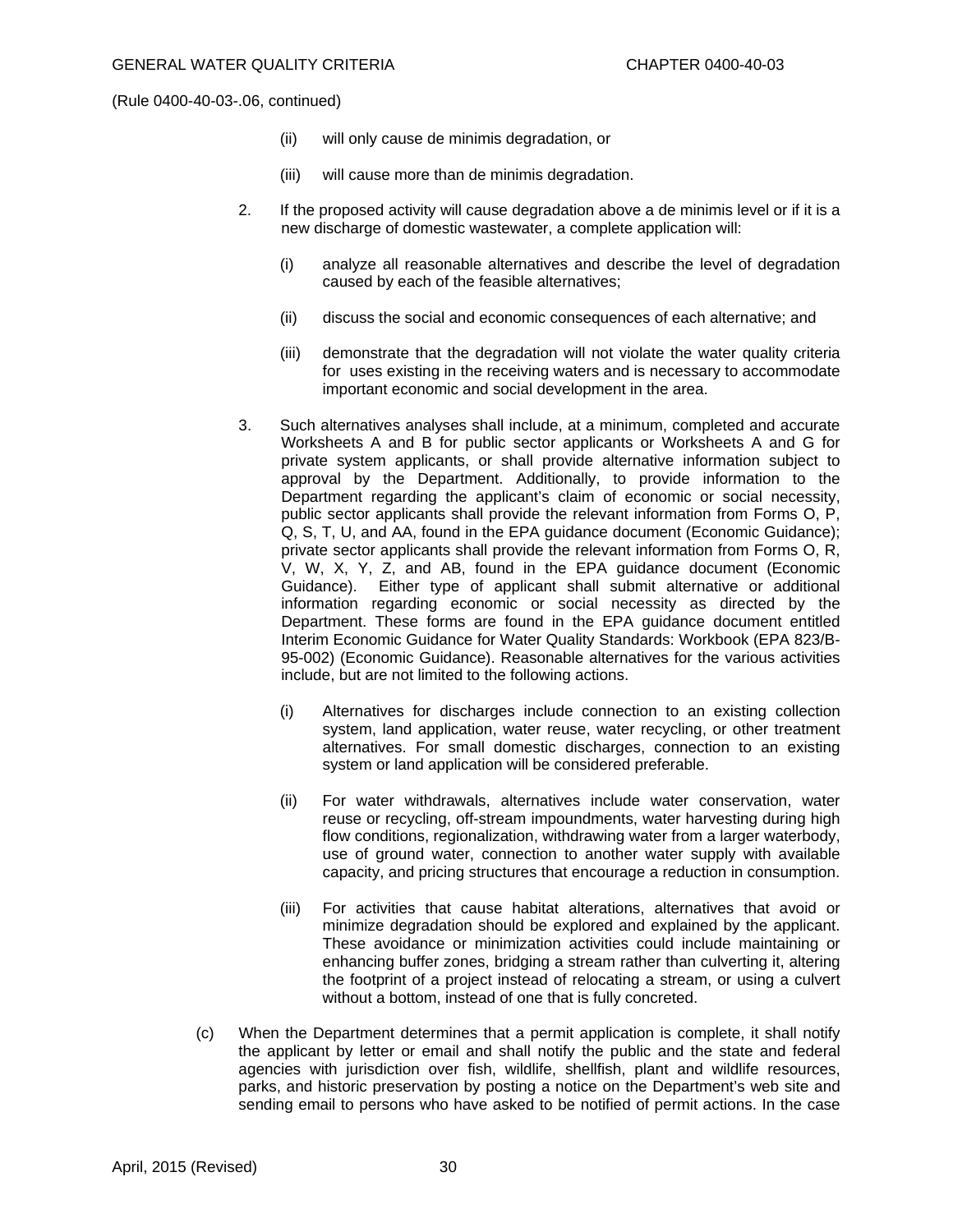(Rule 0400-40-03-.06, continued)

(ii) will only cause de minimis degradation, or

(iii) will cause more than de minimis degradation.

2. If the proposed activity will cause degradation above a de minimis level or if it is a new discharge of domestic wastewater, a complete application will:

   (i) analyze all reasonable alternatives and describe the level of degradation caused by each of the feasible alternatives;

   (ii) discuss the social and economic consequences of each alternative; and

   (iii) demonstrate that the degradation will not violate the water quality criteria for uses existing in the receiving waters and is necessary to accommodate important economic and social development in the area.

3. Such alternatives analyses shall include, at a minimum, completed and accurate Worksheets A and B for public sector applicants or Worksheets A and G for private system applicants, or shall provide alternative information subject to approval by the Department. Additionally, to provide information to the Department regarding the applicant's claim of economic or social necessity, public sector applicants shall provide the relevant information from Forms O, P, Q, S, T, U, and AA, found in the EPA guidance document (Economic Guidance); private sector applicants shall provide the relevant information from Forms O, R, V, W, X, Y, Z, and AB, found in the EPA guidance document (Economic Guidance). Either type of applicant shall submit alternative or additional information regarding economic or social necessity as directed by the Department. These forms are found in the EPA guidance document entitled Interim Economic Guidance for Water Quality Standards: Workbook (EPA 823/B-95-002) (Economic Guidance). Reasonable alternatives for the various activities include, but are not limited to the following actions.

   (i) Alternatives for discharges include connection to an existing collection system, land application, water reuse, water recycling, or other treatment alternatives. For small domestic discharges, connection to an existing system or land application will be considered preferable.

   (ii) For water withdrawals, alternatives include water conservation, water reuse or recycling, off-stream impoundments, water harvesting during high flow conditions, regionalization, withdrawing water from a larger waterbody, use of ground water, connection to another water supply with available capacity, and pricing structures that encourage a reduction in consumption.

   (iii) For activities that cause habitat alterations, alternatives that avoid or minimize degradation should be explored and explained by the applicant. These avoidance or minimization activities could include maintaining or enhancing buffer zones, bridging a stream rather than culverting it, altering the footprint of a project instead of relocating a stream, or using a culvert without a bottom, instead of one that is fully concreted.

(c) When the Department determines that a permit application is complete, it shall notify the applicant by letter or email and shall notify the public and the state and federal agencies with jurisdiction over fish, wildlife, shellfish, plant and wildlife resources, parks, and historic preservation by posting a notice on the Department's web site and sending email to persons who have asked to be notified of permit actions. In the case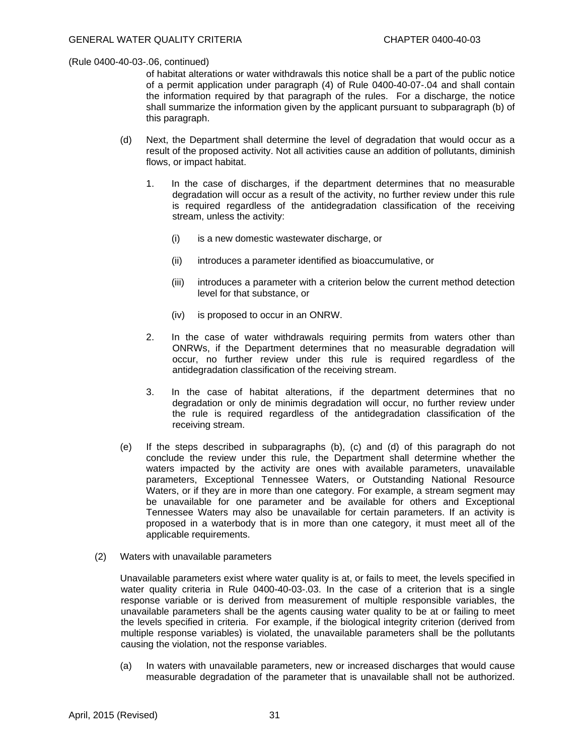(Rule 0400-40-03-.06, continued)

of habitat alterations or water withdrawals this notice shall be a part of the public notice of a permit application under paragraph (4) of Rule 0400-40-07-.04 and shall contain the information required by that paragraph of the rules. For a discharge, the notice shall summarize the information given by the applicant pursuant to subparagraph (b) of this paragraph.

(d) Next, the Department shall determine the level of degradation that would occur as a result of the proposed activity. Not all activities cause an addition of pollutants, diminish flows, or impact habitat.

1. In the case of discharges, if the department determines that no measurable degradation will occur as a result of the activity, no further review under this rule is required regardless of the antidegradation classification of the receiving stream, unless the activity:

   (i) is a new domestic wastewater discharge, or

   (ii) introduces a parameter identified as bioaccumulative, or

   (iii) introduces a parameter with a criterion below the current method detection level for that substance, or

   (iv) is proposed to occur in an ONRW.

2. In the case of water withdrawals requiring permits from waters other than ONRWs, if the Department determines that no measurable degradation will occur, no further review under this rule is required regardless of the antidegradation classification of the receiving stream.

3. In the case of habitat alterations, if the department determines that no degradation or only de minimis degradation will occur, no further review under the rule is required regardless of the antidegradation classification of the receiving stream.

(e) If the steps described in subparagraphs (b), (c) and (d) of this paragraph do not conclude the review under this rule, the Department shall determine whether the waters impacted by the activity are ones with available parameters, unavailable parameters, Exceptional Tennessee Waters, or Outstanding National Resource Waters, or if they are in more than one category. For example, a stream segment may be unavailable for one parameter and be available for others and Exceptional Tennessee Waters may also be unavailable for certain parameters. If an activity is proposed in a waterbody that is in more than one category, it must meet all of the applicable requirements.

(2) Waters with unavailable parameters

Unavailable parameters exist where water quality is at, or fails to meet, the levels specified in water quality criteria in Rule 0400-40-03-.03. In the case of a criterion that is a single response variable or is derived from measurement of multiple responsible variables, the unavailable parameters shall be the agents causing water quality to be at or failing to meet the levels specified in criteria. For example, if the biological integrity criterion (derived from multiple response variables) is violated, the unavailable parameters shall be the pollutants causing the violation, not the response variables.

(a) In waters with unavailable parameters, new or increased discharges that would cause measurable degradation of the parameter that is unavailable shall not be authorized.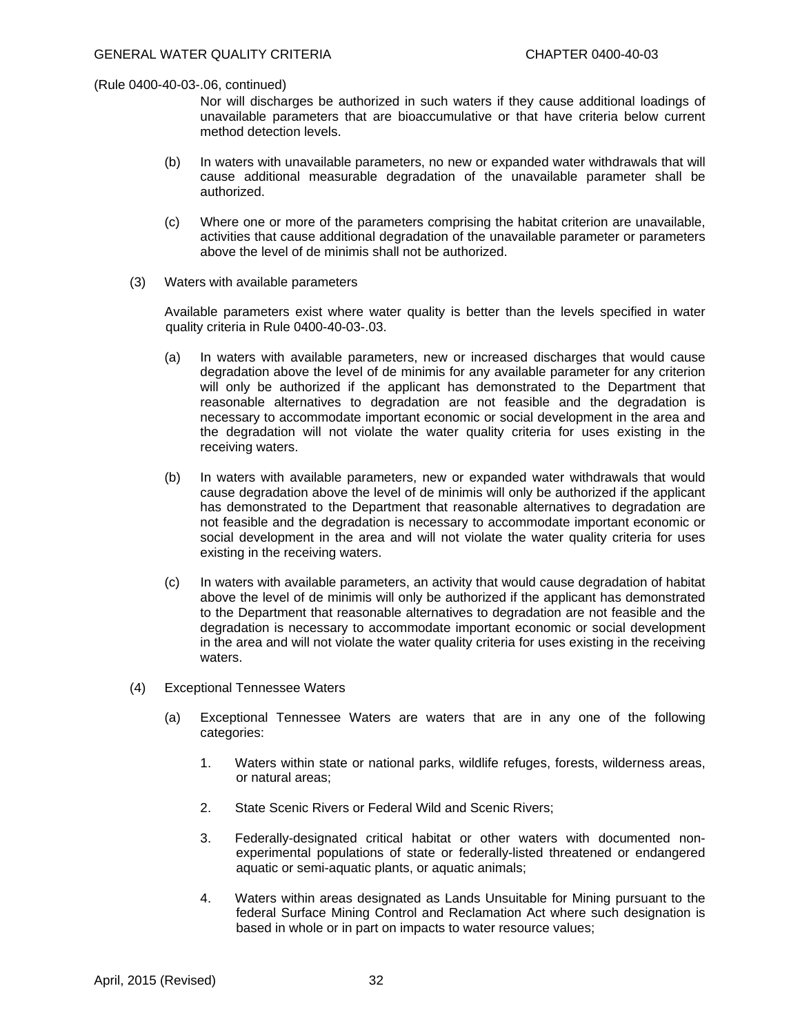(Rule 0400-40-03-.06, continued)

Nor will discharges be authorized in such waters if they cause additional loadings of unavailable parameters that are bioaccumulative or that have criteria below current method detection levels.

(b) In waters with unavailable parameters, no new or expanded water withdrawals that will cause additional measurable degradation of the unavailable parameter shall be authorized.

(c) Where one or more of the parameters comprising the habitat criterion are unavailable, activities that cause additional degradation of the unavailable parameter or parameters above the level of de minimis shall not be authorized.

(3) Waters with available parameters

Available parameters exist where water quality is better than the levels specified in water quality criteria in Rule 0400-40-03-.03.

(a) In waters with available parameters, new or increased discharges that would cause degradation above the level of de minimis for any available parameter for any criterion will only be authorized if the applicant has demonstrated to the Department that reasonable alternatives to degradation are not feasible and the degradation is necessary to accommodate important economic or social development in the area and the degradation will not violate the water quality criteria for uses existing in the receiving waters.

(b) In waters with available parameters, new or expanded water withdrawals that would cause degradation above the level of de minimis will only be authorized if the applicant has demonstrated to the Department that reasonable alternatives to degradation are not feasible and the degradation is necessary to accommodate important economic or social development in the area and will not violate the water quality criteria for uses existing in the receiving waters.

(c) In waters with available parameters, an activity that would cause degradation of habitat above the level of de minimis will only be authorized if the applicant has demonstrated to the Department that reasonable alternatives to degradation are not feasible and the degradation is necessary to accommodate important economic or social development in the area and will not violate the water quality criteria for uses existing in the receiving waters.

(4) Exceptional Tennessee Waters

(a) Exceptional Tennessee Waters are waters that are in any one of the following categories:

1. Waters within state or national parks, wildlife refuges, forests, wilderness areas, or natural areas;

2. State Scenic Rivers or Federal Wild and Scenic Rivers;

3. Federally-designated critical habitat or other waters with documented non-experimental populations of state or federally-listed threatened or endangered aquatic or semi-aquatic plants, or aquatic animals;

4. Waters within areas designated as Lands Unsuitable for Mining pursuant to the federal Surface Mining Control and Reclamation Act where such designation is based in whole or in part on impacts to water resource values;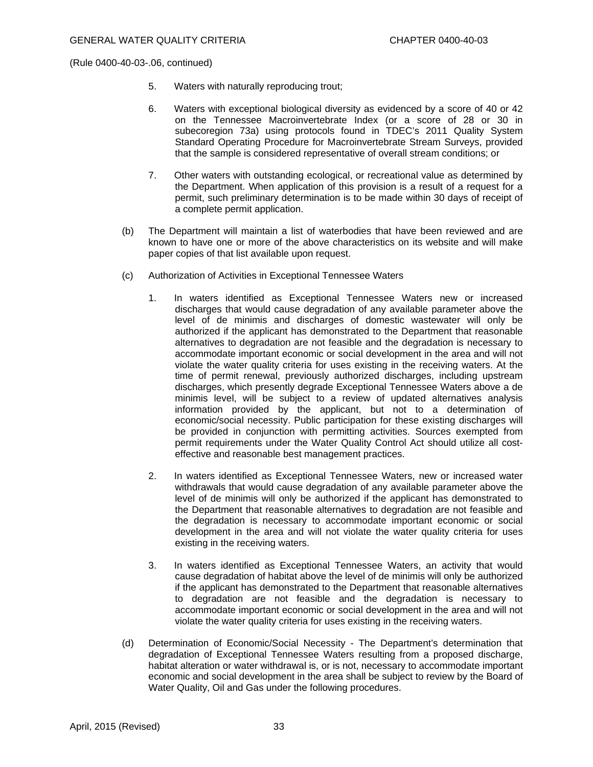(Rule 0400-40-03-.06, continued)

5. Waters with naturally reproducing trout;

6. Waters with exceptional biological diversity as evidenced by a score of 40 or 42 on the Tennessee Macroinvertebrate Index (or a score of 28 or 30 in subecoregion 73a) using protocols found in TDEC's 2011 Quality System Standard Operating Procedure for Macroinvertebrate Stream Surveys, provided that the sample is considered representative of overall stream conditions; or

7. Other waters with outstanding ecological, or recreational value as determined by the Department. When application of this provision is a result of a request for a permit, such preliminary determination is to be made within 30 days of receipt of a complete permit application.

(b) The Department will maintain a list of waterbodies that have been reviewed and are known to have one or more of the above characteristics on its website and will make paper copies of that list available upon request.

(c) Authorization of Activities in Exceptional Tennessee Waters

1. In waters identified as Exceptional Tennessee Waters new or increased discharges that would cause degradation of any available parameter above the level of de minimis and discharges of domestic wastewater will only be authorized if the applicant has demonstrated to the Department that reasonable alternatives to degradation are not feasible and the degradation is necessary to accommodate important economic or social development in the area and will not violate the water quality criteria for uses existing in the receiving waters. At the time of permit renewal, previously authorized discharges, including upstream discharges, which presently degrade Exceptional Tennessee Waters above a de minimis level, will be subject to a review of updated alternatives analysis information provided by the applicant, but not to a determination of economic/social necessity. Public participation for these existing discharges will be provided in conjunction with permitting activities. Sources exempted from permit requirements under the Water Quality Control Act should utilize all cost-effective and reasonable best management practices.

2. In waters identified as Exceptional Tennessee Waters, new or increased water withdrawals that would cause degradation of any available parameter above the level of de minimis will only be authorized if the applicant has demonstrated to the Department that reasonable alternatives to degradation are not feasible and the degradation is necessary to accommodate important economic or social development in the area and will not violate the water quality criteria for uses existing in the receiving waters.

3. In waters identified as Exceptional Tennessee Waters, an activity that would cause degradation of habitat above the level of de minimis will only be authorized if the applicant has demonstrated to the Department that reasonable alternatives to degradation are not feasible and the degradation is necessary to accommodate important economic or social development in the area and will not violate the water quality criteria for uses existing in the receiving waters.

(d) Determination of Economic/Social Necessity - The Department's determination that degradation of Exceptional Tennessee Waters resulting from a proposed discharge, habitat alteration or water withdrawal is, or is not, necessary to accommodate important economic and social development in the area shall be subject to review by the Board of Water Quality, Oil and Gas under the following procedures.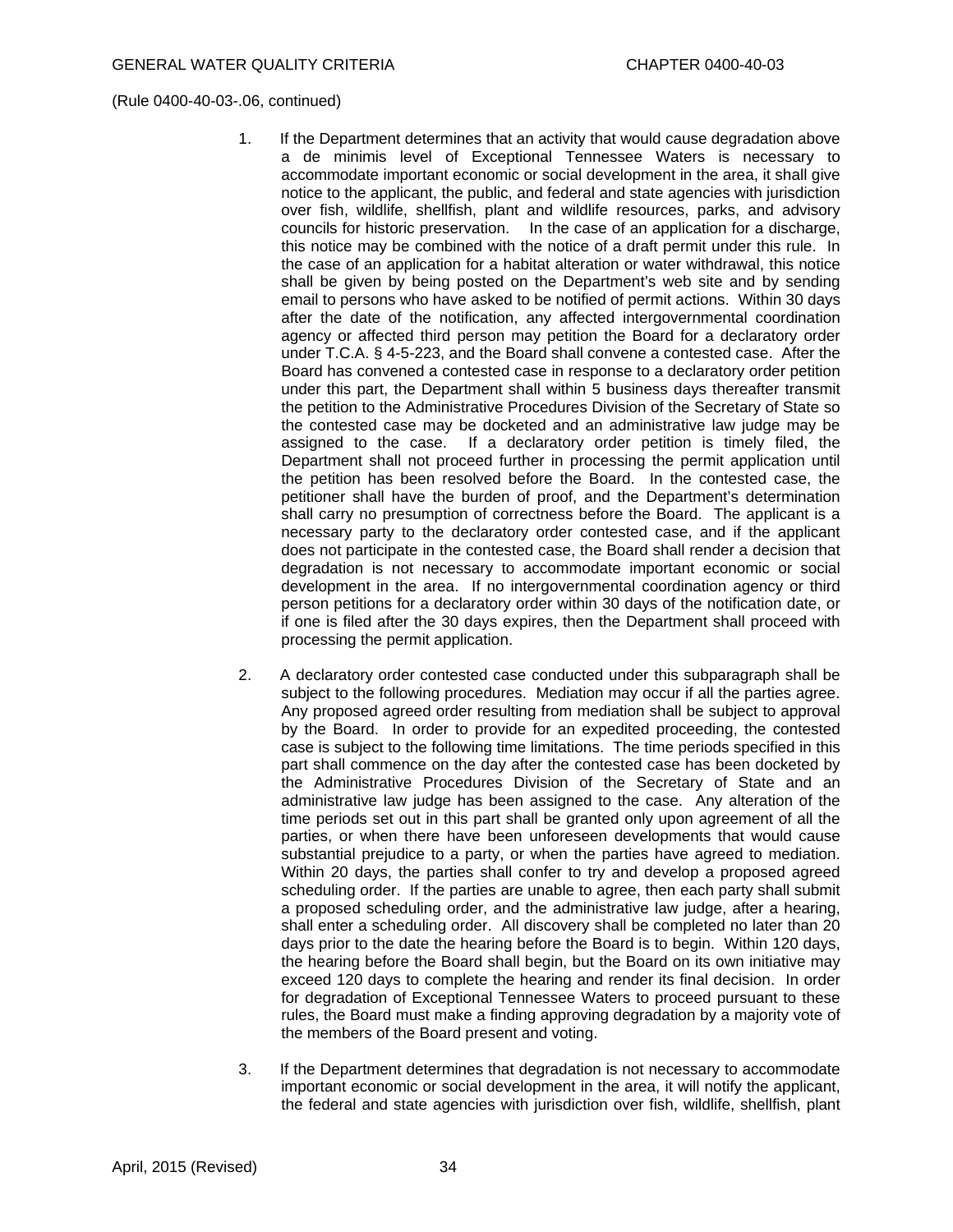(Rule 0400-40-03-.06, continued)

1. If the Department determines that an activity that would cause degradation above a de minimis level of Exceptional Tennessee Waters is necessary to accommodate important economic or social development in the area, it shall give notice to the applicant, the public, and federal and state agencies with jurisdiction over fish, wildlife, shellfish, plant and wildlife resources, parks, and advisory councils for historic preservation. In the case of an application for a discharge, this notice may be combined with the notice of a draft permit under this rule. In the case of an application for a habitat alteration or water withdrawal, this notice shall be given by being posted on the Department's web site and by sending email to persons who have asked to be notified of permit actions. Within 30 days after the date of the notification, any affected intergovernmental coordination agency or affected third person may petition the Board for a declaratory order under T.C.A. § 4-5-223, and the Board shall convene a contested case. After the Board has convened a contested case in response to a declaratory order petition under this part, the Department shall within 5 business days thereafter transmit the petition to the Administrative Procedures Division of the Secretary of State so the contested case may be docketed and an administrative law judge may be assigned to the case. If a declaratory order petition is timely filed, the Department shall not proceed further in processing the permit application until the petition has been resolved before the Board. In the contested case, the petitioner shall have the burden of proof, and the Department's determination shall carry no presumption of correctness before the Board. The applicant is a necessary party to the declaratory order contested case, and if the applicant does not participate in the contested case, the Board shall render a decision that degradation is not necessary to accommodate important economic or social development in the area. If no intergovernmental coordination agency or third person petitions for a declaratory order within 30 days of the notification date, or if one is filed after the 30 days expires, then the Department shall proceed with processing the permit application.

2. A declaratory order contested case conducted under this subparagraph shall be subject to the following procedures. Mediation may occur if all the parties agree. Any proposed agreed order resulting from mediation shall be subject to approval by the Board. In order to provide for an expedited proceeding, the contested case is subject to the following time limitations. The time periods specified in this part shall commence on the day after the contested case has been docketed by the Administrative Procedures Division of the Secretary of State and an administrative law judge has been assigned to the case. Any alteration of the time periods set out in this part shall be granted only upon agreement of all the parties, or when there have been unforeseen developments that would cause substantial prejudice to a party, or when the parties have agreed to mediation. Within 20 days, the parties shall confer to try and develop a proposed agreed scheduling order. If the parties are unable to agree, then each party shall submit a proposed scheduling order, and the administrative law judge, after a hearing, shall enter a scheduling order. All discovery shall be completed no later than 20 days prior to the date the hearing before the Board is to begin. Within 120 days, the hearing before the Board shall begin, but the Board on its own initiative may exceed 120 days to complete the hearing and render its final decision. In order for degradation of Exceptional Tennessee Waters to proceed pursuant to these rules, the Board must make a finding approving degradation by a majority vote of the members of the Board present and voting.

3. If the Department determines that degradation is not necessary to accommodate important economic or social development in the area, it will notify the applicant, the federal and state agencies with jurisdiction over fish, wildlife, shellfish, plant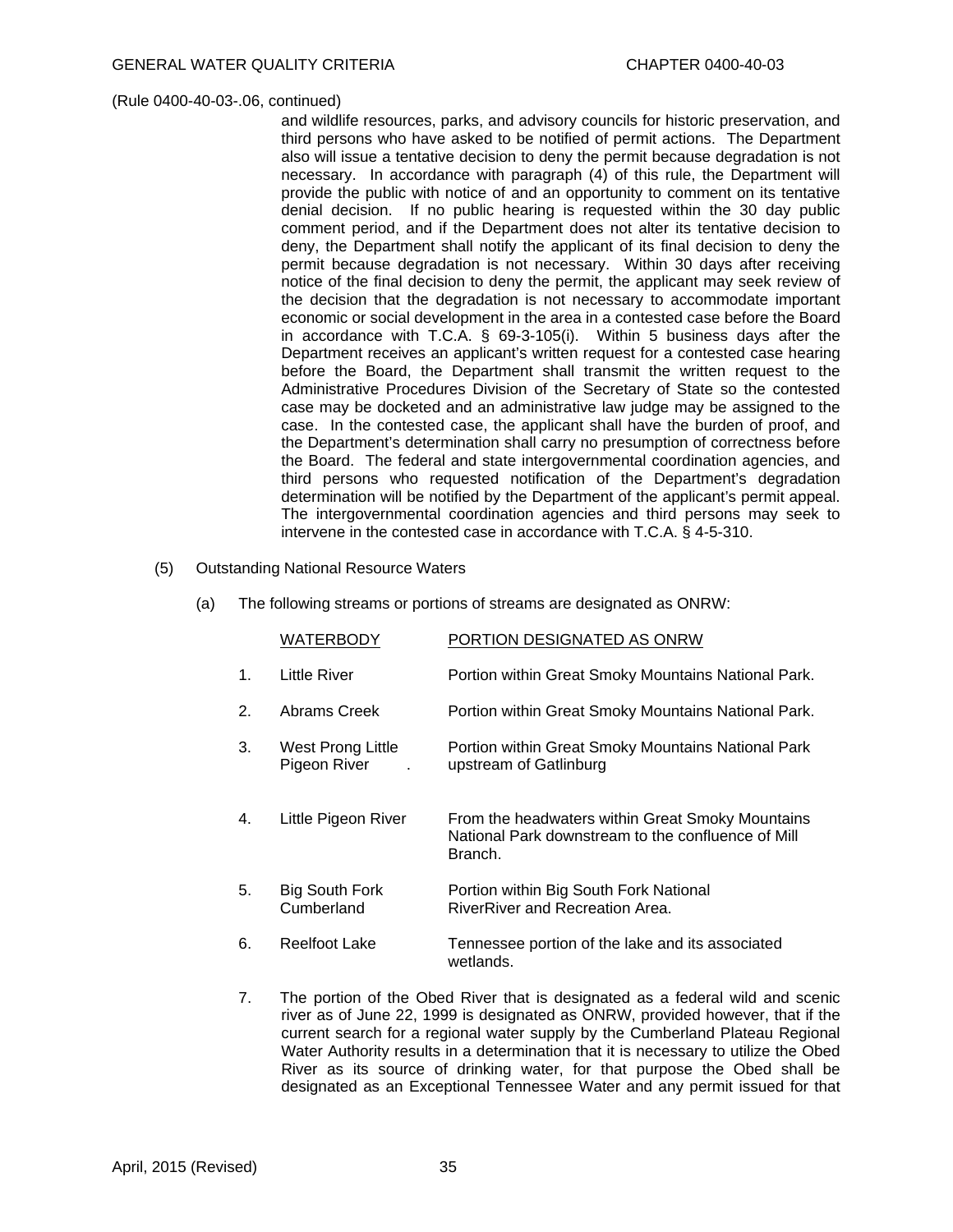(Rule 0400-40-03-.06, continued)

and wildlife resources, parks, and advisory councils for historic preservation, and third persons who have asked to be notified of permit actions. The Department also will issue a tentative decision to deny the permit because degradation is not necessary. In accordance with paragraph (4) of this rule, the Department will provide the public with notice of and an opportunity to comment on its tentative denial decision. If no public hearing is requested within the 30 day public comment period, and if the Department does not alter its tentative decision to deny, the Department shall notify the applicant of its final decision to deny the permit because degradation is not necessary. Within 30 days after receiving notice of the final decision to deny the permit, the applicant may seek review of the decision that the degradation is not necessary to accommodate important economic or social development in the area in a contested case before the Board in accordance with T.C.A. § 69-3-105(i). Within 5 business days after the Department receives an applicant's written request for a contested case hearing before the Board, the Department shall transmit the written request to the Administrative Procedures Division of the Secretary of State so the contested case may be docketed and an administrative law judge may be assigned to the case. In the contested case, the applicant shall have the burden of proof, and the Department's determination shall carry no presumption of correctness before the Board. The federal and state intergovernmental coordination agencies, and third persons who requested notification of the Department's degradation determination will be notified by the Department of the applicant's permit appeal. The intergovernmental coordination agencies and third persons may seek to intervene in the contested case in accordance with T.C.A. § 4-5-310.

(5) Outstanding National Resource Waters

(a) The following streams or portions of streams are designated as ONRW:

| | WATERBODY | PORTION DESIGNATED AS ONRW |
|---|---|---|
| 1. | Little River | Portion within Great Smoky Mountains National Park. |
| 2. | Abrams Creek | Portion within Great Smoky Mountains National Park. |
| 3. | West Prong Little Pigeon River . | Portion within Great Smoky Mountains National Park upstream of Gatlinburg |
| 4. | Little Pigeon River | From the headwaters within Great Smoky Mountains National Park downstream to the confluence of Mill Branch. |
| 5. | Big South Fork Cumberland | Portion within Big South Fork National RiverRiver and Recreation Area. |
| 6. | Reelfoot Lake | Tennessee portion of the lake and its associated wetlands. |

7. The portion of the Obed River that is designated as a federal wild and scenic river as of June 22, 1999 is designated as ONRW, provided however, that if the current search for a regional water supply by the Cumberland Plateau Regional Water Authority results in a determination that it is necessary to utilize the Obed River as its source of drinking water, for that purpose the Obed shall be designated as an Exceptional Tennessee Water and any permit issued for that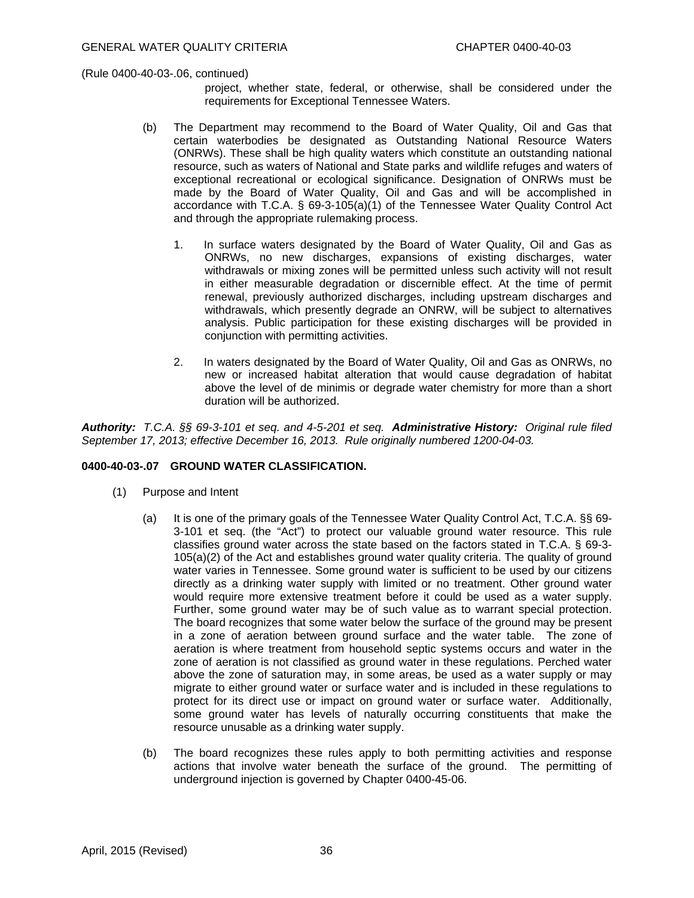(Rule 0400-40-03-.06, continued)

project, whether state, federal, or otherwise, shall be considered under the requirements for Exceptional Tennessee Waters.

(b) The Department may recommend to the Board of Water Quality, Oil and Gas that certain waterbodies be designated as Outstanding National Resource Waters (ONRWs). These shall be high quality waters which constitute an outstanding national resource, such as waters of National and State parks and wildlife refuges and waters of exceptional recreational or ecological significance. Designation of ONRWs must be made by the Board of Water Quality, Oil and Gas and will be accomplished in accordance with T.C.A. § 69-3-105(a)(1) of the Tennessee Water Quality Control Act and through the appropriate rulemaking process.

1. In surface waters designated by the Board of Water Quality, Oil and Gas as ONRWs, no new discharges, expansions of existing discharges, water withdrawals or mixing zones will be permitted unless such activity will not result in either measurable degradation or discernible effect. At the time of permit renewal, previously authorized discharges, including upstream discharges and withdrawals, which presently degrade an ONRW, will be subject to alternatives analysis. Public participation for these existing discharges will be provided in conjunction with permitting activities.

2. In waters designated by the Board of Water Quality, Oil and Gas as ONRWs, no new or increased habitat alteration that would cause degradation of habitat above the level of de minimis or degrade water chemistry for more than a short duration will be authorized.

***Authority:*** *T.C.A. §§ 69-3-101 et seq. and 4-5-201 et seq.* ***Administrative History:*** *Original rule filed September 17, 2013; effective December 16, 2013. Rule originally numbered 1200-04-03.*

**0400-40-03-.07 GROUND WATER CLASSIFICATION.**

(1) Purpose and Intent

(a) It is one of the primary goals of the Tennessee Water Quality Control Act, T.C.A. §§ 69-3-101 et seq. (the "Act") to protect our valuable ground water resource. This rule classifies ground water across the state based on the factors stated in T.C.A. § 69-3-105(a)(2) of the Act and establishes ground water quality criteria. The quality of ground water varies in Tennessee. Some ground water is sufficient to be used by our citizens directly as a drinking water supply with limited or no treatment. Other ground water would require more extensive treatment before it could be used as a water supply. Further, some ground water may be of such value as to warrant special protection. The board recognizes that some water below the surface of the ground may be present in a zone of aeration between ground surface and the water table. The zone of aeration is where treatment from household septic systems occurs and water in the zone of aeration is not classified as ground water in these regulations. Perched water above the zone of saturation may, in some areas, be used as a water supply or may migrate to either ground water or surface water and is included in these regulations to protect for its direct use or impact on ground water or surface water. Additionally, some ground water has levels of naturally occurring constituents that make the resource unusable as a drinking water supply.

(b) The board recognizes these rules apply to both permitting activities and response actions that involve water beneath the surface of the ground. The permitting of underground injection is governed by Chapter 0400-45-06.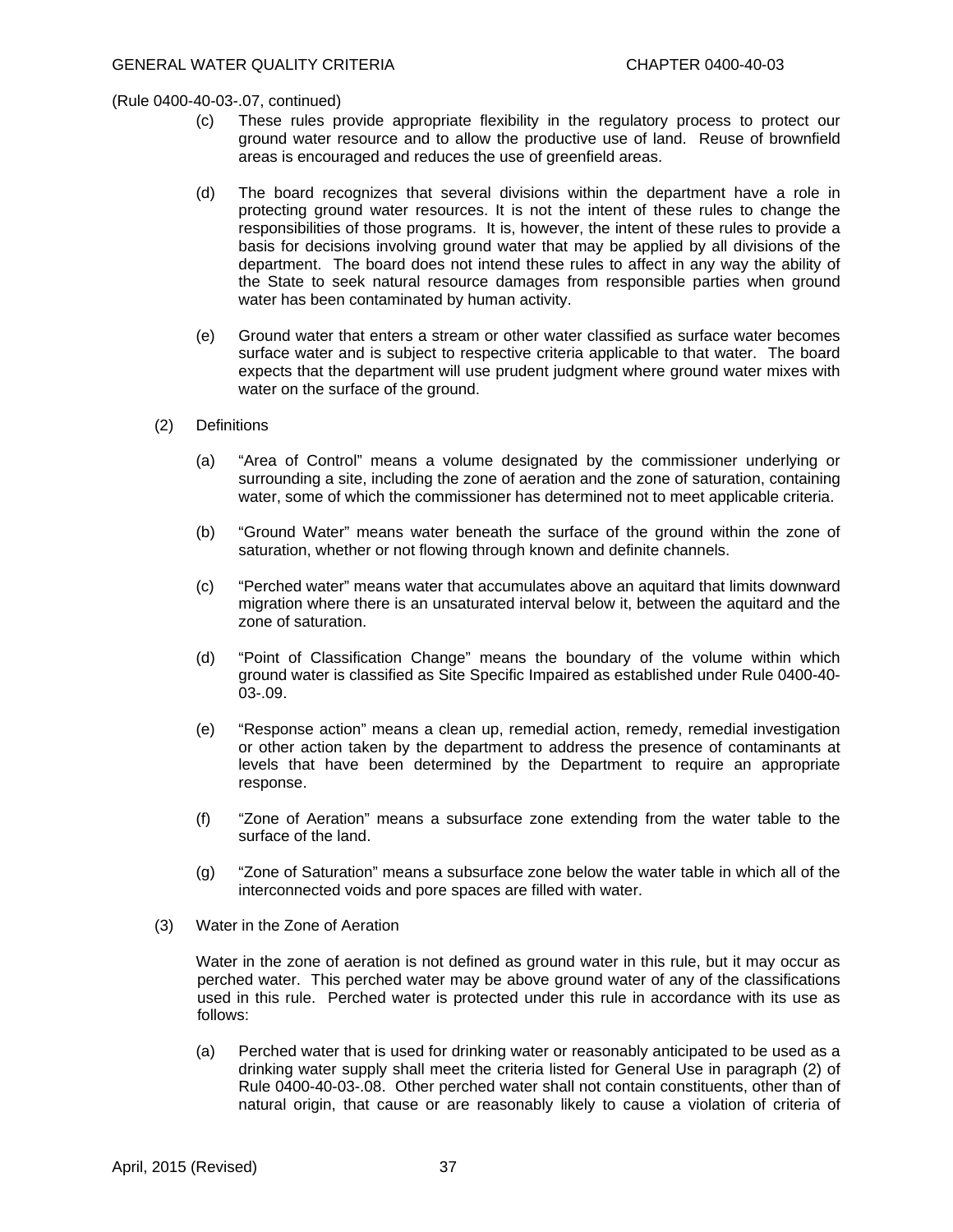(Rule 0400-40-03-.07, continued)

(c) These rules provide appropriate flexibility in the regulatory process to protect our ground water resource and to allow the productive use of land. Reuse of brownfield areas is encouraged and reduces the use of greenfield areas.

(d) The board recognizes that several divisions within the department have a role in protecting ground water resources. It is not the intent of these rules to change the responsibilities of those programs. It is, however, the intent of these rules to provide a basis for decisions involving ground water that may be applied by all divisions of the department. The board does not intend these rules to affect in any way the ability of the State to seek natural resource damages from responsible parties when ground water has been contaminated by human activity.

(e) Ground water that enters a stream or other water classified as surface water becomes surface water and is subject to respective criteria applicable to that water. The board expects that the department will use prudent judgment where ground water mixes with water on the surface of the ground.

(2) Definitions

(a) “Area of Control” means a volume designated by the commissioner underlying or surrounding a site, including the zone of aeration and the zone of saturation, containing water, some of which the commissioner has determined not to meet applicable criteria.

(b) “Ground Water” means water beneath the surface of the ground within the zone of saturation, whether or not flowing through known and definite channels.

(c) “Perched water” means water that accumulates above an aquitard that limits downward migration where there is an unsaturated interval below it, between the aquitard and the zone of saturation.

(d) “Point of Classification Change” means the boundary of the volume within which ground water is classified as Site Specific Impaired as established under Rule 0400-40-03-.09.

(e) “Response action” means a clean up, remedial action, remedy, remedial investigation or other action taken by the department to address the presence of contaminants at levels that have been determined by the Department to require an appropriate response.

(f) “Zone of Aeration” means a subsurface zone extending from the water table to the surface of the land.

(g) “Zone of Saturation” means a subsurface zone below the water table in which all of the interconnected voids and pore spaces are filled with water.

(3) Water in the Zone of Aeration

Water in the zone of aeration is not defined as ground water in this rule, but it may occur as perched water. This perched water may be above ground water of any of the classifications used in this rule. Perched water is protected under this rule in accordance with its use as follows:

(a) Perched water that is used for drinking water or reasonably anticipated to be used as a drinking water supply shall meet the criteria listed for General Use in paragraph (2) of Rule 0400-40-03-.08. Other perched water shall not contain constituents, other than of natural origin, that cause or are reasonably likely to cause a violation of criteria of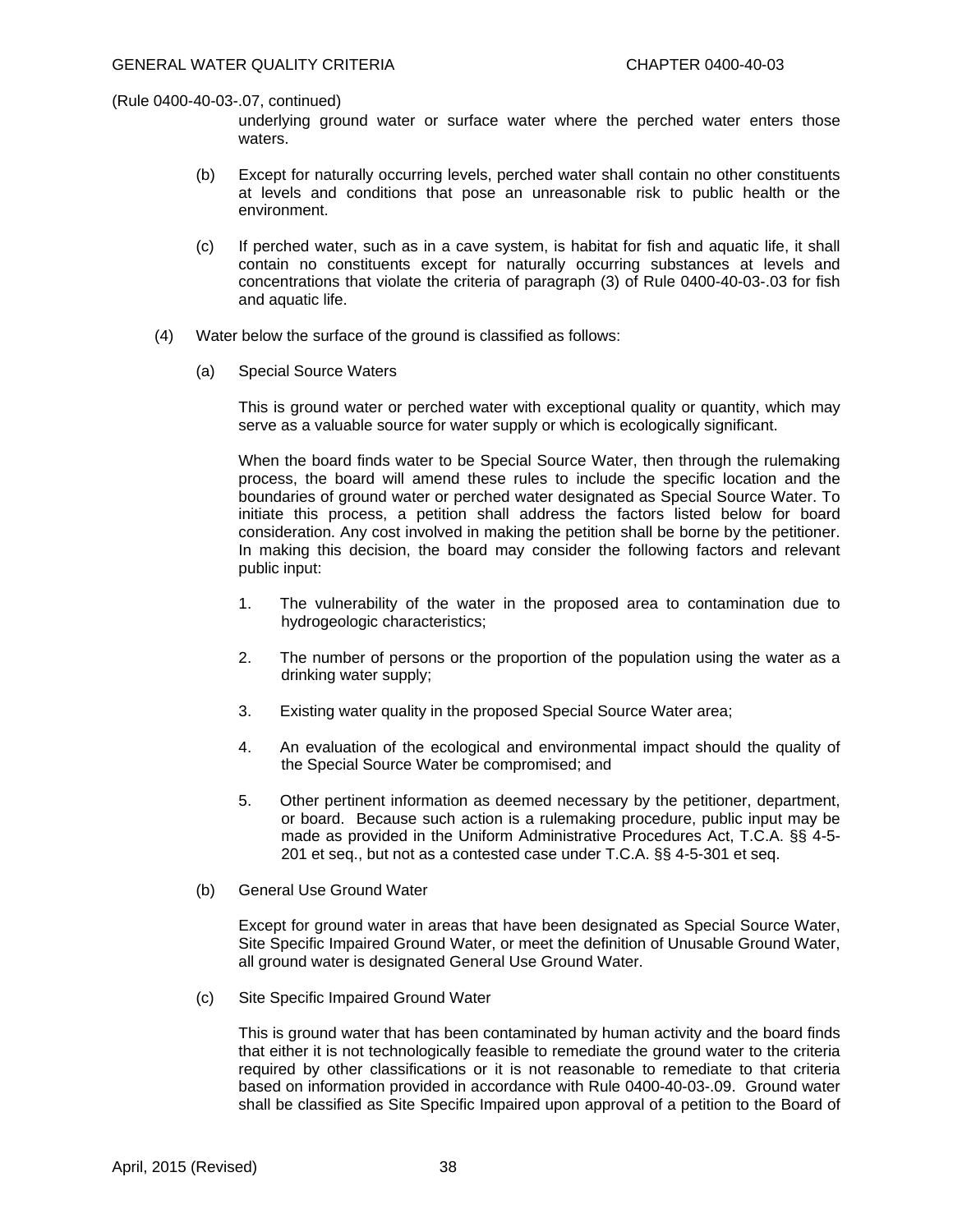(Rule 0400-40-03-.07, continued)

underlying ground water or surface water where the perched water enters those waters.

(b) Except for naturally occurring levels, perched water shall contain no other constituents at levels and conditions that pose an unreasonable risk to public health or the environment.

(c) If perched water, such as in a cave system, is habitat for fish and aquatic life, it shall contain no constituents except for naturally occurring substances at levels and concentrations that violate the criteria of paragraph (3) of Rule 0400-40-03-.03 for fish and aquatic life.

(4) Water below the surface of the ground is classified as follows:

(a) Special Source Waters

This is ground water or perched water with exceptional quality or quantity, which may serve as a valuable source for water supply or which is ecologically significant.

When the board finds water to be Special Source Water, then through the rulemaking process, the board will amend these rules to include the specific location and the boundaries of ground water or perched water designated as Special Source Water. To initiate this process, a petition shall address the factors listed below for board consideration. Any cost involved in making the petition shall be borne by the petitioner. In making this decision, the board may consider the following factors and relevant public input:

1. The vulnerability of the water in the proposed area to contamination due to hydrogeologic characteristics;

2. The number of persons or the proportion of the population using the water as a drinking water supply;

3. Existing water quality in the proposed Special Source Water area;

4. An evaluation of the ecological and environmental impact should the quality of the Special Source Water be compromised; and

5. Other pertinent information as deemed necessary by the petitioner, department, or board. Because such action is a rulemaking procedure, public input may be made as provided in the Uniform Administrative Procedures Act, T.C.A. §§ 4-5-201 et seq., but not as a contested case under T.C.A. §§ 4-5-301 et seq.

(b) General Use Ground Water

Except for ground water in areas that have been designated as Special Source Water, Site Specific Impaired Ground Water, or meet the definition of Unusable Ground Water, all ground water is designated General Use Ground Water.

(c) Site Specific Impaired Ground Water

This is ground water that has been contaminated by human activity and the board finds that either it is not technologically feasible to remediate the ground water to the criteria required by other classifications or it is not reasonable to remediate to that criteria based on information provided in accordance with Rule 0400-40-03-.09. Ground water shall be classified as Site Specific Impaired upon approval of a petition to the Board of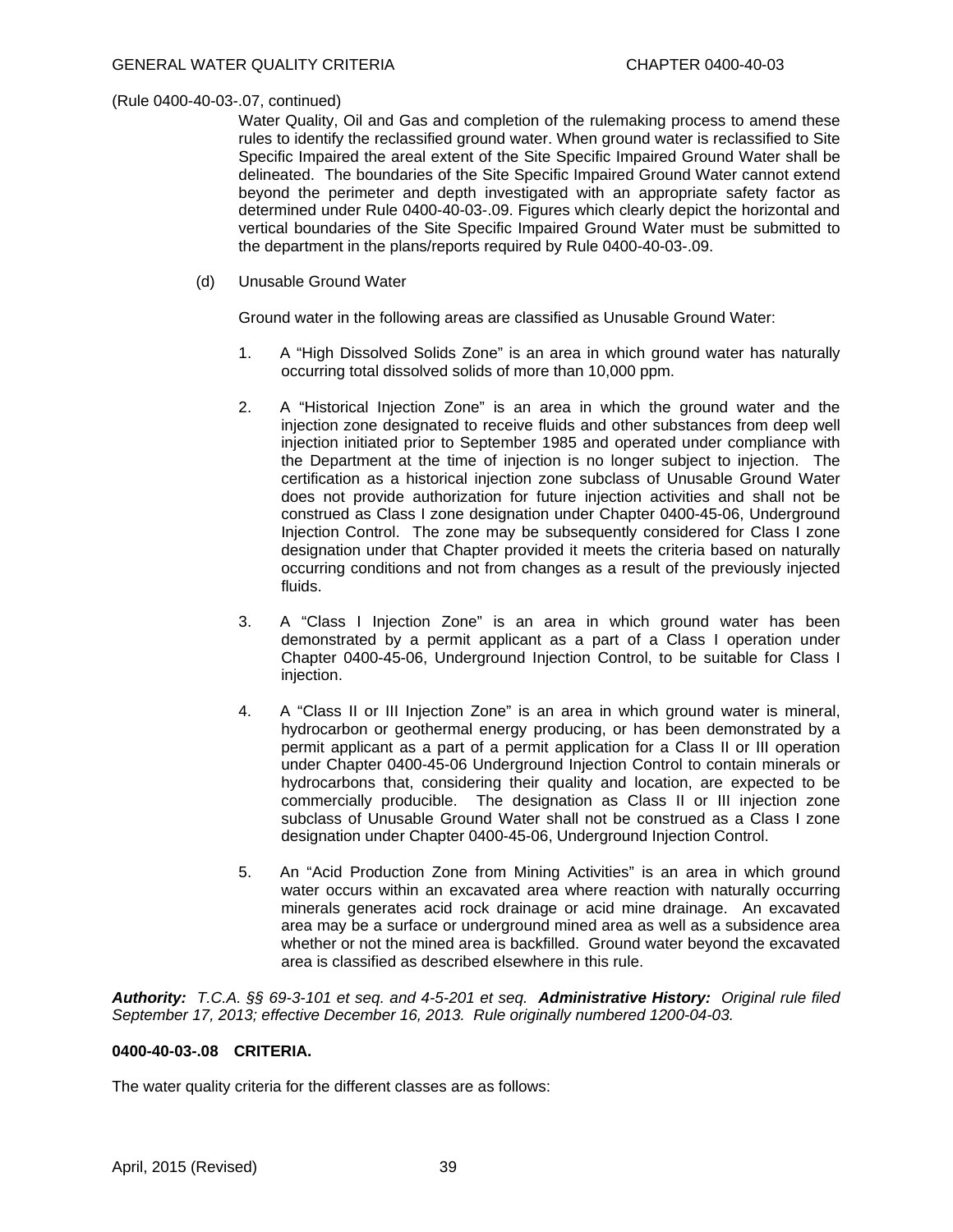(Rule 0400-40-03-.07, continued)

Water Quality, Oil and Gas and completion of the rulemaking process to amend these rules to identify the reclassified ground water. When ground water is reclassified to Site Specific Impaired the areal extent of the Site Specific Impaired Ground Water shall be delineated. The boundaries of the Site Specific Impaired Ground Water cannot extend beyond the perimeter and depth investigated with an appropriate safety factor as determined under Rule 0400-40-03-.09. Figures which clearly depict the horizontal and vertical boundaries of the Site Specific Impaired Ground Water must be submitted to the department in the plans/reports required by Rule 0400-40-03-.09.

(d) Unusable Ground Water

Ground water in the following areas are classified as Unusable Ground Water:

1. A "High Dissolved Solids Zone" is an area in which ground water has naturally occurring total dissolved solids of more than 10,000 ppm.

2. A "Historical Injection Zone" is an area in which the ground water and the injection zone designated to receive fluids and other substances from deep well injection initiated prior to September 1985 and operated under compliance with the Department at the time of injection is no longer subject to injection. The certification as a historical injection zone subclass of Unusable Ground Water does not provide authorization for future injection activities and shall not be construed as Class I zone designation under Chapter 0400-45-06, Underground Injection Control. The zone may be subsequently considered for Class I zone designation under that Chapter provided it meets the criteria based on naturally occurring conditions and not from changes as a result of the previously injected fluids.

3. A "Class I Injection Zone" is an area in which ground water has been demonstrated by a permit applicant as a part of a Class I operation under Chapter 0400-45-06, Underground Injection Control, to be suitable for Class I injection.

4. A "Class II or III Injection Zone" is an area in which ground water is mineral, hydrocarbon or geothermal energy producing, or has been demonstrated by a permit applicant as a part of a permit application for a Class II or III operation under Chapter 0400-45-06 Underground Injection Control to contain minerals or hydrocarbons that, considering their quality and location, are expected to be commercially producible. The designation as Class II or III injection zone subclass of Unusable Ground Water shall not be construed as a Class I zone designation under Chapter 0400-45-06, Underground Injection Control.

5. An "Acid Production Zone from Mining Activities" is an area in which ground water occurs within an excavated area where reaction with naturally occurring minerals generates acid rock drainage or acid mine drainage. An excavated area may be a surface or underground mined area as well as a subsidence area whether or not the mined area is backfilled. Ground water beyond the excavated area is classified as described elsewhere in this rule.

***Authority:*** *T.C.A. §§ 69-3-101 et seq. and 4-5-201 et seq.* ***Administrative History:*** *Original rule filed September 17, 2013; effective December 16, 2013. Rule originally numbered 1200-04-03.*

**0400-40-03-.08 CRITERIA.**

The water quality criteria for the different classes are as follows: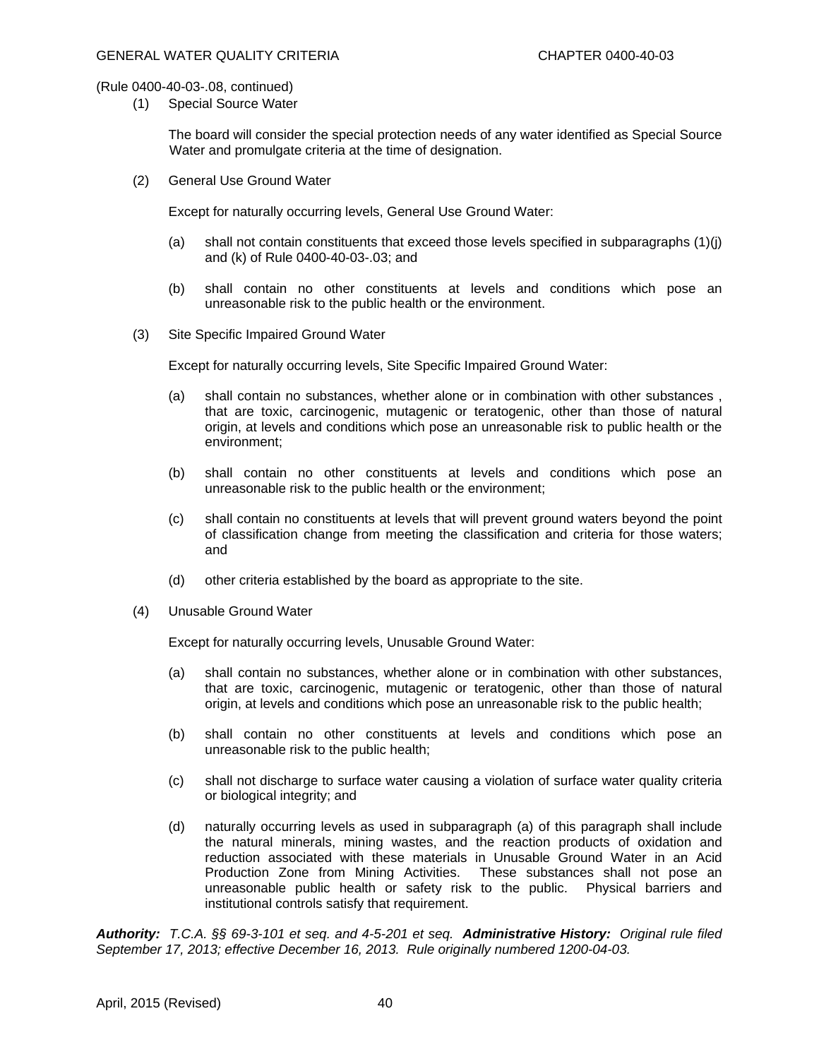(Rule 0400-40-03-.08, continued)

(1) Special Source Water

The board will consider the special protection needs of any water identified as Special Source Water and promulgate criteria at the time of designation.

(2) General Use Ground Water

Except for naturally occurring levels, General Use Ground Water:

(a) shall not contain constituents that exceed those levels specified in subparagraphs (1)(j) and (k) of Rule 0400-40-03-.03; and

(b) shall contain no other constituents at levels and conditions which pose an unreasonable risk to the public health or the environment.

(3) Site Specific Impaired Ground Water

Except for naturally occurring levels, Site Specific Impaired Ground Water:

(a) shall contain no substances, whether alone or in combination with other substances , that are toxic, carcinogenic, mutagenic or teratogenic, other than those of natural origin, at levels and conditions which pose an unreasonable risk to public health or the environment;

(b) shall contain no other constituents at levels and conditions which pose an unreasonable risk to the public health or the environment;

(c) shall contain no constituents at levels that will prevent ground waters beyond the point of classification change from meeting the classification and criteria for those waters; and

(d) other criteria established by the board as appropriate to the site.

(4) Unusable Ground Water

Except for naturally occurring levels, Unusable Ground Water:

(a) shall contain no substances, whether alone or in combination with other substances, that are toxic, carcinogenic, mutagenic or teratogenic, other than those of natural origin, at levels and conditions which pose an unreasonable risk to the public health;

(b) shall contain no other constituents at levels and conditions which pose an unreasonable risk to the public health;

(c) shall not discharge to surface water causing a violation of surface water quality criteria or biological integrity; and

(d) naturally occurring levels as used in subparagraph (a) of this paragraph shall include the natural minerals, mining wastes, and the reaction products of oxidation and reduction associated with these materials in Unusable Ground Water in an Acid Production Zone from Mining Activities. These substances shall not pose an unreasonable public health or safety risk to the public. Physical barriers and institutional controls satisfy that requirement.

***Authority:*** *T.C.A. §§ 69-3-101 et seq. and 4-5-201 et seq.* ***Administrative History:*** *Original rule filed September 17, 2013; effective December 16, 2013. Rule originally numbered 1200-04-03.*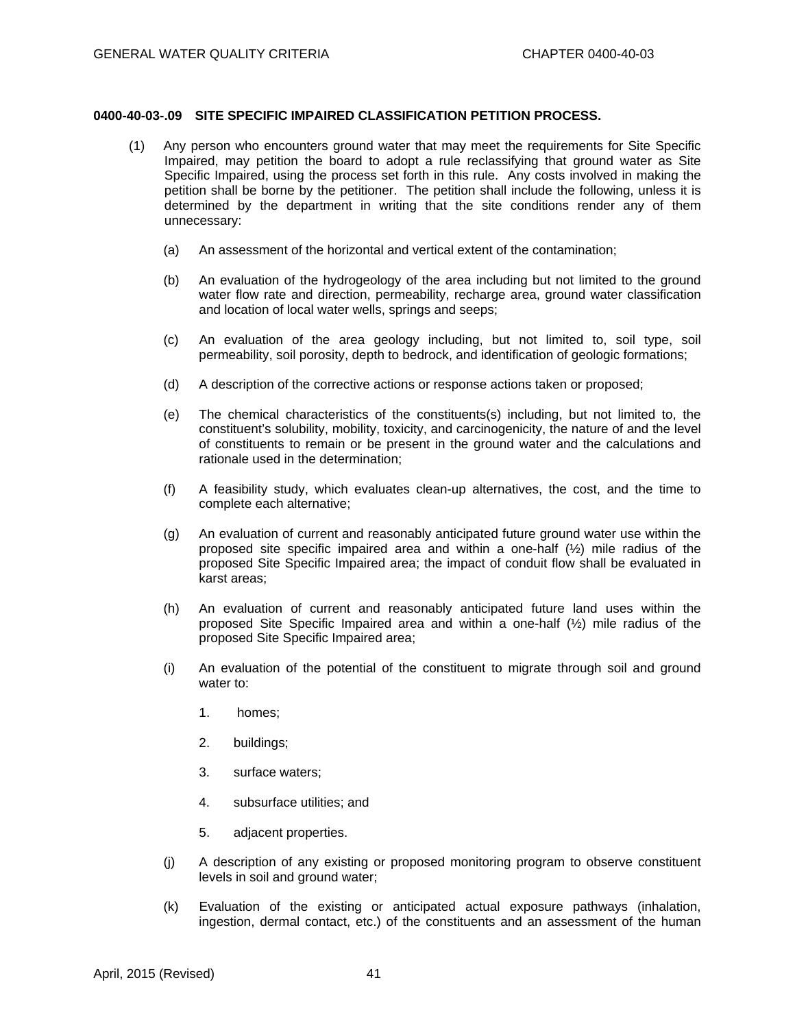**0400-40-03-.09 SITE SPECIFIC IMPAIRED CLASSIFICATION PETITION PROCESS.**

(1) Any person who encounters ground water that may meet the requirements for Site Specific Impaired, may petition the board to adopt a rule reclassifying that ground water as Site Specific Impaired, using the process set forth in this rule. Any costs involved in making the petition shall be borne by the petitioner. The petition shall include the following, unless it is determined by the department in writing that the site conditions render any of them unnecessary:

(a) An assessment of the horizontal and vertical extent of the contamination;

(b) An evaluation of the hydrogeology of the area including but not limited to the ground water flow rate and direction, permeability, recharge area, ground water classification and location of local water wells, springs and seeps;

(c) An evaluation of the area geology including, but not limited to, soil type, soil permeability, soil porosity, depth to bedrock, and identification of geologic formations;

(d) A description of the corrective actions or response actions taken or proposed;

(e) The chemical characteristics of the constituents(s) including, but not limited to, the constituent's solubility, mobility, toxicity, and carcinogenicity, the nature of and the level of constituents to remain or be present in the ground water and the calculations and rationale used in the determination;

(f) A feasibility study, which evaluates clean-up alternatives, the cost, and the time to complete each alternative;

(g) An evaluation of current and reasonably anticipated future ground water use within the proposed site specific impaired area and within a one-half (½) mile radius of the proposed Site Specific Impaired area; the impact of conduit flow shall be evaluated in karst areas;

(h) An evaluation of current and reasonably anticipated future land uses within the proposed Site Specific Impaired area and within a one-half (½) mile radius of the proposed Site Specific Impaired area;

(i) An evaluation of the potential of the constituent to migrate through soil and ground water to:

1. homes;

2. buildings;

3. surface waters;

4. subsurface utilities; and

5. adjacent properties.

(j) A description of any existing or proposed monitoring program to observe constituent levels in soil and ground water;

(k) Evaluation of the existing or anticipated actual exposure pathways (inhalation, ingestion, dermal contact, etc.) of the constituents and an assessment of the human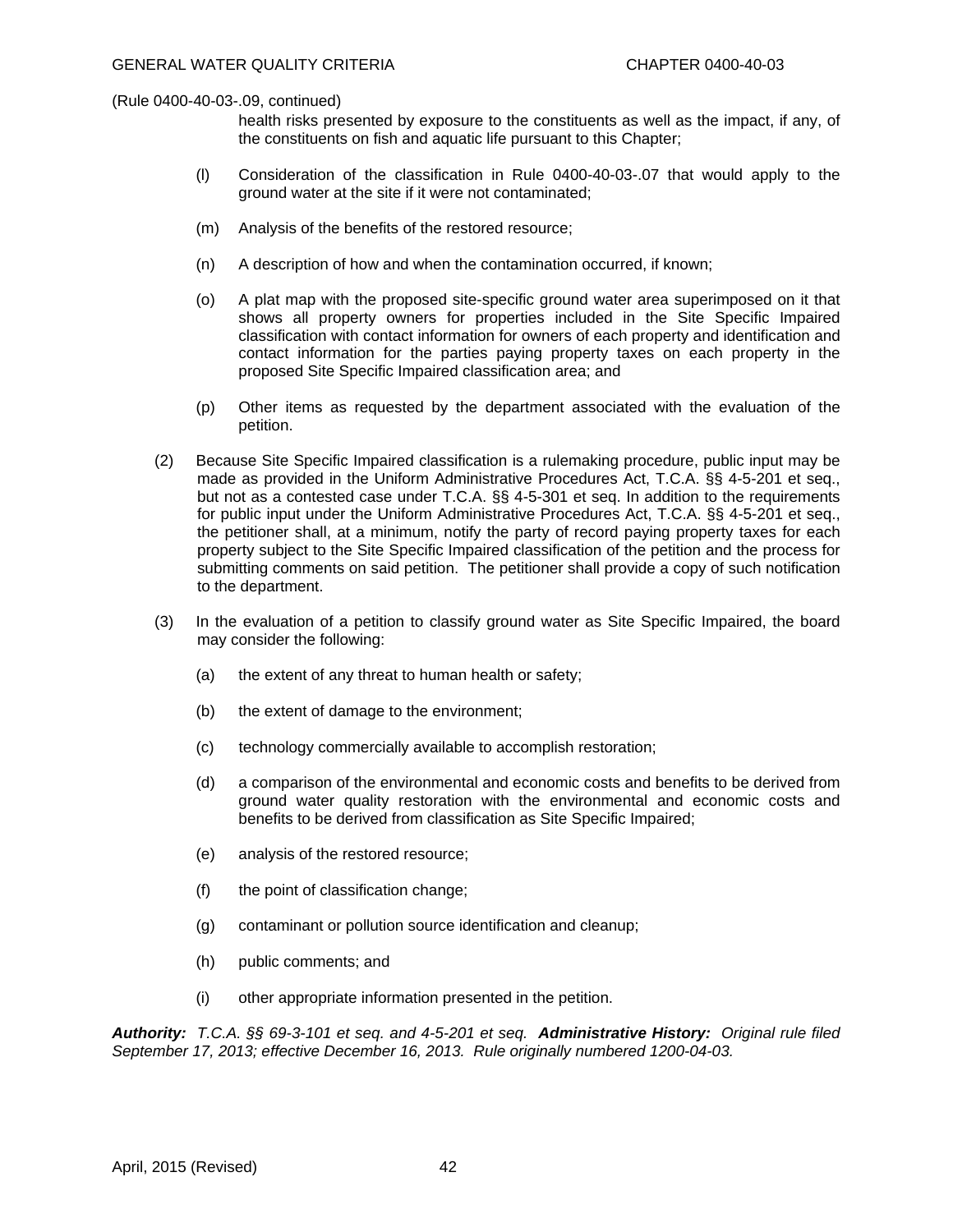(Rule 0400-40-03-.09, continued)

health risks presented by exposure to the constituents as well as the impact, if any, of the constituents on fish and aquatic life pursuant to this Chapter;

(l) Consideration of the classification in Rule 0400-40-03-.07 that would apply to the ground water at the site if it were not contaminated;

(m) Analysis of the benefits of the restored resource;

(n) A description of how and when the contamination occurred, if known;

(o) A plat map with the proposed site-specific ground water area superimposed on it that shows all property owners for properties included in the Site Specific Impaired classification with contact information for owners of each property and identification and contact information for the parties paying property taxes on each property in the proposed Site Specific Impaired classification area; and

(p) Other items as requested by the department associated with the evaluation of the petition.

(2) Because Site Specific Impaired classification is a rulemaking procedure, public input may be made as provided in the Uniform Administrative Procedures Act, T.C.A. §§ 4-5-201 et seq., but not as a contested case under T.C.A. §§ 4-5-301 et seq. In addition to the requirements for public input under the Uniform Administrative Procedures Act, T.C.A. §§ 4-5-201 et seq., the petitioner shall, at a minimum, notify the party of record paying property taxes for each property subject to the Site Specific Impaired classification of the petition and the process for submitting comments on said petition. The petitioner shall provide a copy of such notification to the department.

(3) In the evaluation of a petition to classify ground water as Site Specific Impaired, the board may consider the following:

(a) the extent of any threat to human health or safety;

(b) the extent of damage to the environment;

(c) technology commercially available to accomplish restoration;

(d) a comparison of the environmental and economic costs and benefits to be derived from ground water quality restoration with the environmental and economic costs and benefits to be derived from classification as Site Specific Impaired;

(e) analysis of the restored resource;

(f) the point of classification change;

(g) contaminant or pollution source identification and cleanup;

(h) public comments; and

(i) other appropriate information presented in the petition.

***Authority:*** *T.C.A. §§ 69-3-101 et seq. and 4-5-201 et seq.* ***Administrative History:*** *Original rule filed September 17, 2013; effective December 16, 2013. Rule originally numbered 1200-04-03.*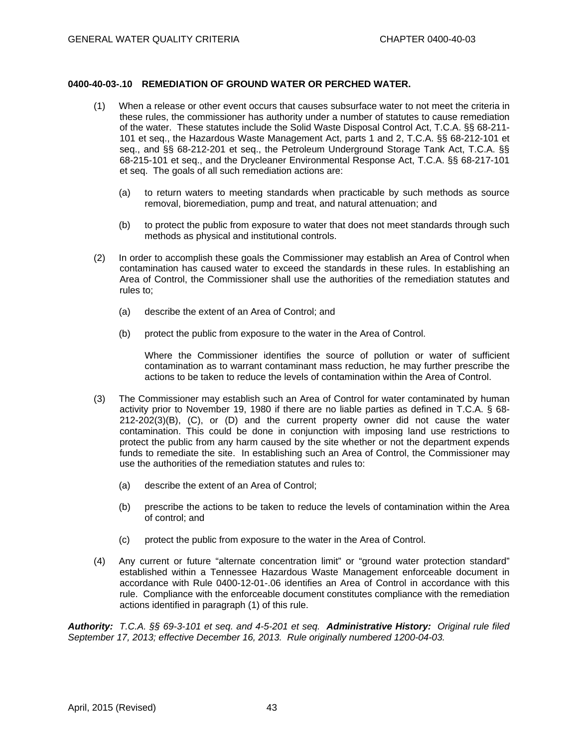**0400-40-03-.10 REMEDIATION OF GROUND WATER OR PERCHED WATER.**

(1) When a release or other event occurs that causes subsurface water to not meet the criteria in these rules, the commissioner has authority under a number of statutes to cause remediation of the water. These statutes include the Solid Waste Disposal Control Act, T.C.A. §§ 68-211-101 et seq., the Hazardous Waste Management Act, parts 1 and 2, T.C.A. §§ 68-212-101 et seq., and §§ 68-212-201 et seq., the Petroleum Underground Storage Tank Act, T.C.A. §§ 68-215-101 et seq., and the Drycleaner Environmental Response Act, T.C.A. §§ 68-217-101 et seq. The goals of all such remediation actions are:

(a) to return waters to meeting standards when practicable by such methods as source removal, bioremediation, pump and treat, and natural attenuation; and

(b) to protect the public from exposure to water that does not meet standards through such methods as physical and institutional controls.

(2) In order to accomplish these goals the Commissioner may establish an Area of Control when contamination has caused water to exceed the standards in these rules. In establishing an Area of Control, the Commissioner shall use the authorities of the remediation statutes and rules to;

(a) describe the extent of an Area of Control; and

(b) protect the public from exposure to the water in the Area of Control.

Where the Commissioner identifies the source of pollution or water of sufficient contamination as to warrant contaminant mass reduction, he may further prescribe the actions to be taken to reduce the levels of contamination within the Area of Control.

(3) The Commissioner may establish such an Area of Control for water contaminated by human activity prior to November 19, 1980 if there are no liable parties as defined in T.C.A. § 68-212-202(3)(B), (C), or (D) and the current property owner did not cause the water contamination. This could be done in conjunction with imposing land use restrictions to protect the public from any harm caused by the site whether or not the department expends funds to remediate the site. In establishing such an Area of Control, the Commissioner may use the authorities of the remediation statutes and rules to:

(a) describe the extent of an Area of Control;

(b) prescribe the actions to be taken to reduce the levels of contamination within the Area of control; and

(c) protect the public from exposure to the water in the Area of Control.

(4) Any current or future "alternate concentration limit" or "ground water protection standard" established within a Tennessee Hazardous Waste Management enforceable document in accordance with Rule 0400-12-01-.06 identifies an Area of Control in accordance with this rule. Compliance with the enforceable document constitutes compliance with the remediation actions identified in paragraph (1) of this rule.

***Authority:*** *T.C.A. §§ 69-3-101 et seq. and 4-5-201 et seq.* ***Administrative History:*** *Original rule filed September 17, 2013; effective December 16, 2013. Rule originally numbered 1200-04-03.*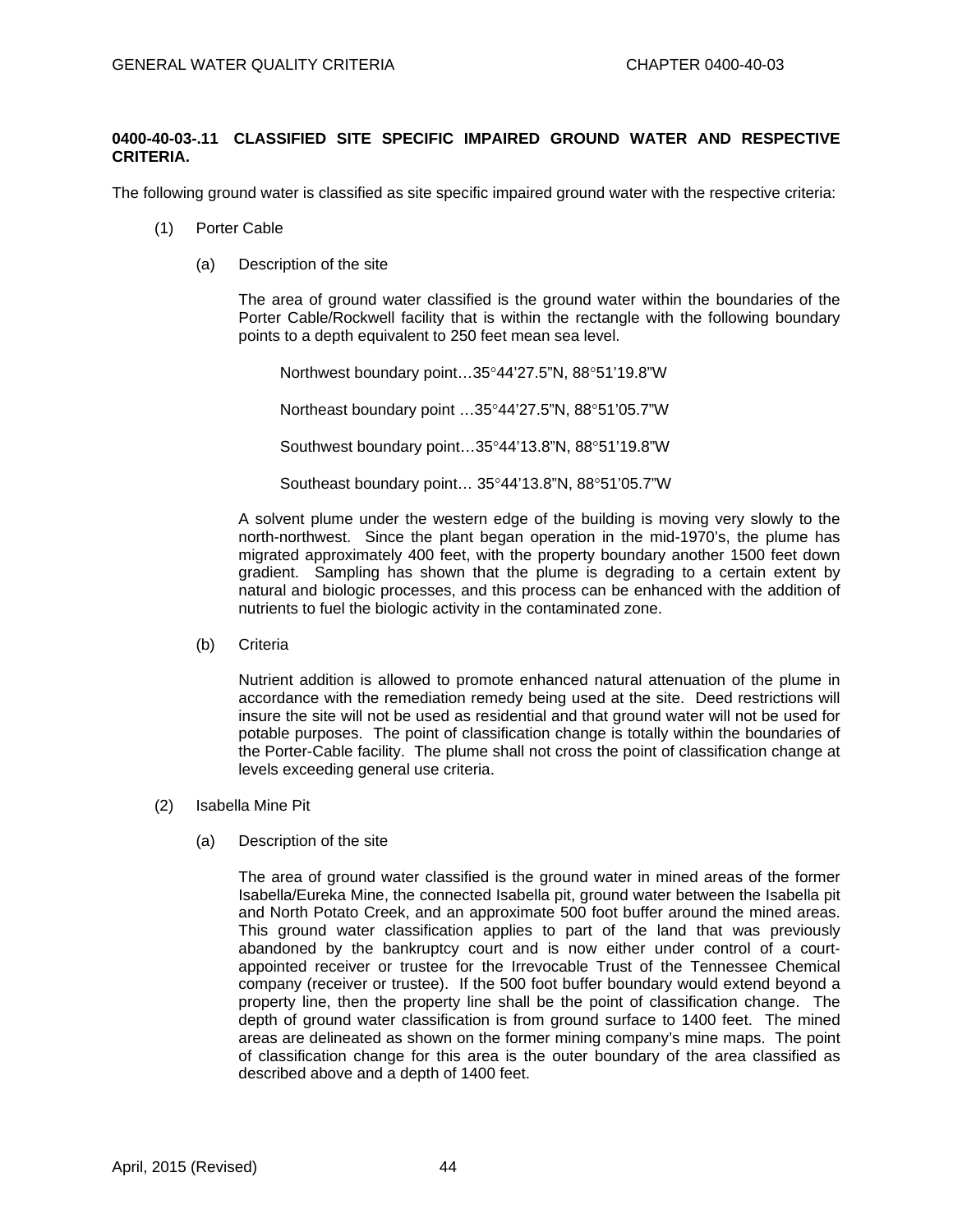**0400-40-03-.11 CLASSIFIED SITE SPECIFIC IMPAIRED GROUND WATER AND RESPECTIVE CRITERIA.**

The following ground water is classified as site specific impaired ground water with the respective criteria:

(1) Porter Cable

(a) Description of the site

The area of ground water classified is the ground water within the boundaries of the Porter Cable/Rockwell facility that is within the rectangle with the following boundary points to a depth equivalent to 250 feet mean sea level.

Northwest boundary point…35°44'27.5"N, 88°51'19.8"W

Northeast boundary point …35°44'27.5"N, 88°51'05.7"W

Southwest boundary point…35°44'13.8"N, 88°51'19.8"W

Southeast boundary point… 35°44'13.8"N, 88°51'05.7"W

A solvent plume under the western edge of the building is moving very slowly to the north-northwest. Since the plant began operation in the mid-1970's, the plume has migrated approximately 400 feet, with the property boundary another 1500 feet down gradient. Sampling has shown that the plume is degrading to a certain extent by natural and biologic processes, and this process can be enhanced with the addition of nutrients to fuel the biologic activity in the contaminated zone.

(b) Criteria

Nutrient addition is allowed to promote enhanced natural attenuation of the plume in accordance with the remediation remedy being used at the site. Deed restrictions will insure the site will not be used as residential and that ground water will not be used for potable purposes. The point of classification change is totally within the boundaries of the Porter-Cable facility. The plume shall not cross the point of classification change at levels exceeding general use criteria.

(2) Isabella Mine Pit

(a) Description of the site

The area of ground water classified is the ground water in mined areas of the former Isabella/Eureka Mine, the connected Isabella pit, ground water between the Isabella pit and North Potato Creek, and an approximate 500 foot buffer around the mined areas. This ground water classification applies to part of the land that was previously abandoned by the bankruptcy court and is now either under control of a court-appointed receiver or trustee for the Irrevocable Trust of the Tennessee Chemical company (receiver or trustee). If the 500 foot buffer boundary would extend beyond a property line, then the property line shall be the point of classification change. The depth of ground water classification is from ground surface to 1400 feet. The mined areas are delineated as shown on the former mining company's mine maps. The point of classification change for this area is the outer boundary of the area classified as described above and a depth of 1400 feet.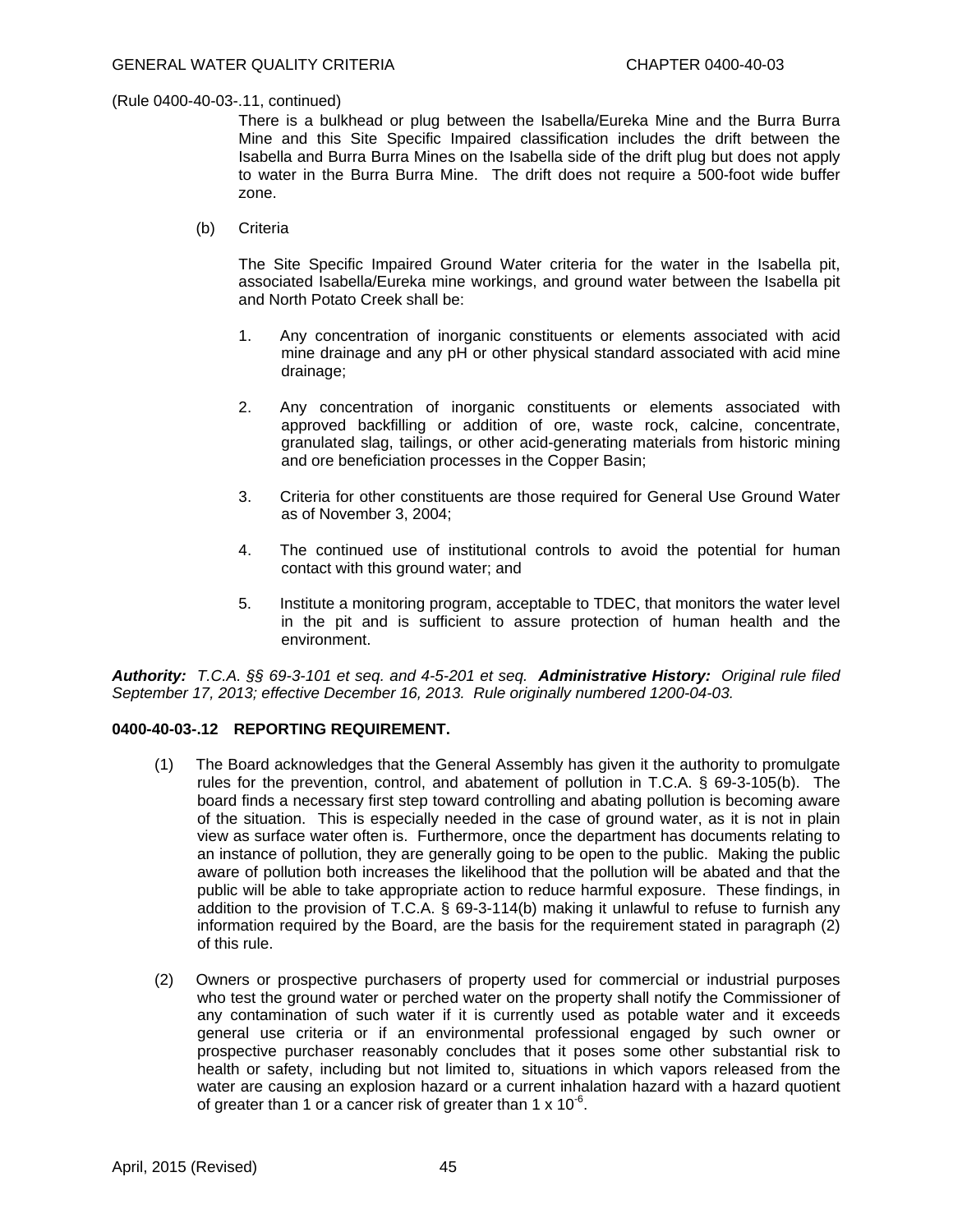(Rule 0400-40-03-.11, continued)

There is a bulkhead or plug between the Isabella/Eureka Mine and the Burra Burra Mine and this Site Specific Impaired classification includes the drift between the Isabella and Burra Burra Mines on the Isabella side of the drift plug but does not apply to water in the Burra Burra Mine. The drift does not require a 500-foot wide buffer zone.

(b) Criteria

The Site Specific Impaired Ground Water criteria for the water in the Isabella pit, associated Isabella/Eureka mine workings, and ground water between the Isabella pit and North Potato Creek shall be:

1. Any concentration of inorganic constituents or elements associated with acid mine drainage and any pH or other physical standard associated with acid mine drainage;

2. Any concentration of inorganic constituents or elements associated with approved backfilling or addition of ore, waste rock, calcine, concentrate, granulated slag, tailings, or other acid-generating materials from historic mining and ore beneficiation processes in the Copper Basin;

3. Criteria for other constituents are those required for General Use Ground Water as of November 3, 2004;

4. The continued use of institutional controls to avoid the potential for human contact with this ground water; and

5. Institute a monitoring program, acceptable to TDEC, that monitors the water level in the pit and is sufficient to assure protection of human health and the environment.

***Authority:*** *T.C.A. §§ 69-3-101 et seq. and 4-5-201 et seq.* ***Administrative History:*** *Original rule filed September 17, 2013; effective December 16, 2013. Rule originally numbered 1200-04-03.*

**0400-40-03-.12 REPORTING REQUIREMENT.**

(1) The Board acknowledges that the General Assembly has given it the authority to promulgate rules for the prevention, control, and abatement of pollution in T.C.A. § 69-3-105(b). The board finds a necessary first step toward controlling and abating pollution is becoming aware of the situation. This is especially needed in the case of ground water, as it is not in plain view as surface water often is. Furthermore, once the department has documents relating to an instance of pollution, they are generally going to be open to the public. Making the public aware of pollution both increases the likelihood that the pollution will be abated and that the public will be able to take appropriate action to reduce harmful exposure. These findings, in addition to the provision of T.C.A. § 69-3-114(b) making it unlawful to refuse to furnish any information required by the Board, are the basis for the requirement stated in paragraph (2) of this rule.

(2) Owners or prospective purchasers of property used for commercial or industrial purposes who test the ground water or perched water on the property shall notify the Commissioner of any contamination of such water if it is currently used as potable water and it exceeds general use criteria or if an environmental professional engaged by such owner or prospective purchaser reasonably concludes that it poses some other substantial risk to health or safety, including but not limited to, situations in which vapors released from the water are causing an explosion hazard or a current inhalation hazard with a hazard quotient of greater than 1 or a cancer risk of greater than $1 \times 10^{-6}$.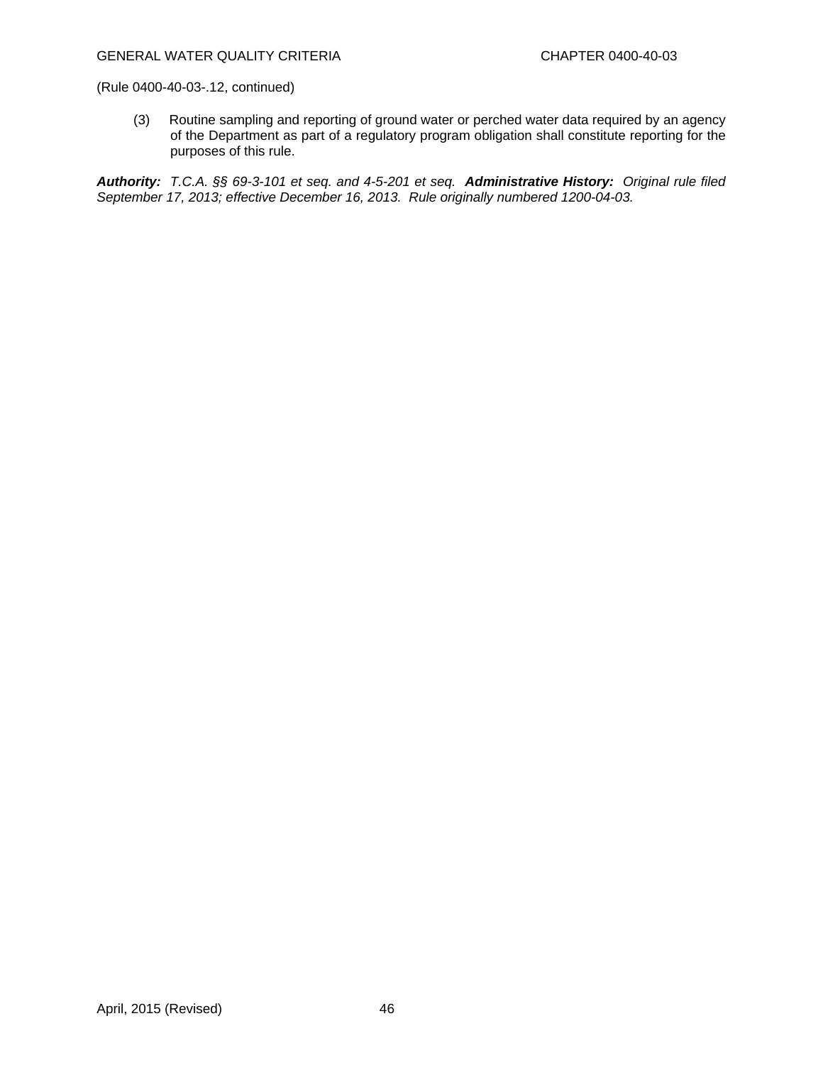(Rule 0400-40-03-.12, continued)

(3) Routine sampling and reporting of ground water or perched water data required by an agency of the Department as part of a regulatory program obligation shall constitute reporting for the purposes of this rule.

***Authority:*** *T.C.A. §§ 69-3-101 et seq. and 4-5-201 et seq.* ***Administrative History:*** *Original rule filed September 17, 2013; effective December 16, 2013. Rule originally numbered 1200-04-03.*